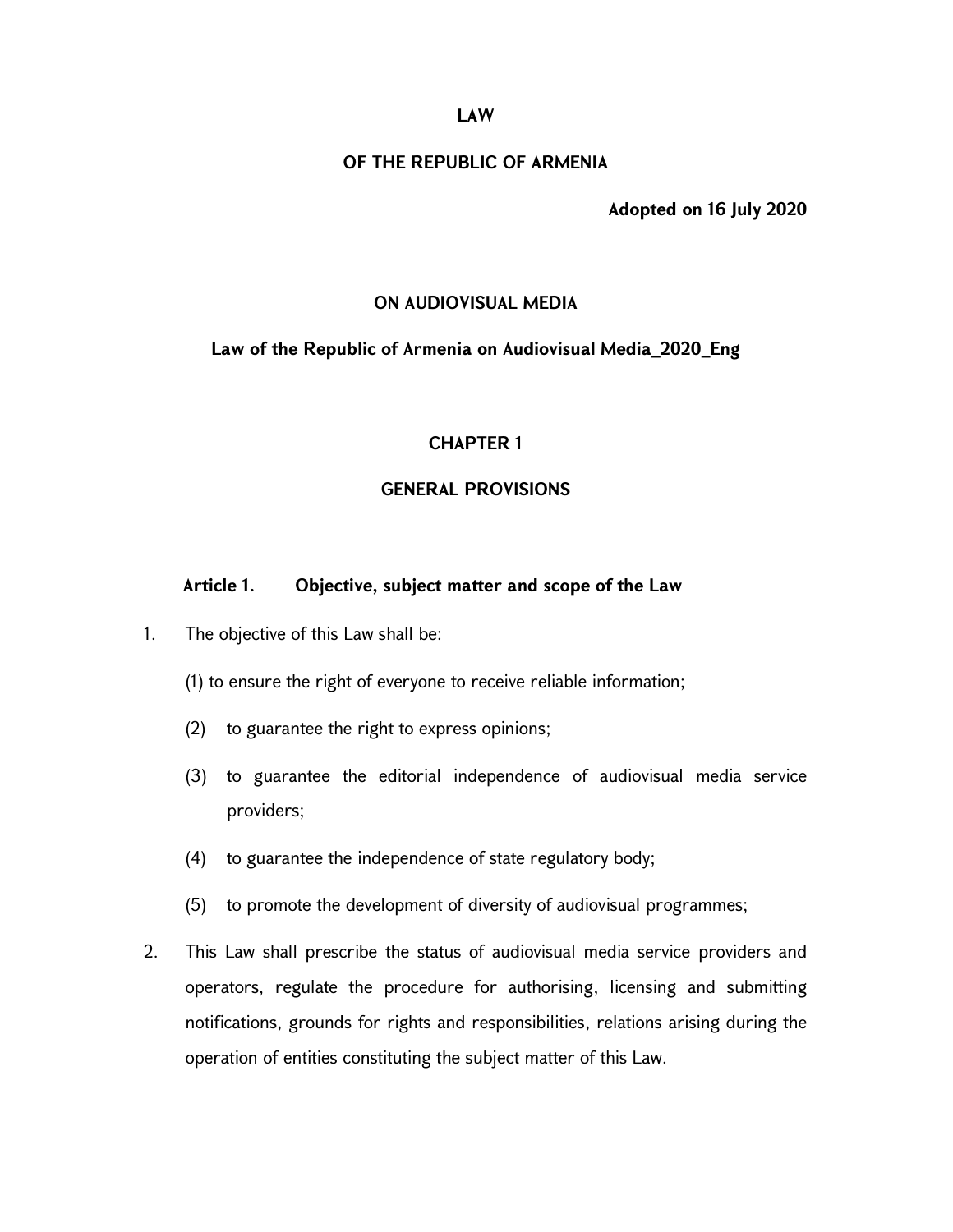# LAW

# OF THE REPUBLIC OF ARMENIA

**Adopted on 16 July 2020**

## ON AUDIOVISUAL MEDIA

**Law of the Republic of Armenia on Audiovisual Media_2020_Eng**

## CHAPTER 1

## GENERAL PROVISIONS

### Article 1. Objective, subject matter and scope of the Law

1. The objective of this Law shall be:

   (1) to ensure the right of everyone to receive reliable information;

   (2) to guarantee the right to express opinions;

   (3) to guarantee the editorial independence of audiovisual media service providers;

   (4) to guarantee the independence of state regulatory body;

   (5) to promote the development of diversity of audiovisual programmes;

2. This Law shall prescribe the status of audiovisual media service providers and operators, regulate the procedure for authorising, licensing and submitting notifications, grounds for rights and responsibilities, relations arising during the operation of entities constituting the subject matter of this Law.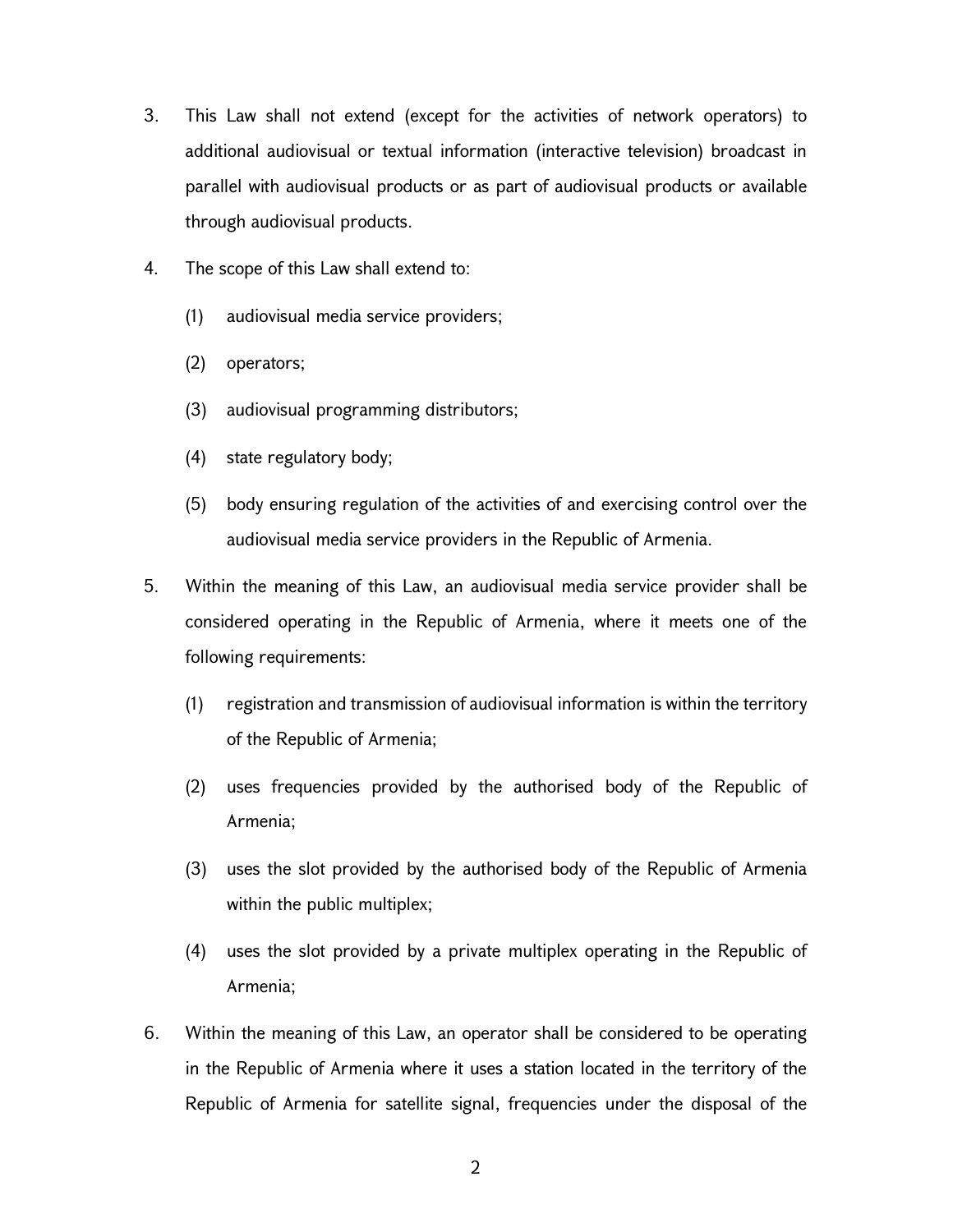3. This Law shall not extend (except for the activities of network operators) to additional audiovisual or textual information (interactive television) broadcast in parallel with audiovisual products or as part of audiovisual products or available through audiovisual products.

4. The scope of this Law shall extend to:

   (1) audiovisual media service providers;

   (2) operators;

   (3) audiovisual programming distributors;

   (4) state regulatory body;

   (5) body ensuring regulation of the activities of and exercising control over the audiovisual media service providers in the Republic of Armenia.

5. Within the meaning of this Law, an audiovisual media service provider shall be considered operating in the Republic of Armenia, where it meets one of the following requirements:

   (1) registration and transmission of audiovisual information is within the territory of the Republic of Armenia;

   (2) uses frequencies provided by the authorised body of the Republic of Armenia;

   (3) uses the slot provided by the authorised body of the Republic of Armenia within the public multiplex;

   (4) uses the slot provided by a private multiplex operating in the Republic of Armenia;

6. Within the meaning of this Law, an operator shall be considered to be operating in the Republic of Armenia where it uses a station located in the territory of the Republic of Armenia for satellite signal, frequencies under the disposal of the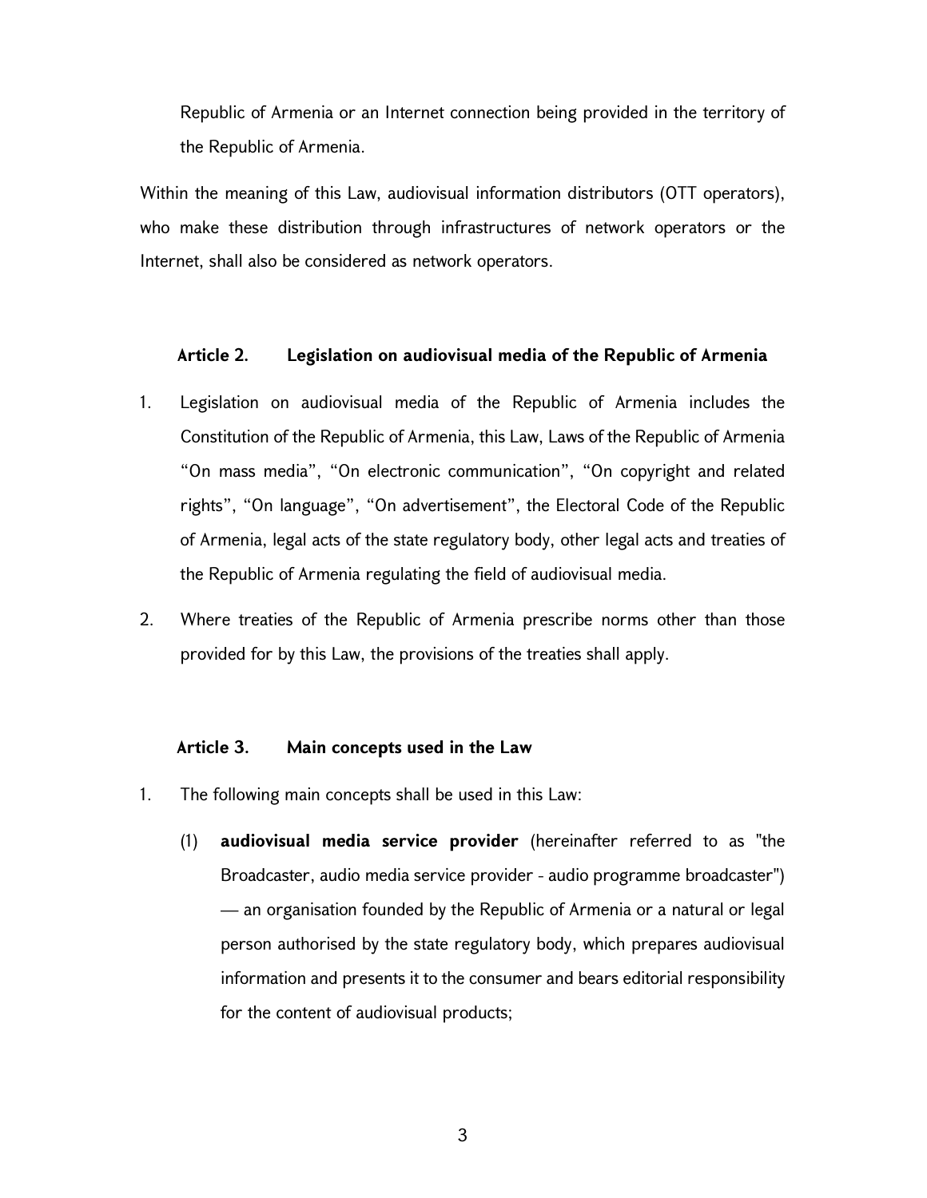Republic of Armenia or an Internet connection being provided in the territory of the Republic of Armenia.

Within the meaning of this Law, audiovisual information distributors (OTT operators), who make these distribution through infrastructures of network operators or the Internet, shall also be considered as network operators.

### Article 2. Legislation on audiovisual media of the Republic of Armenia

1. Legislation on audiovisual media of the Republic of Armenia includes the Constitution of the Republic of Armenia, this Law, Laws of the Republic of Armenia "On mass media", "On electronic communication", "On copyright and related rights", "On language", "On advertisement", the Electoral Code of the Republic of Armenia, legal acts of the state regulatory body, other legal acts and treaties of the Republic of Armenia regulating the field of audiovisual media.

2. Where treaties of the Republic of Armenia prescribe norms other than those provided for by this Law, the provisions of the treaties shall apply.

### Article 3. Main concepts used in the Law

1. The following main concepts shall be used in this Law:

   (1) **audiovisual media service provider** (hereinafter referred to as "the Broadcaster, audio media service provider - audio programme broadcaster") — an organisation founded by the Republic of Armenia or a natural or legal person authorised by the state regulatory body, which prepares audiovisual information and presents it to the consumer and bears editorial responsibility for the content of audiovisual products;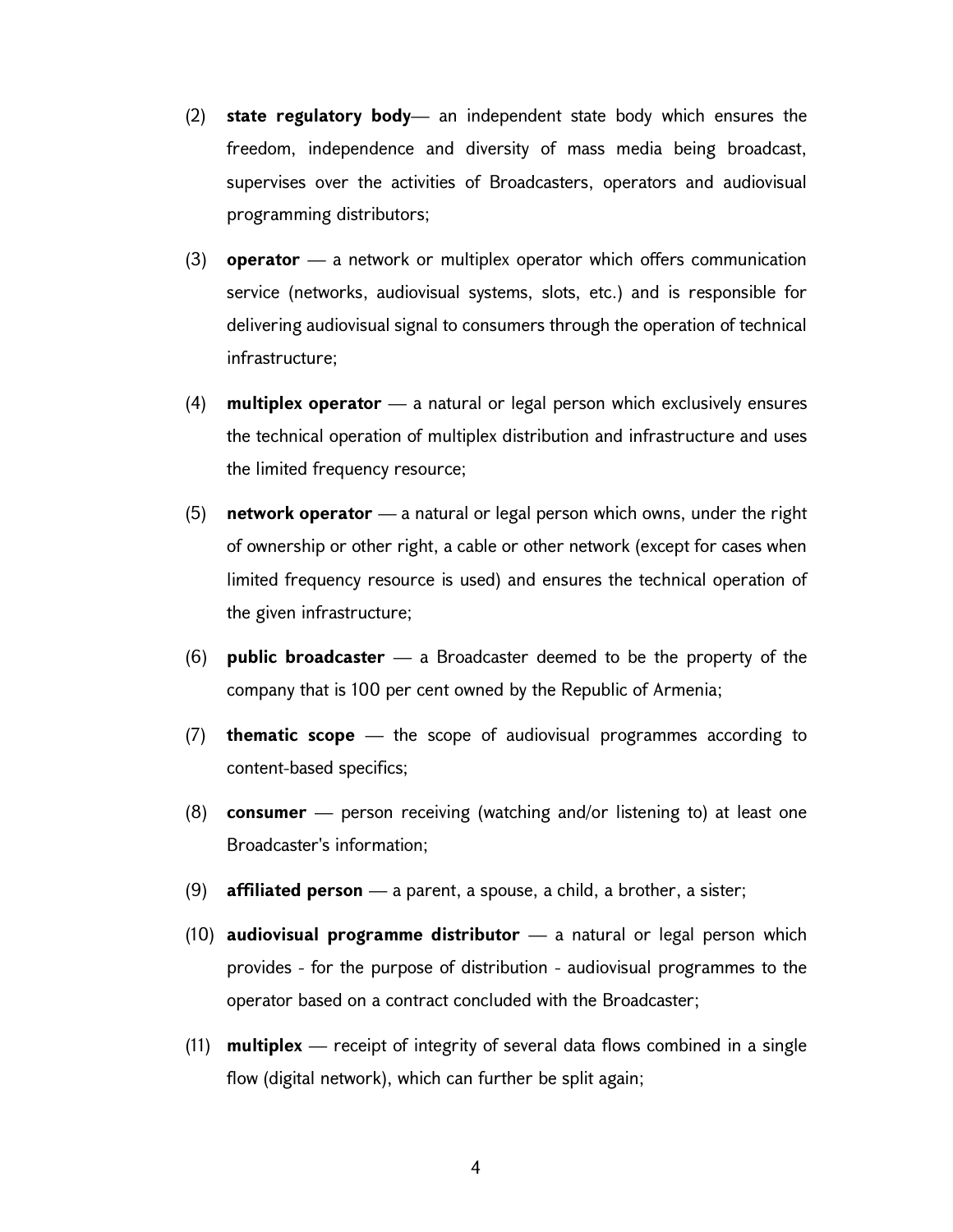(2) **state regulatory body**— an independent state body which ensures the freedom, independence and diversity of mass media being broadcast, supervises over the activities of Broadcasters, operators and audiovisual programming distributors;

(3) **operator** — a network or multiplex operator which offers communication service (networks, audiovisual systems, slots, etc.) and is responsible for delivering audiovisual signal to consumers through the operation of technical infrastructure;

(4) **multiplex operator** — a natural or legal person which exclusively ensures the technical operation of multiplex distribution and infrastructure and uses the limited frequency resource;

(5) **network operator** — a natural or legal person which owns, under the right of ownership or other right, a cable or other network (except for cases when limited frequency resource is used) and ensures the technical operation of the given infrastructure;

(6) **public broadcaster** — a Broadcaster deemed to be the property of the company that is 100 per cent owned by the Republic of Armenia;

(7) **thematic scope** — the scope of audiovisual programmes according to content-based specifics;

(8) **consumer** — person receiving (watching and/or listening to) at least one Broadcaster's information;

(9) **affiliated person** — a parent, a spouse, a child, a brother, a sister;

(10) **audiovisual programme distributor** — a natural or legal person which provides - for the purpose of distribution - audiovisual programmes to the operator based on a contract concluded with the Broadcaster;

(11) **multiplex** — receipt of integrity of several data flows combined in a single flow (digital network), which can further be split again;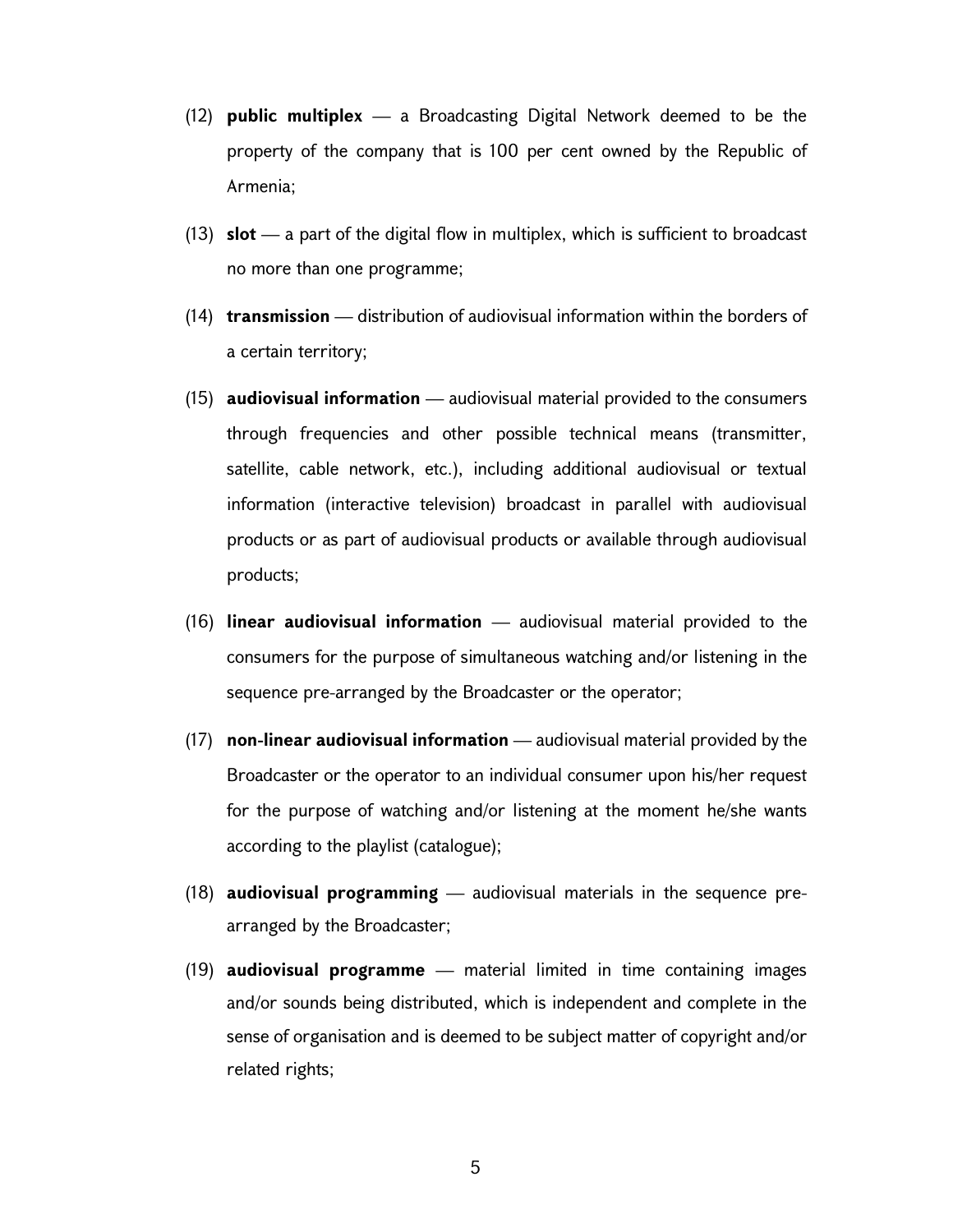(12) **public multiplex** — a Broadcasting Digital Network deemed to be the property of the company that is 100 per cent owned by the Republic of Armenia;

(13) **slot** — a part of the digital flow in multiplex, which is sufficient to broadcast no more than one programme;

(14) **transmission** — distribution of audiovisual information within the borders of a certain territory;

(15) **audiovisual information** — audiovisual material provided to the consumers through frequencies and other possible technical means (transmitter, satellite, cable network, etc.), including additional audiovisual or textual information (interactive television) broadcast in parallel with audiovisual products or as part of audiovisual products or available through audiovisual products;

(16) **linear audiovisual information** — audiovisual material provided to the consumers for the purpose of simultaneous watching and/or listening in the sequence pre-arranged by the Broadcaster or the operator;

(17) **non-linear audiovisual information** — audiovisual material provided by the Broadcaster or the operator to an individual consumer upon his/her request for the purpose of watching and/or listening at the moment he/she wants according to the playlist (catalogue);

(18) **audiovisual programming** — audiovisual materials in the sequence pre-arranged by the Broadcaster;

(19) **audiovisual programme** — material limited in time containing images and/or sounds being distributed, which is independent and complete in the sense of organisation and is deemed to be subject matter of copyright and/or related rights;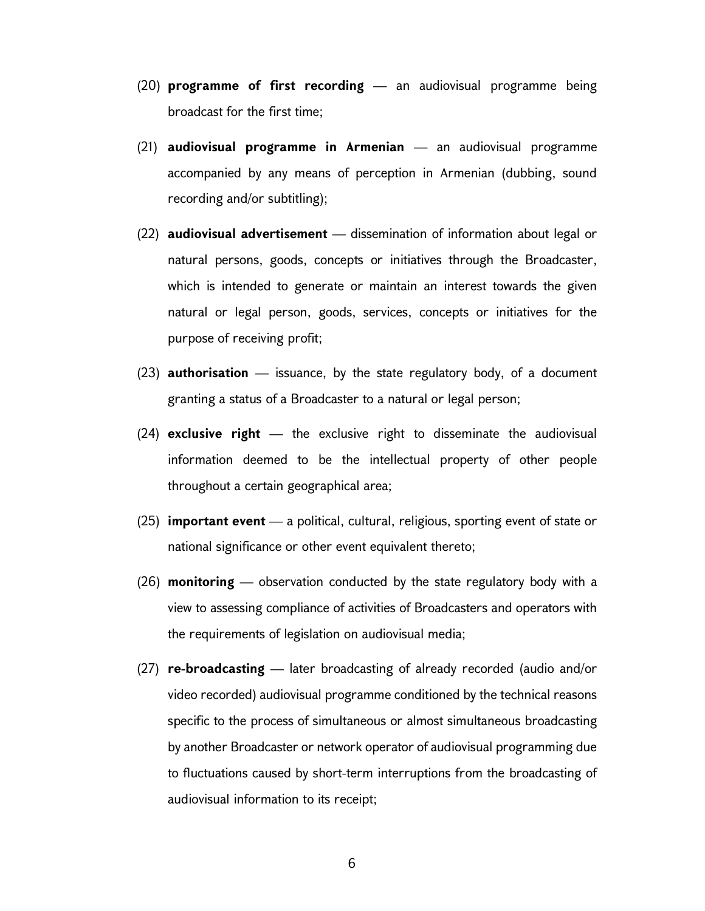(20) **programme of first recording** — an audiovisual programme being broadcast for the first time;

(21) **audiovisual programme in Armenian** — an audiovisual programme accompanied by any means of perception in Armenian (dubbing, sound recording and/or subtitling);

(22) **audiovisual advertisement** — dissemination of information about legal or natural persons, goods, concepts or initiatives through the Broadcaster, which is intended to generate or maintain an interest towards the given natural or legal person, goods, services, concepts or initiatives for the purpose of receiving profit;

(23) **authorisation** — issuance, by the state regulatory body, of a document granting a status of a Broadcaster to a natural or legal person;

(24) **exclusive right** — the exclusive right to disseminate the audiovisual information deemed to be the intellectual property of other people throughout a certain geographical area;

(25) **important event** — a political, cultural, religious, sporting event of state or national significance or other event equivalent thereto;

(26) **monitoring** — observation conducted by the state regulatory body with a view to assessing compliance of activities of Broadcasters and operators with the requirements of legislation on audiovisual media;

(27) **re-broadcasting** — later broadcasting of already recorded (audio and/or video recorded) audiovisual programme conditioned by the technical reasons specific to the process of simultaneous or almost simultaneous broadcasting by another Broadcaster or network operator of audiovisual programming due to fluctuations caused by short-term interruptions from the broadcasting of audiovisual information to its receipt;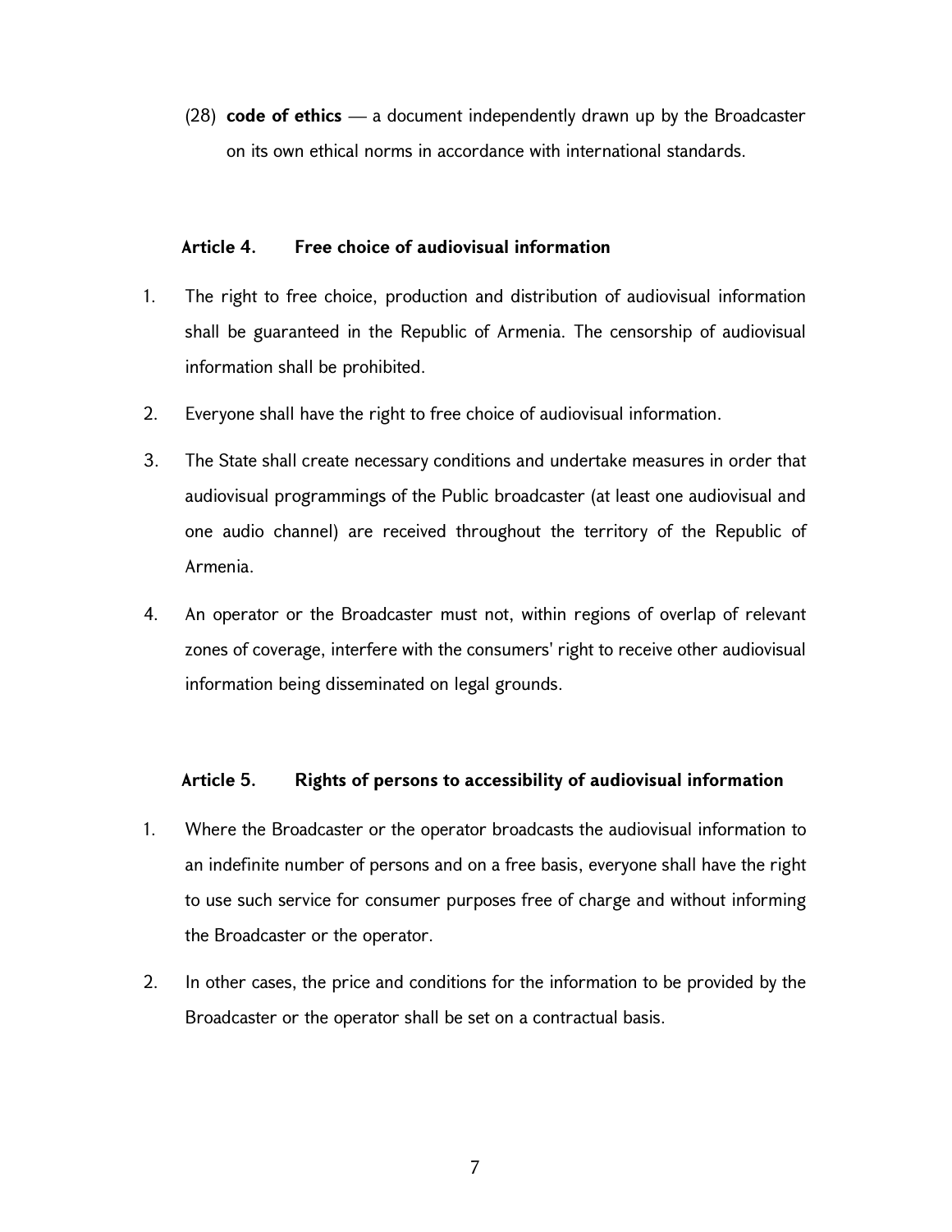(28) **code of ethics** — a document independently drawn up by the Broadcaster on its own ethical norms in accordance with international standards.

### Article 4. Free choice of audiovisual information

1. The right to free choice, production and distribution of audiovisual information shall be guaranteed in the Republic of Armenia. The censorship of audiovisual information shall be prohibited.
2. Everyone shall have the right to free choice of audiovisual information.
3. The State shall create necessary conditions and undertake measures in order that audiovisual programmings of the Public broadcaster (at least one audiovisual and one audio channel) are received throughout the territory of the Republic of Armenia.
4. An operator or the Broadcaster must not, within regions of overlap of relevant zones of coverage, interfere with the consumers' right to receive other audiovisual information being disseminated on legal grounds.

### Article 5. Rights of persons to accessibility of audiovisual information

1. Where the Broadcaster or the operator broadcasts the audiovisual information to an indefinite number of persons and on a free basis, everyone shall have the right to use such service for consumer purposes free of charge and without informing the Broadcaster or the operator.
2. In other cases, the price and conditions for the information to be provided by the Broadcaster or the operator shall be set on a contractual basis.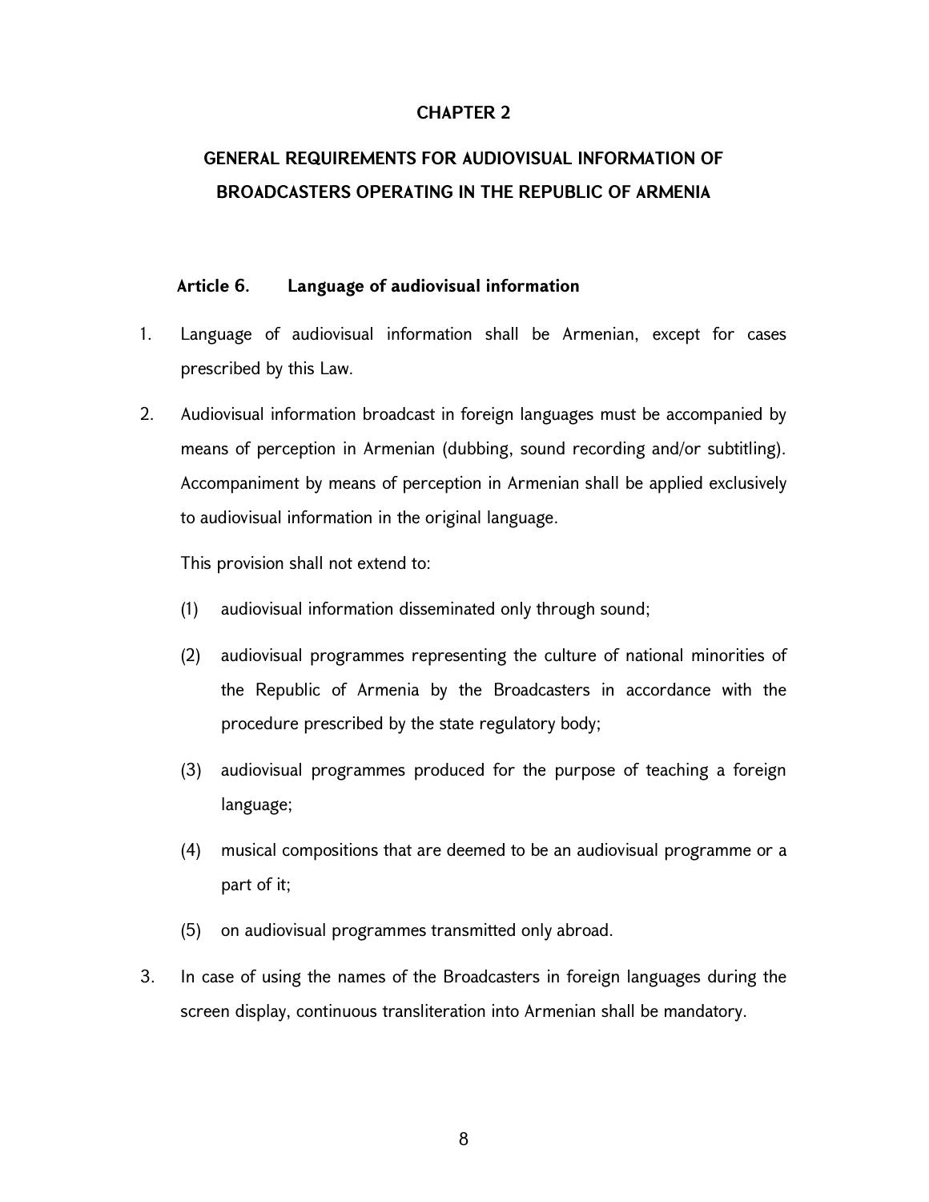## CHAPTER 2

## GENERAL REQUIREMENTS FOR AUDIOVISUAL INFORMATION OF BROADCASTERS OPERATING IN THE REPUBLIC OF ARMENIA

### Article 6. Language of audiovisual information

1. Language of audiovisual information shall be Armenian, except for cases prescribed by this Law.

2. Audiovisual information broadcast in foreign languages must be accompanied by means of perception in Armenian (dubbing, sound recording and/or subtitling). Accompaniment by means of perception in Armenian shall be applied exclusively to audiovisual information in the original language.

   This provision shall not extend to:

   (1) audiovisual information disseminated only through sound;

   (2) audiovisual programmes representing the culture of national minorities of the Republic of Armenia by the Broadcasters in accordance with the procedure prescribed by the state regulatory body;

   (3) audiovisual programmes produced for the purpose of teaching a foreign language;

   (4) musical compositions that are deemed to be an audiovisual programme or a part of it;

   (5) on audiovisual programmes transmitted only abroad.

3. In case of using the names of the Broadcasters in foreign languages during the screen display, continuous transliteration into Armenian shall be mandatory.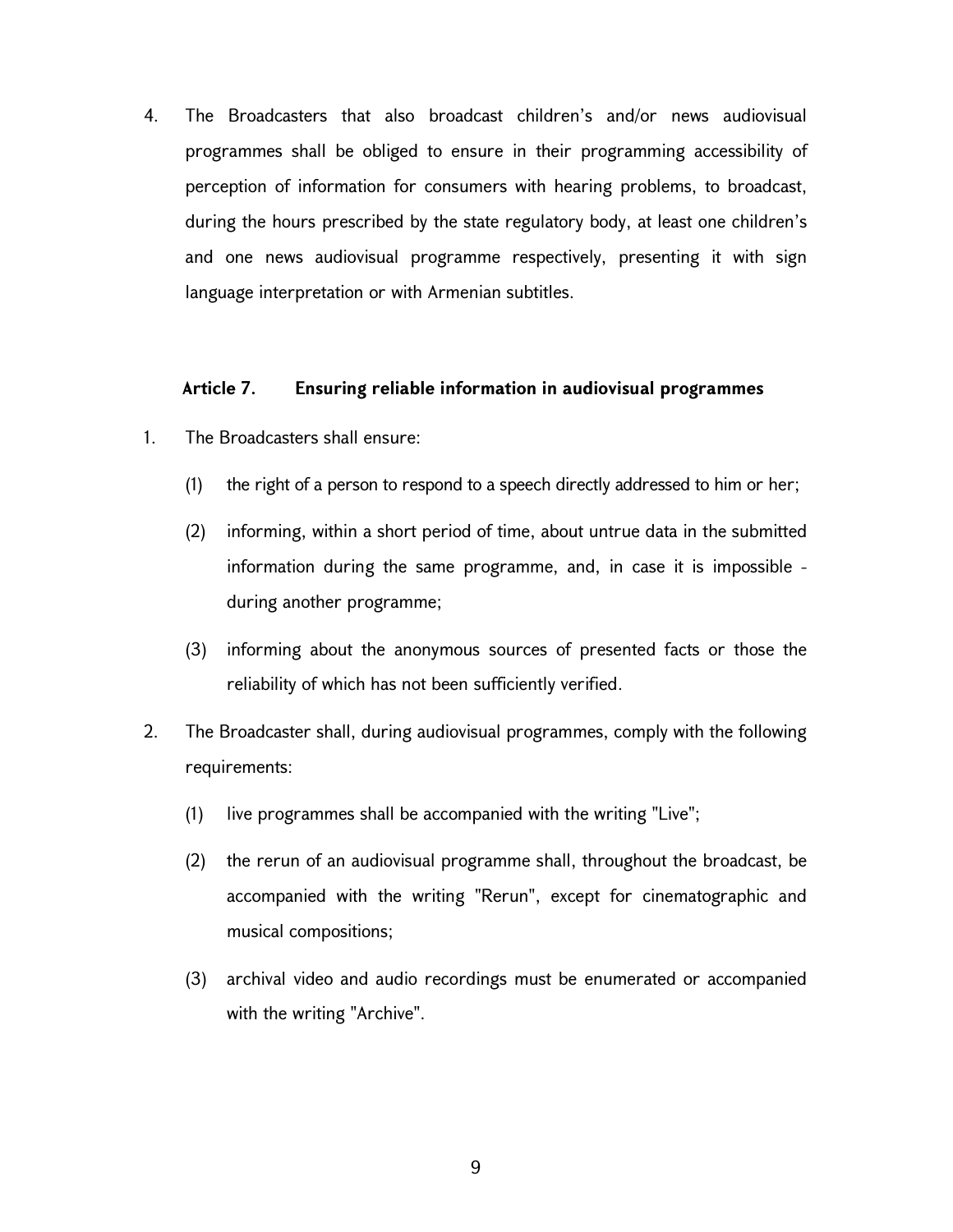4. The Broadcasters that also broadcast children's and/or news audiovisual programmes shall be obliged to ensure in their programming accessibility of perception of information for consumers with hearing problems, to broadcast, during the hours prescribed by the state regulatory body, at least one children's and one news audiovisual programme respectively, presenting it with sign language interpretation or with Armenian subtitles.

### Article 7. Ensuring reliable information in audiovisual programmes

1. The Broadcasters shall ensure:

   (1) the right of a person to respond to a speech directly addressed to him or her;

   (2) informing, within a short period of time, about untrue data in the submitted information during the same programme, and, in case it is impossible - during another programme;

   (3) informing about the anonymous sources of presented facts or those the reliability of which has not been sufficiently verified.

2. The Broadcaster shall, during audiovisual programmes, comply with the following requirements:

   (1) live programmes shall be accompanied with the writing "Live";

   (2) the rerun of an audiovisual programme shall, throughout the broadcast, be accompanied with the writing "Rerun", except for cinematographic and musical compositions;

   (3) archival video and audio recordings must be enumerated or accompanied with the writing "Archive".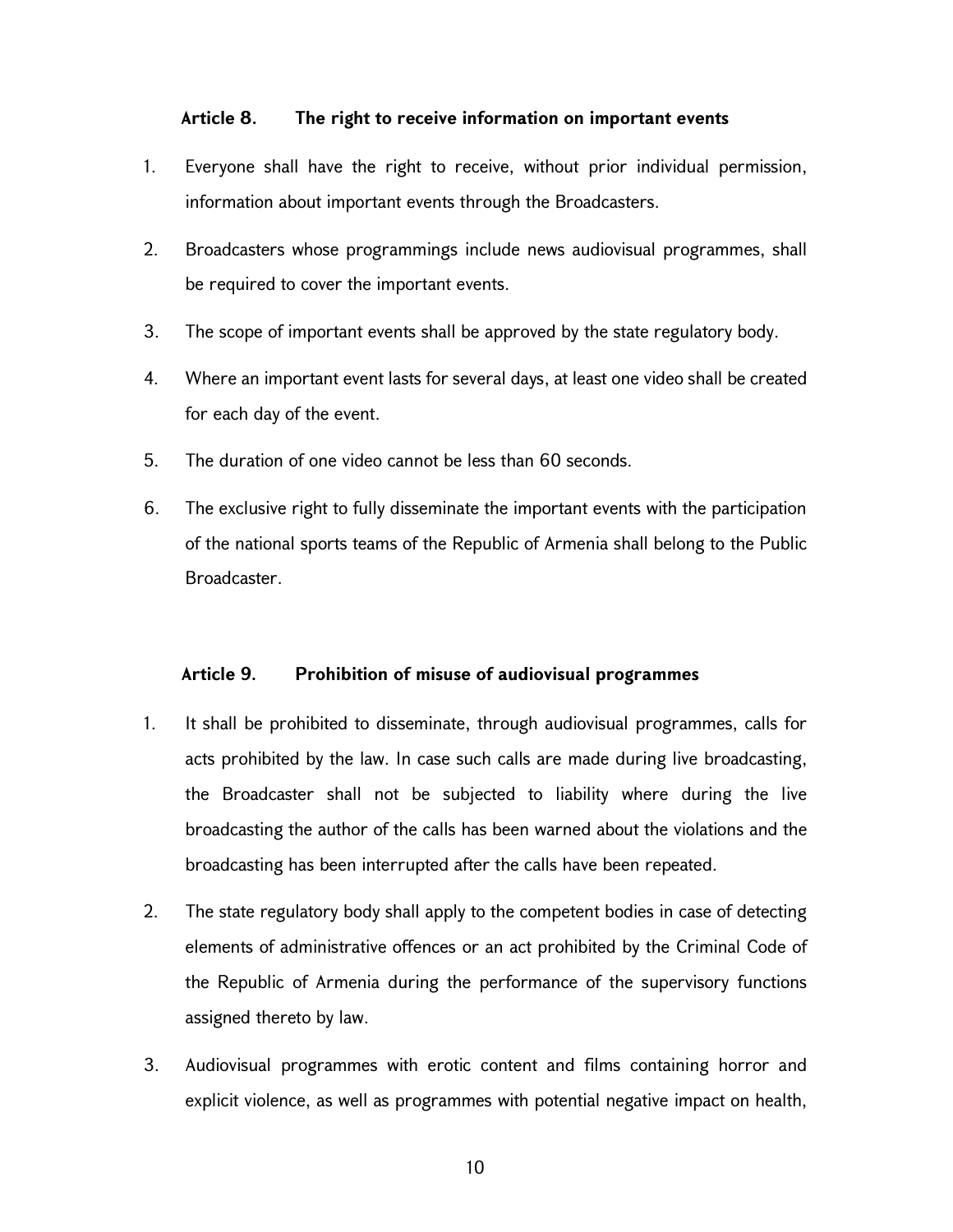### Article 8. The right to receive information on important events

1. Everyone shall have the right to receive, without prior individual permission, information about important events through the Broadcasters.
2. Broadcasters whose programmings include news audiovisual programmes, shall be required to cover the important events.
3. The scope of important events shall be approved by the state regulatory body.
4. Where an important event lasts for several days, at least one video shall be created for each day of the event.
5. The duration of one video cannot be less than 60 seconds.
6. The exclusive right to fully disseminate the important events with the participation of the national sports teams of the Republic of Armenia shall belong to the Public Broadcaster.

### Article 9. Prohibition of misuse of audiovisual programmes

1. It shall be prohibited to disseminate, through audiovisual programmes, calls for acts prohibited by the law. In case such calls are made during live broadcasting, the Broadcaster shall not be subjected to liability where during the live broadcasting the author of the calls has been warned about the violations and the broadcasting has been interrupted after the calls have been repeated.
2. The state regulatory body shall apply to the competent bodies in case of detecting elements of administrative offences or an act prohibited by the Criminal Code of the Republic of Armenia during the performance of the supervisory functions assigned thereto by law.
3. Audiovisual programmes with erotic content and films containing horror and explicit violence, as well as programmes with potential negative impact on health,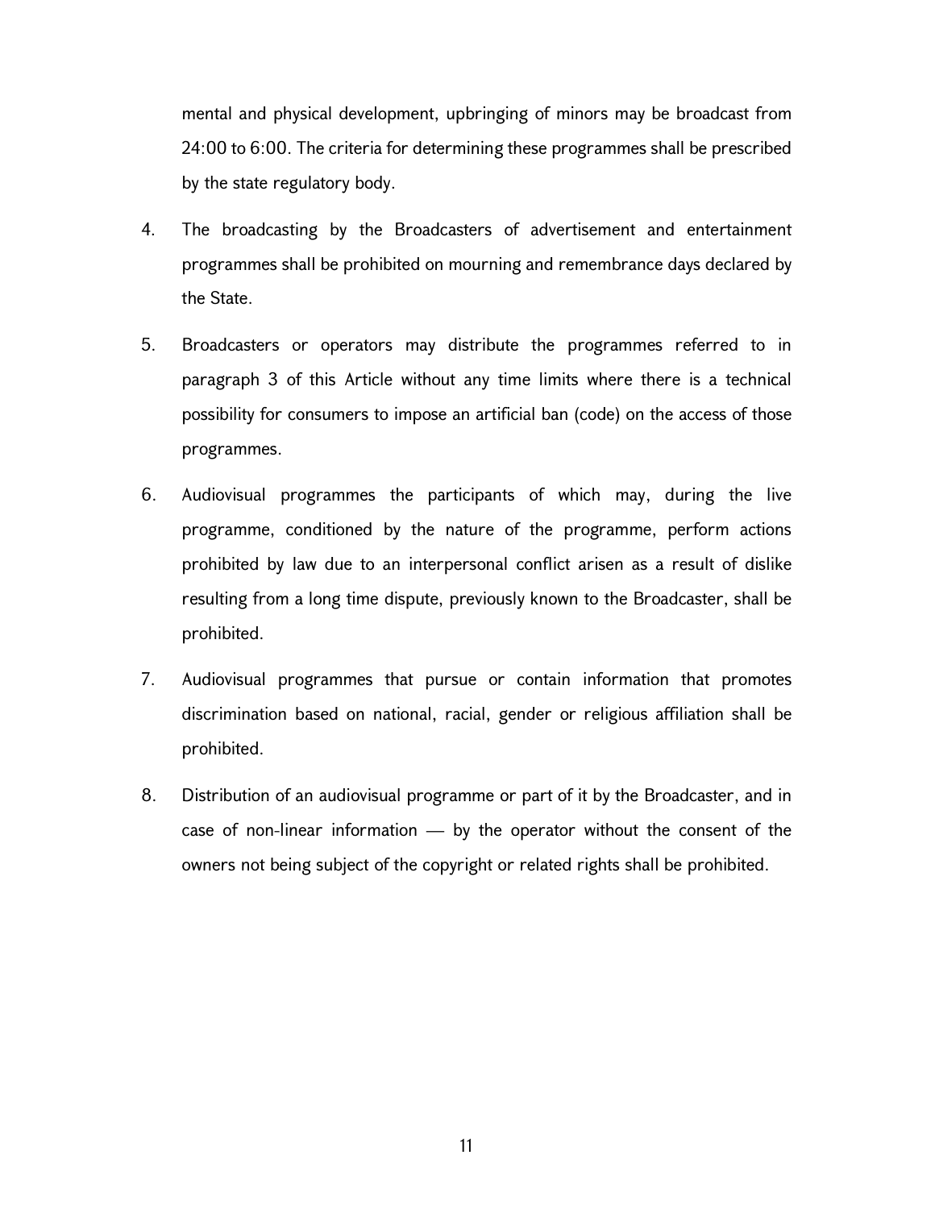mental and physical development, upbringing of minors may be broadcast from 24:00 to 6:00. The criteria for determining these programmes shall be prescribed by the state regulatory body.

4. The broadcasting by the Broadcasters of advertisement and entertainment programmes shall be prohibited on mourning and remembrance days declared by the State.

5. Broadcasters or operators may distribute the programmes referred to in paragraph 3 of this Article without any time limits where there is a technical possibility for consumers to impose an artificial ban (code) on the access of those programmes.

6. Audiovisual programmes the participants of which may, during the live programme, conditioned by the nature of the programme, perform actions prohibited by law due to an interpersonal conflict arisen as a result of dislike resulting from a long time dispute, previously known to the Broadcaster, shall be prohibited.

7. Audiovisual programmes that pursue or contain information that promotes discrimination based on national, racial, gender or religious affiliation shall be prohibited.

8. Distribution of an audiovisual programme or part of it by the Broadcaster, and in case of non-linear information — by the operator without the consent of the owners not being subject of the copyright or related rights shall be prohibited.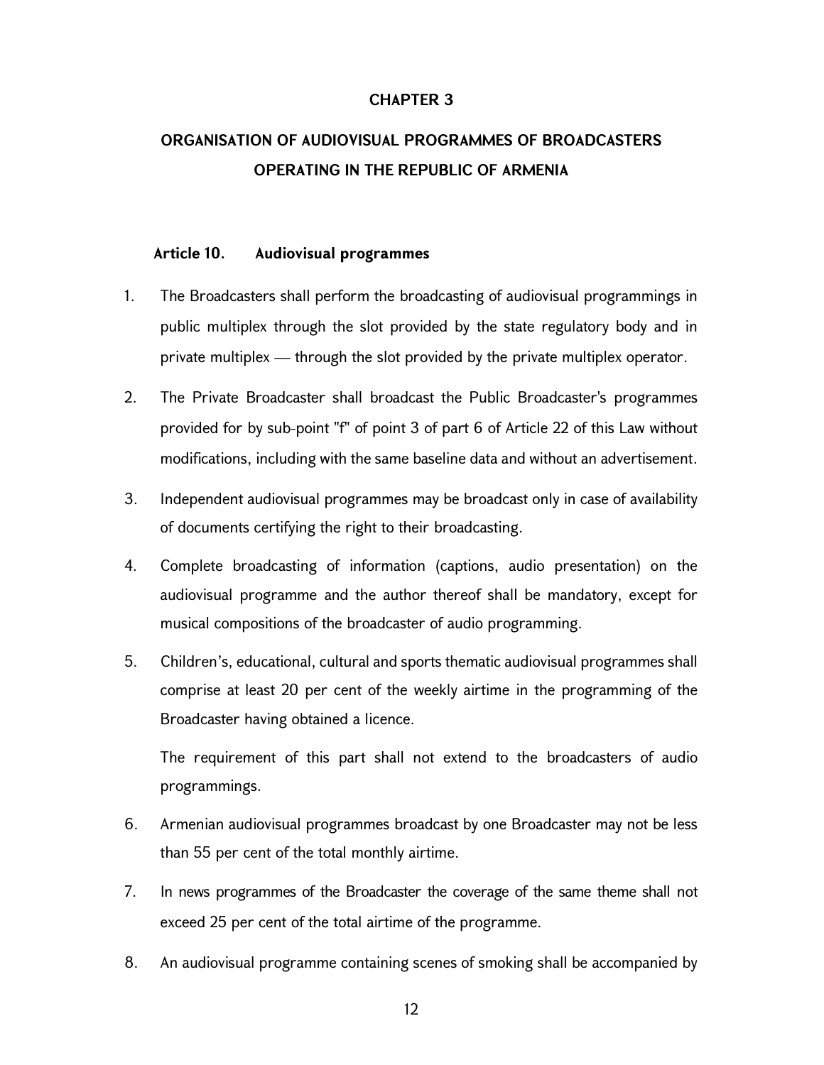# CHAPTER 3

# ORGANISATION OF AUDIOVISUAL PROGRAMMES OF BROADCASTERS OPERATING IN THE REPUBLIC OF ARMENIA

### Article 10. Audiovisual programmes

1. The Broadcasters shall perform the broadcasting of audiovisual programmings in public multiplex through the slot provided by the state regulatory body and in private multiplex — through the slot provided by the private multiplex operator.

2. The Private Broadcaster shall broadcast the Public Broadcaster's programmes provided for by sub-point "f" of point 3 of part 6 of Article 22 of this Law without modifications, including with the same baseline data and without an advertisement.

3. Independent audiovisual programmes may be broadcast only in case of availability of documents certifying the right to their broadcasting.

4. Complete broadcasting of information (captions, audio presentation) on the audiovisual programme and the author thereof shall be mandatory, except for musical compositions of the broadcaster of audio programming.

5. Children's, educational, cultural and sports thematic audiovisual programmes shall comprise at least 20 per cent of the weekly airtime in the programming of the Broadcaster having obtained a licence.

   The requirement of this part shall not extend to the broadcasters of audio programmings.

6. Armenian audiovisual programmes broadcast by one Broadcaster may not be less than 55 per cent of the total monthly airtime.

7. In news programmes of the Broadcaster the coverage of the same theme shall not exceed 25 per cent of the total airtime of the programme.

8. An audiovisual programme containing scenes of smoking shall be accompanied by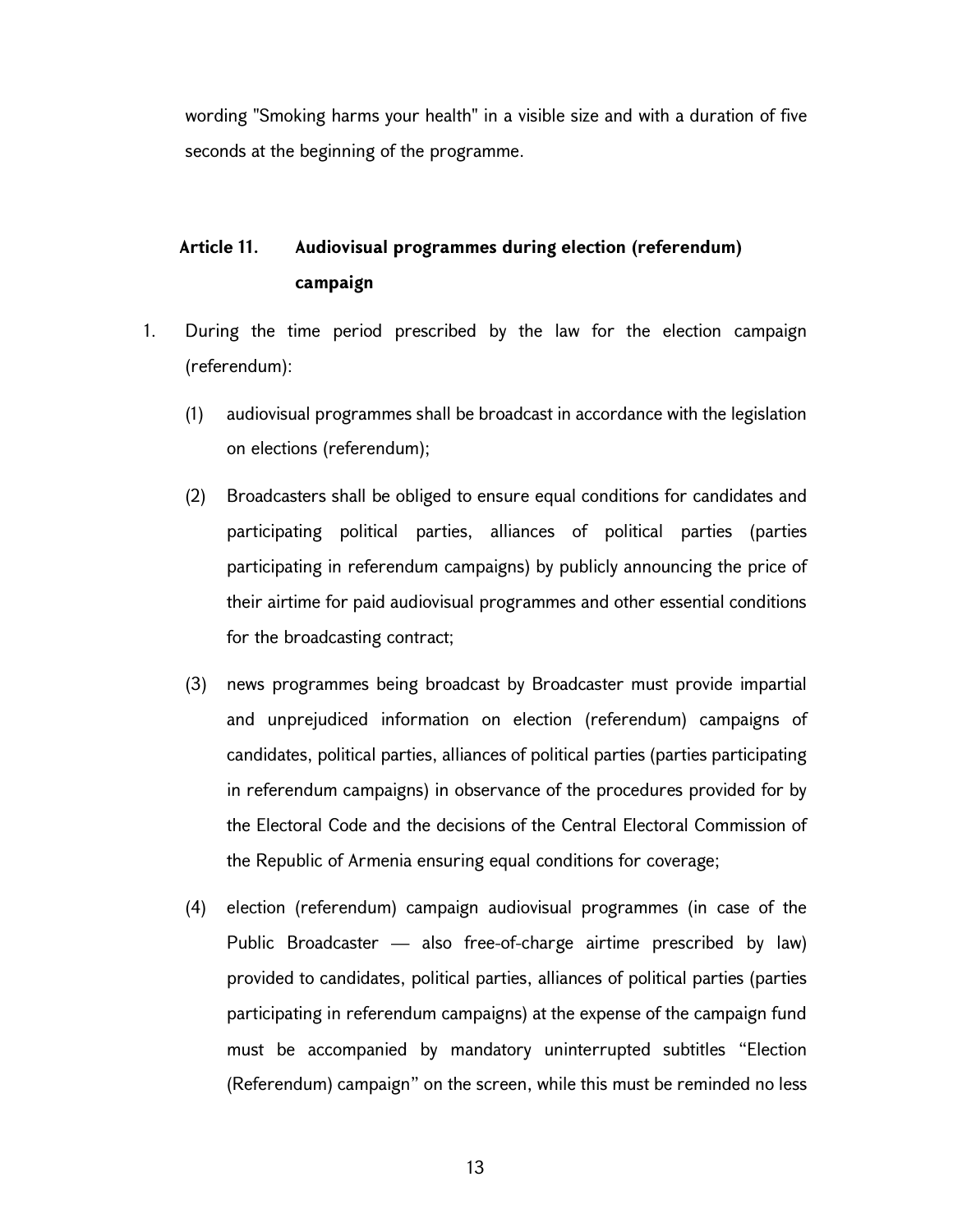wording "Smoking harms your health" in a visible size and with a duration of five seconds at the beginning of the programme.

## Article 11. Audiovisual programmes during election (referendum) campaign

1. During the time period prescribed by the law for the election campaign (referendum):

   (1) audiovisual programmes shall be broadcast in accordance with the legislation on elections (referendum);

   (2) Broadcasters shall be obliged to ensure equal conditions for candidates and participating political parties, alliances of political parties (parties participating in referendum campaigns) by publicly announcing the price of their airtime for paid audiovisual programmes and other essential conditions for the broadcasting contract;

   (3) news programmes being broadcast by Broadcaster must provide impartial and unprejudiced information on election (referendum) campaigns of candidates, political parties, alliances of political parties (parties participating in referendum campaigns) in observance of the procedures provided for by the Electoral Code and the decisions of the Central Electoral Commission of the Republic of Armenia ensuring equal conditions for coverage;

   (4) election (referendum) campaign audiovisual programmes (in case of the Public Broadcaster — also free-of-charge airtime prescribed by law) provided to candidates, political parties, alliances of political parties (parties participating in referendum campaigns) at the expense of the campaign fund must be accompanied by mandatory uninterrupted subtitles "Election (Referendum) campaign" on the screen, while this must be reminded no less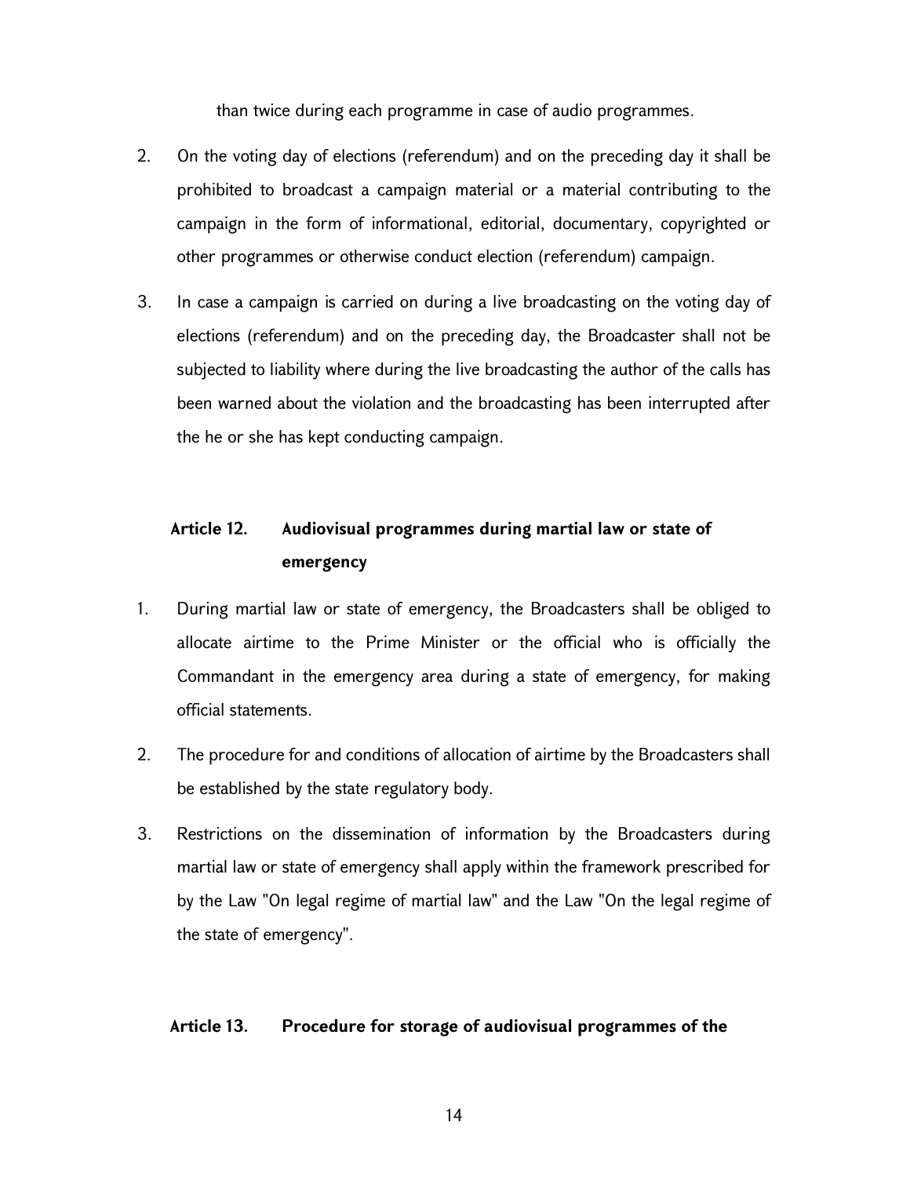than twice during each programme in case of audio programmes.

2. On the voting day of elections (referendum) and on the preceding day it shall be prohibited to broadcast a campaign material or a material contributing to the campaign in the form of informational, editorial, documentary, copyrighted or other programmes or otherwise conduct election (referendum) campaign.

3. In case a campaign is carried on during a live broadcasting on the voting day of elections (referendum) and on the preceding day, the Broadcaster shall not be subjected to liability where during the live broadcasting the author of the calls has been warned about the violation and the broadcasting has been interrupted after the he or she has kept conducting campaign.

## Article 12. Audiovisual programmes during martial law or state of emergency

1. During martial law or state of emergency, the Broadcasters shall be obliged to allocate airtime to the Prime Minister or the official who is officially the Commandant in the emergency area during a state of emergency, for making official statements.

2. The procedure for and conditions of allocation of airtime by the Broadcasters shall be established by the state regulatory body.

3. Restrictions on the dissemination of information by the Broadcasters during martial law or state of emergency shall apply within the framework prescribed for by the Law "On legal regime of martial law" and the Law "On the legal regime of the state of emergency".

## Article 13. Procedure for storage of audiovisual programmes of the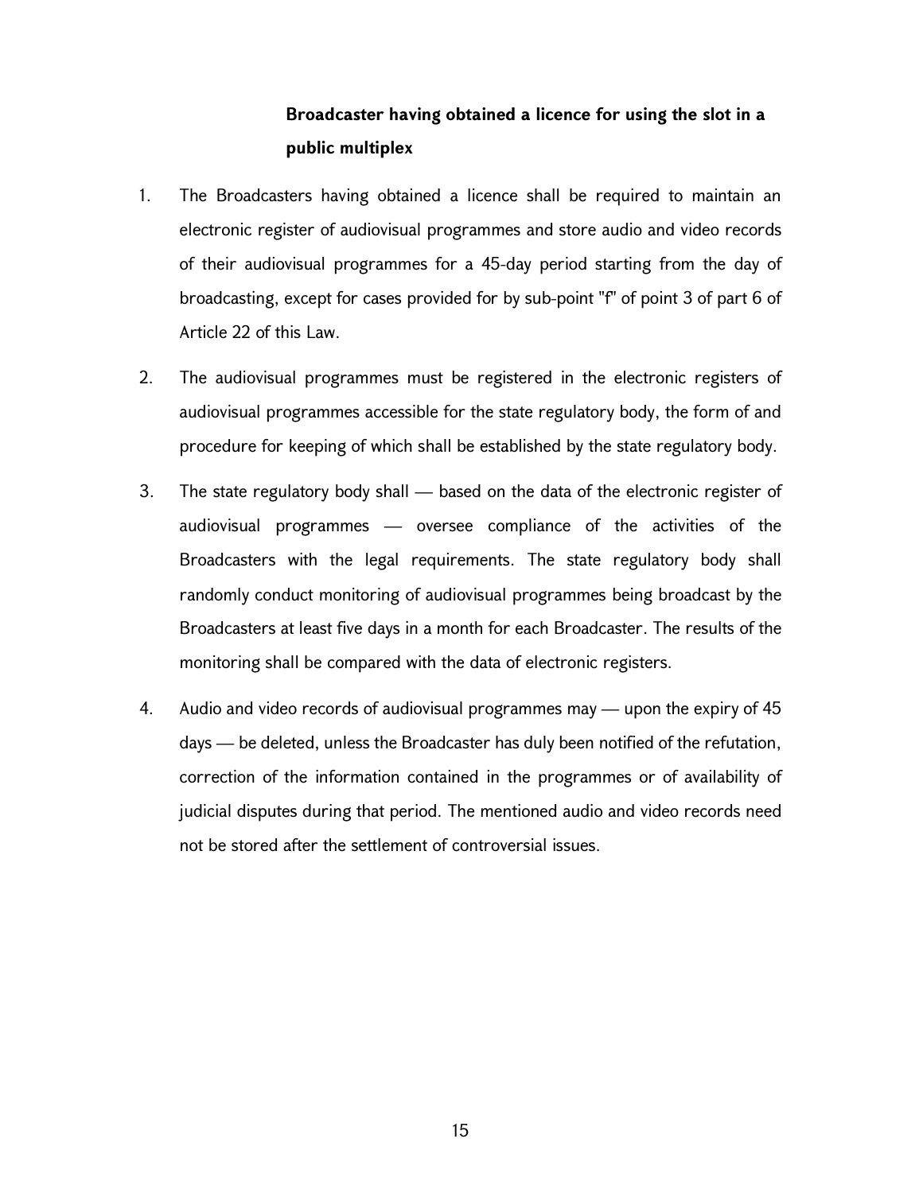**Broadcaster having obtained a licence for using the slot in a public multiplex**

1. The Broadcasters having obtained a licence shall be required to maintain an electronic register of audiovisual programmes and store audio and video records of their audiovisual programmes for a 45-day period starting from the day of broadcasting, except for cases provided for by sub-point "f" of point 3 of part 6 of Article 22 of this Law.

2. The audiovisual programmes must be registered in the electronic registers of audiovisual programmes accessible for the state regulatory body, the form of and procedure for keeping of which shall be established by the state regulatory body.

3. The state regulatory body shall — based on the data of the electronic register of audiovisual programmes — oversee compliance of the activities of the Broadcasters with the legal requirements. The state regulatory body shall randomly conduct monitoring of audiovisual programmes being broadcast by the Broadcasters at least five days in a month for each Broadcaster. The results of the monitoring shall be compared with the data of electronic registers.

4. Audio and video records of audiovisual programmes may — upon the expiry of 45 days — be deleted, unless the Broadcaster has duly been notified of the refutation, correction of the information contained in the programmes or of availability of judicial disputes during that period. The mentioned audio and video records need not be stored after the settlement of controversial issues.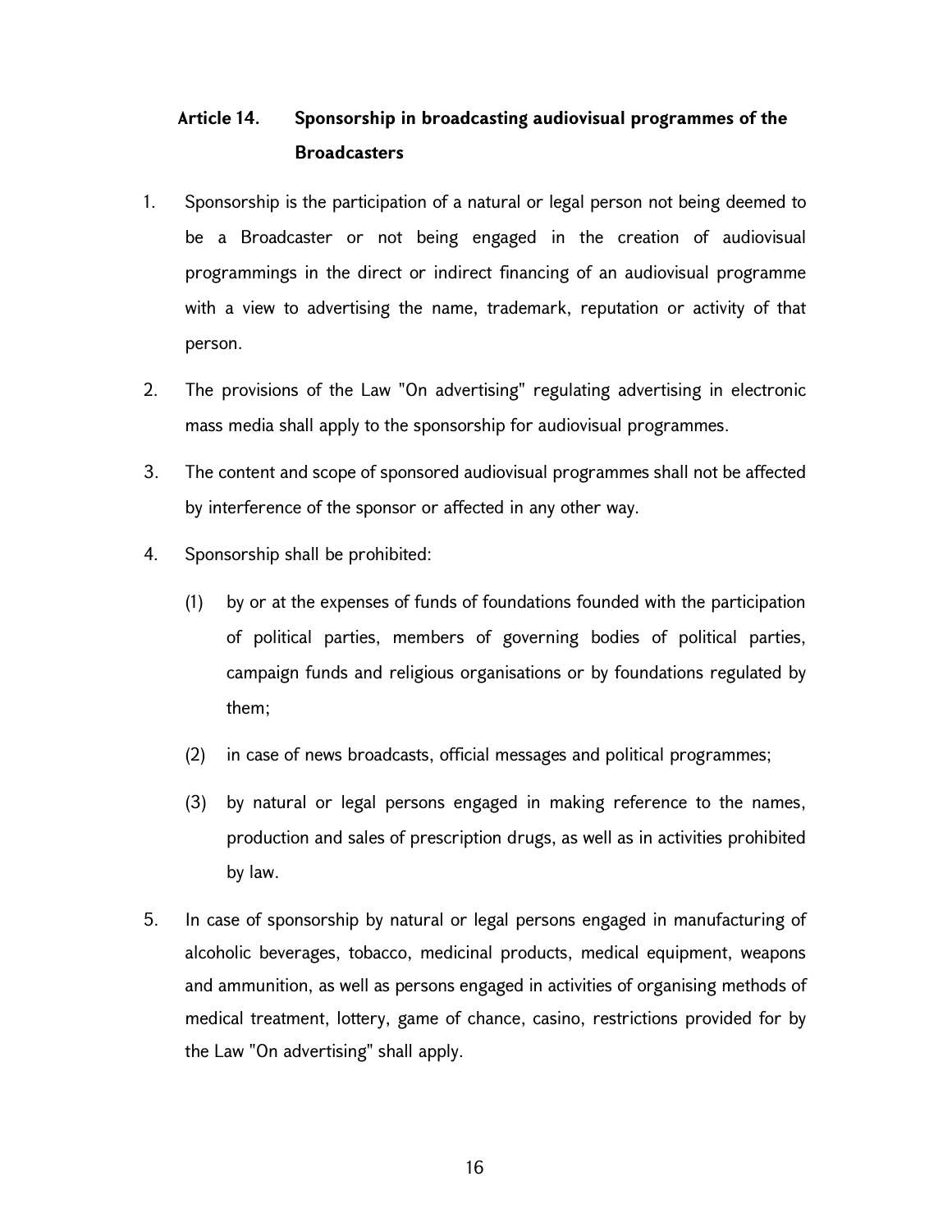### Article 14. Sponsorship in broadcasting audiovisual programmes of the Broadcasters

1. Sponsorship is the participation of a natural or legal person not being deemed to be a Broadcaster or not being engaged in the creation of audiovisual programmings in the direct or indirect financing of an audiovisual programme with a view to advertising the name, trademark, reputation or activity of that person.

2. The provisions of the Law "On advertising" regulating advertising in electronic mass media shall apply to the sponsorship for audiovisual programmes.

3. The content and scope of sponsored audiovisual programmes shall not be affected by interference of the sponsor or affected in any other way.

4. Sponsorship shall be prohibited:

   (1) by or at the expenses of funds of foundations founded with the participation of political parties, members of governing bodies of political parties, campaign funds and religious organisations or by foundations regulated by them;

   (2) in case of news broadcasts, official messages and political programmes;

   (3) by natural or legal persons engaged in making reference to the names, production and sales of prescription drugs, as well as in activities prohibited by law.

5. In case of sponsorship by natural or legal persons engaged in manufacturing of alcoholic beverages, tobacco, medicinal products, medical equipment, weapons and ammunition, as well as persons engaged in activities of organising methods of medical treatment, lottery, game of chance, casino, restrictions provided for by the Law "On advertising" shall apply.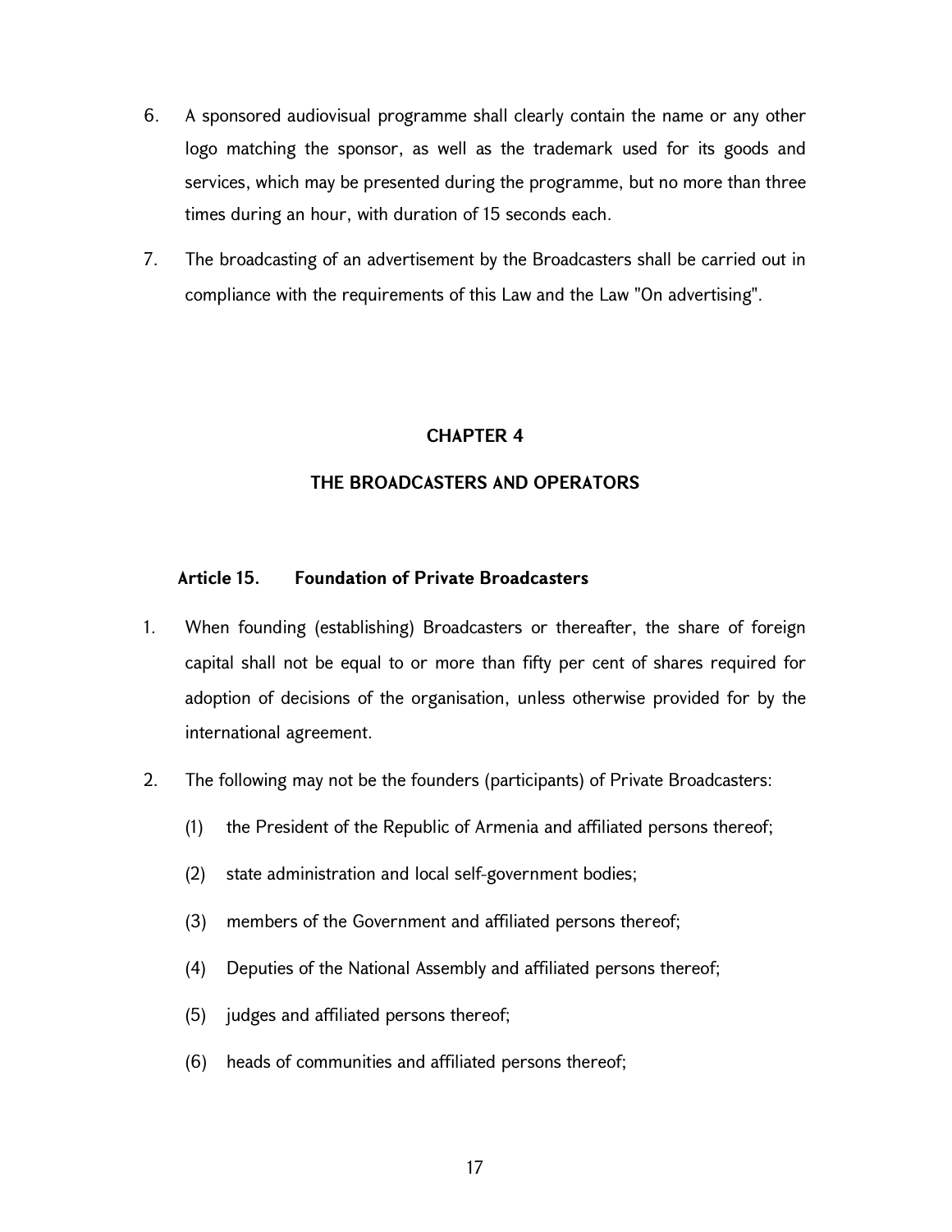6. A sponsored audiovisual programme shall clearly contain the name or any other logo matching the sponsor, as well as the trademark used for its goods and services, which may be presented during the programme, but no more than three times during an hour, with duration of 15 seconds each.

7. The broadcasting of an advertisement by the Broadcasters shall be carried out in compliance with the requirements of this Law and the Law "On advertising".

## CHAPTER 4

## THE BROADCASTERS AND OPERATORS

### Article 15. Foundation of Private Broadcasters

1. When founding (establishing) Broadcasters or thereafter, the share of foreign capital shall not be equal to or more than fifty per cent of shares required for adoption of decisions of the organisation, unless otherwise provided for by the international agreement.

2. The following may not be the founders (participants) of Private Broadcasters:

   (1) the President of the Republic of Armenia and affiliated persons thereof;

   (2) state administration and local self-government bodies;

   (3) members of the Government and affiliated persons thereof;

   (4) Deputies of the National Assembly and affiliated persons thereof;

   (5) judges and affiliated persons thereof;

   (6) heads of communities and affiliated persons thereof;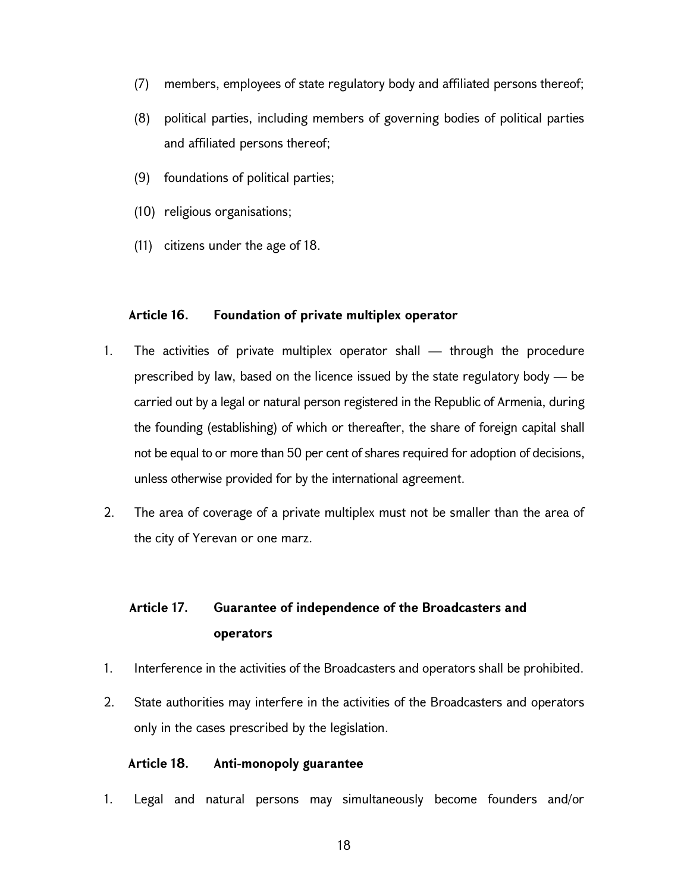(7) members, employees of state regulatory body and affiliated persons thereof;

(8) political parties, including members of governing bodies of political parties and affiliated persons thereof;

(9) foundations of political parties;

(10) religious organisations;

(11) citizens under the age of 18.

### Article 16. Foundation of private multiplex operator

1. The activities of private multiplex operator shall — through the procedure prescribed by law, based on the licence issued by the state regulatory body — be carried out by a legal or natural person registered in the Republic of Armenia, during the founding (establishing) of which or thereafter, the share of foreign capital shall not be equal to or more than 50 per cent of shares required for adoption of decisions, unless otherwise provided for by the international agreement.

2. The area of coverage of a private multiplex must not be smaller than the area of the city of Yerevan or one marz.

### Article 17. Guarantee of independence of the Broadcasters and operators

1. Interference in the activities of the Broadcasters and operators shall be prohibited.

2. State authorities may interfere in the activities of the Broadcasters and operators only in the cases prescribed by the legislation.

### Article 18. Anti-monopoly guarantee

1. Legal and natural persons may simultaneously become founders and/or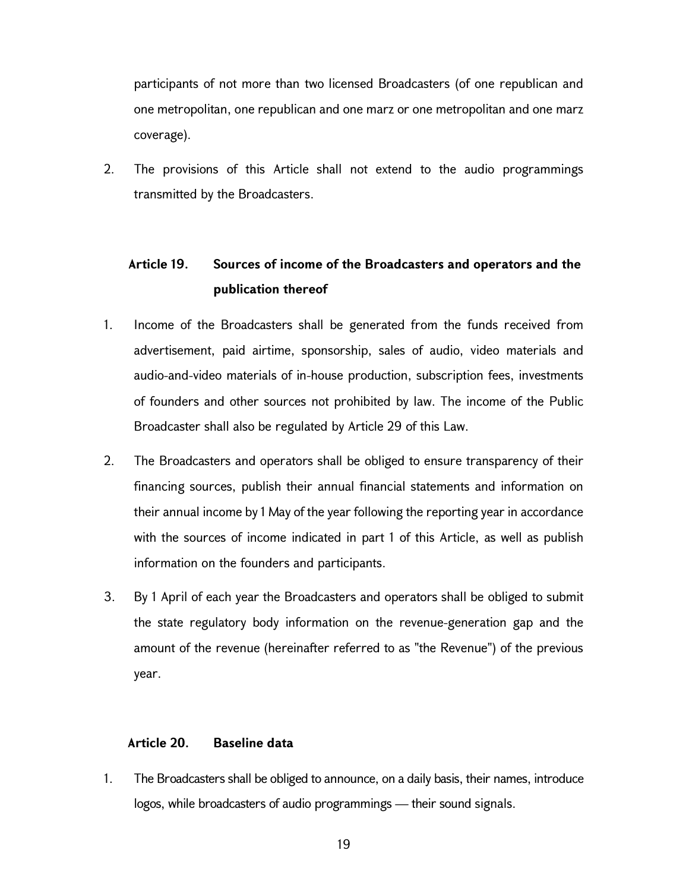participants of not more than two licensed Broadcasters (of one republican and one metropolitan, one republican and one marz or one metropolitan and one marz coverage).

2. The provisions of this Article shall not extend to the audio programmings transmitted by the Broadcasters.

### Article 19. Sources of income of the Broadcasters and operators and the publication thereof

1. Income of the Broadcasters shall be generated from the funds received from advertisement, paid airtime, sponsorship, sales of audio, video materials and audio-and-video materials of in-house production, subscription fees, investments of founders and other sources not prohibited by law. The income of the Public Broadcaster shall also be regulated by Article 29 of this Law.

2. The Broadcasters and operators shall be obliged to ensure transparency of their financing sources, publish their annual financial statements and information on their annual income by 1 May of the year following the reporting year in accordance with the sources of income indicated in part 1 of this Article, as well as publish information on the founders and participants.

3. By 1 April of each year the Broadcasters and operators shall be obliged to submit the state regulatory body information on the revenue-generation gap and the amount of the revenue (hereinafter referred to as "the Revenue") of the previous year.

### Article 20. Baseline data

1. The Broadcasters shall be obliged to announce, on a daily basis, their names, introduce logos, while broadcasters of audio programmings — their sound signals.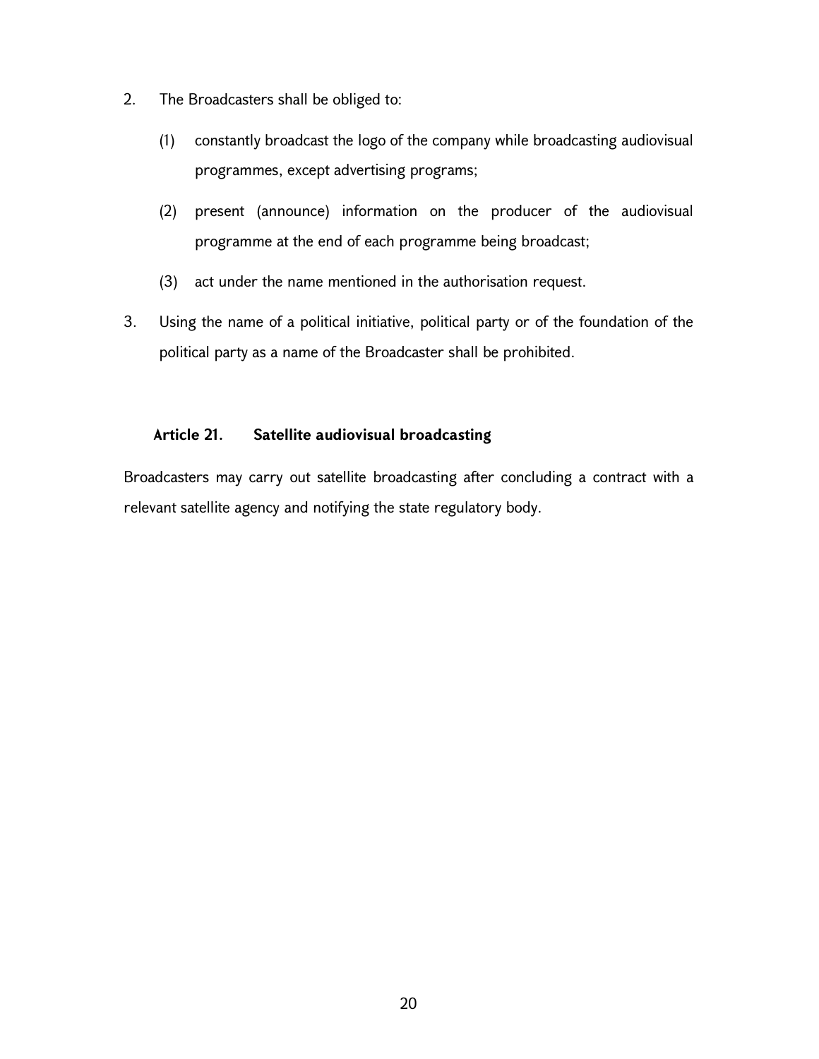2. The Broadcasters shall be obliged to:

   (1) constantly broadcast the logo of the company while broadcasting audiovisual programmes, except advertising programs;

   (2) present (announce) information on the producer of the audiovisual programme at the end of each programme being broadcast;

   (3) act under the name mentioned in the authorisation request.

3. Using the name of a political initiative, political party or of the foundation of the political party as a name of the Broadcaster shall be prohibited.

### Article 21. Satellite audiovisual broadcasting

Broadcasters may carry out satellite broadcasting after concluding a contract with a relevant satellite agency and notifying the state regulatory body.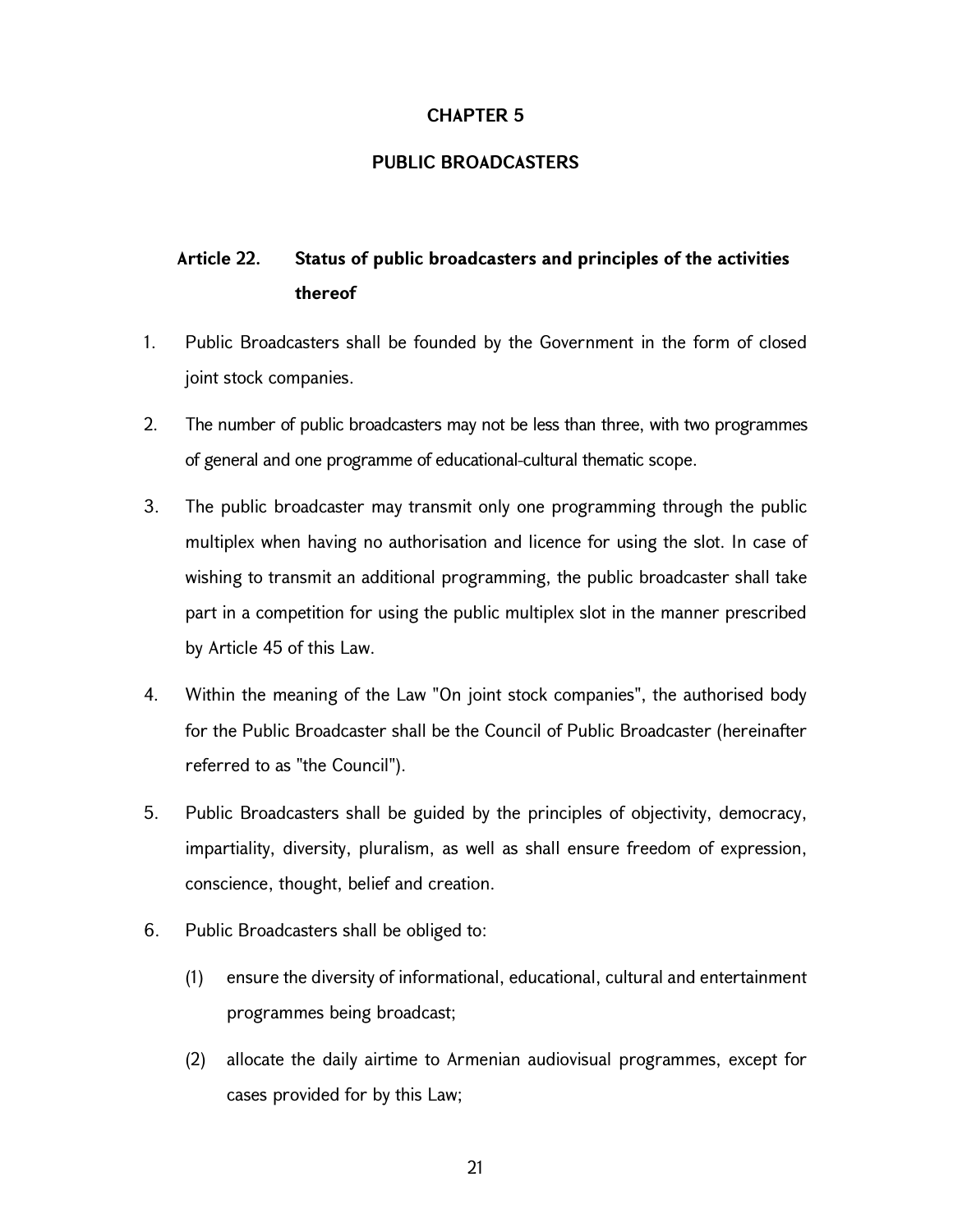# CHAPTER 5

# PUBLIC BROADCASTERS

## Article 22. Status of public broadcasters and principles of the activities thereof

1. Public Broadcasters shall be founded by the Government in the form of closed joint stock companies.

2. The number of public broadcasters may not be less than three, with two programmes of general and one programme of educational-cultural thematic scope.

3. The public broadcaster may transmit only one programming through the public multiplex when having no authorisation and licence for using the slot. In case of wishing to transmit an additional programming, the public broadcaster shall take part in a competition for using the public multiplex slot in the manner prescribed by Article 45 of this Law.

4. Within the meaning of the Law "On joint stock companies", the authorised body for the Public Broadcaster shall be the Council of Public Broadcaster (hereinafter referred to as "the Council").

5. Public Broadcasters shall be guided by the principles of objectivity, democracy, impartiality, diversity, pluralism, as well as shall ensure freedom of expression, conscience, thought, belief and creation.

6. Public Broadcasters shall be obliged to:

   (1) ensure the diversity of informational, educational, cultural and entertainment programmes being broadcast;

   (2) allocate the daily airtime to Armenian audiovisual programmes, except for cases provided for by this Law;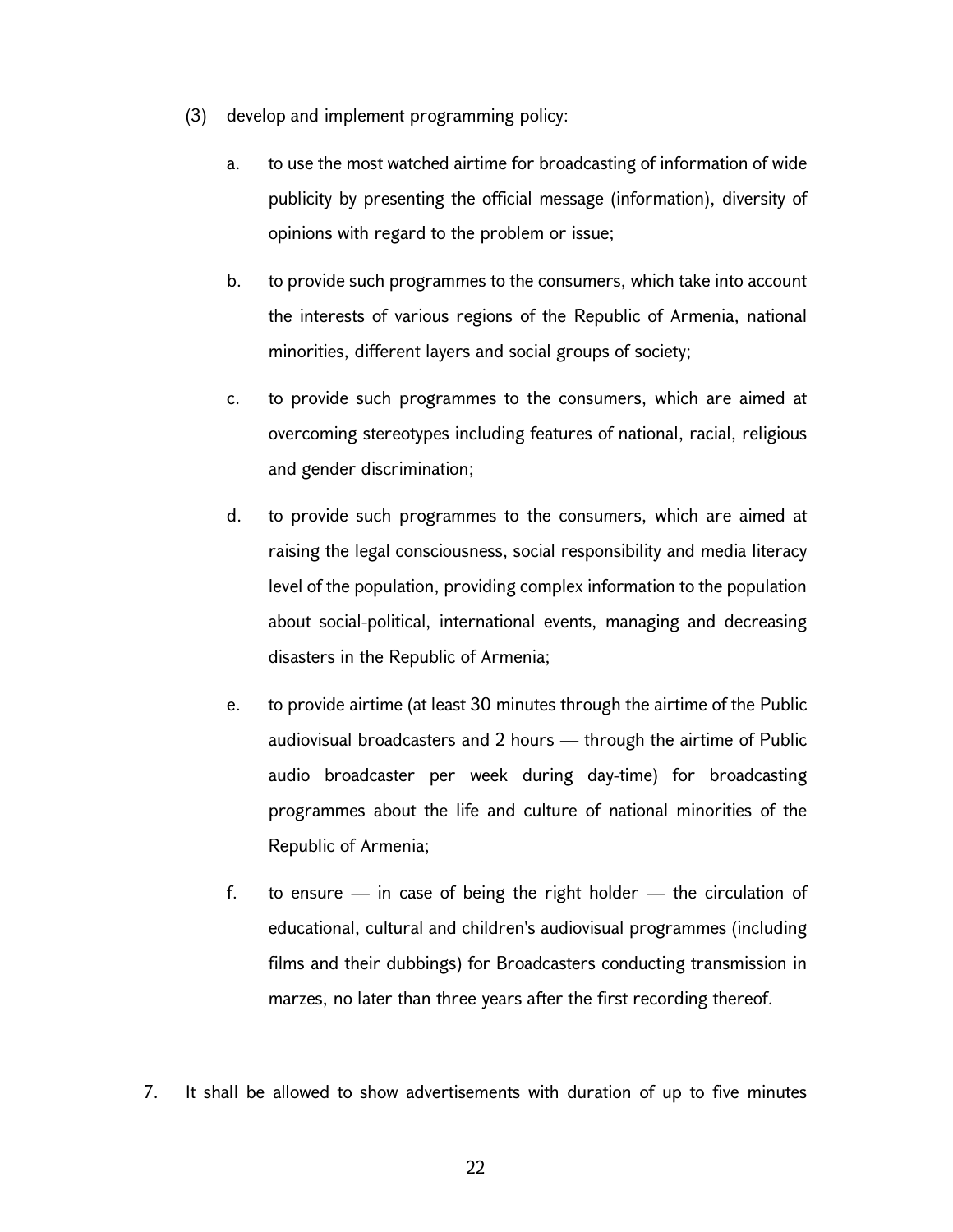(3) develop and implement programming policy:

   a. to use the most watched airtime for broadcasting of information of wide publicity by presenting the official message (information), diversity of opinions with regard to the problem or issue;

   b. to provide such programmes to the consumers, which take into account the interests of various regions of the Republic of Armenia, national minorities, different layers and social groups of society;

   c. to provide such programmes to the consumers, which are aimed at overcoming stereotypes including features of national, racial, religious and gender discrimination;

   d. to provide such programmes to the consumers, which are aimed at raising the legal consciousness, social responsibility and media literacy level of the population, providing complex information to the population about social-political, international events, managing and decreasing disasters in the Republic of Armenia;

   e. to provide airtime (at least 30 minutes through the airtime of the Public audiovisual broadcasters and 2 hours — through the airtime of Public audio broadcaster per week during day-time) for broadcasting programmes about the life and culture of national minorities of the Republic of Armenia;

   f. to ensure — in case of being the right holder — the circulation of educational, cultural and children's audiovisual programmes (including films and their dubbings) for Broadcasters conducting transmission in marzes, no later than three years after the first recording thereof.

7. It shall be allowed to show advertisements with duration of up to five minutes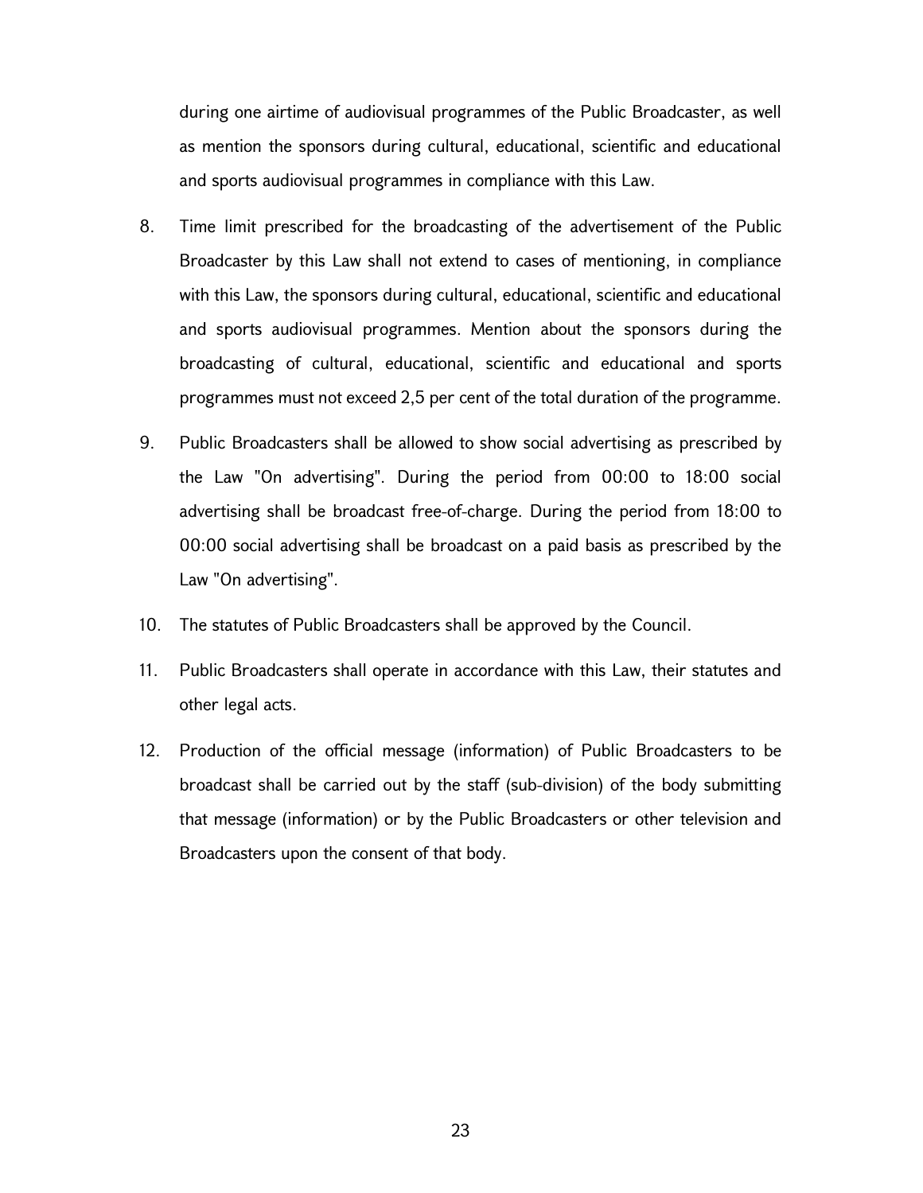during one airtime of audiovisual programmes of the Public Broadcaster, as well as mention the sponsors during cultural, educational, scientific and educational and sports audiovisual programmes in compliance with this Law.

8. Time limit prescribed for the broadcasting of the advertisement of the Public Broadcaster by this Law shall not extend to cases of mentioning, in compliance with this Law, the sponsors during cultural, educational, scientific and educational and sports audiovisual programmes. Mention about the sponsors during the broadcasting of cultural, educational, scientific and educational and sports programmes must not exceed 2,5 per cent of the total duration of the programme.

9. Public Broadcasters shall be allowed to show social advertising as prescribed by the Law "On advertising". During the period from 00:00 to 18:00 social advertising shall be broadcast free-of-charge. During the period from 18:00 to 00:00 social advertising shall be broadcast on a paid basis as prescribed by the Law "On advertising".

10. The statutes of Public Broadcasters shall be approved by the Council.

11. Public Broadcasters shall operate in accordance with this Law, their statutes and other legal acts.

12. Production of the official message (information) of Public Broadcasters to be broadcast shall be carried out by the staff (sub-division) of the body submitting that message (information) or by the Public Broadcasters or other television and Broadcasters upon the consent of that body.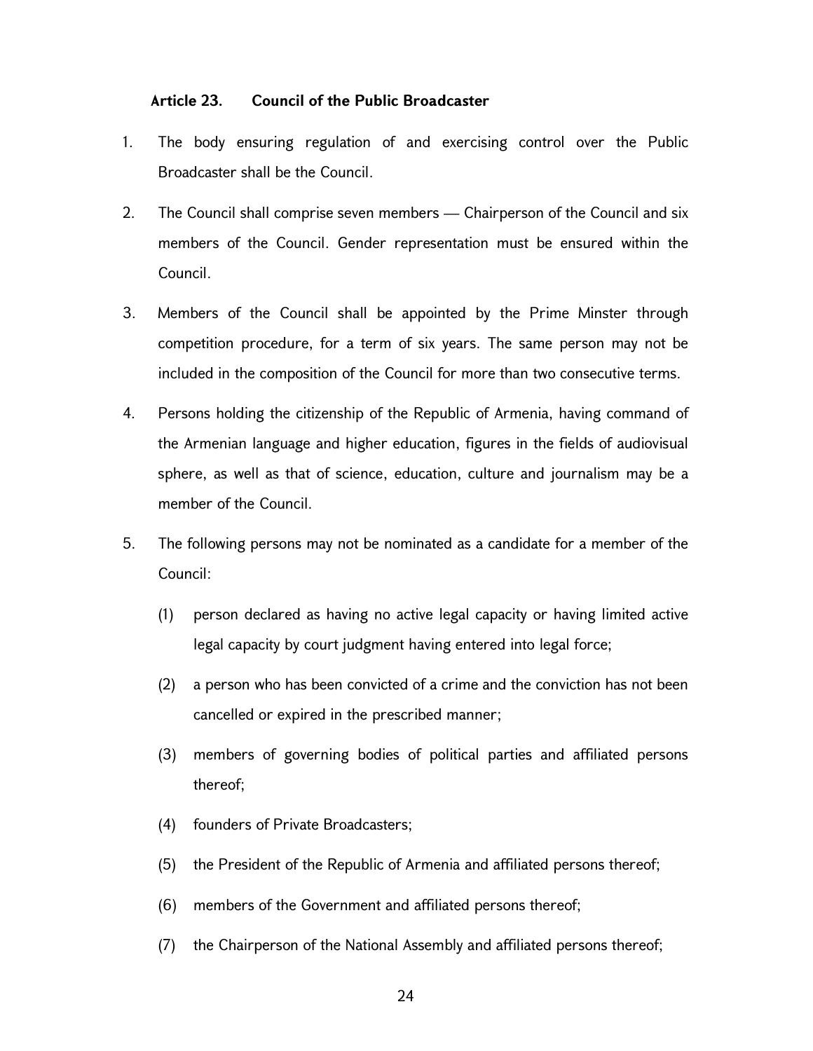### Article 23. Council of the Public Broadcaster

1. The body ensuring regulation of and exercising control over the Public Broadcaster shall be the Council.

2. The Council shall comprise seven members — Chairperson of the Council and six members of the Council. Gender representation must be ensured within the Council.

3. Members of the Council shall be appointed by the Prime Minster through competition procedure, for a term of six years. The same person may not be included in the composition of the Council for more than two consecutive terms.

4. Persons holding the citizenship of the Republic of Armenia, having command of the Armenian language and higher education, figures in the fields of audiovisual sphere, as well as that of science, education, culture and journalism may be a member of the Council.

5. The following persons may not be nominated as a candidate for a member of the Council:

   (1) person declared as having no active legal capacity or having limited active legal capacity by court judgment having entered into legal force;

   (2) a person who has been convicted of a crime and the conviction has not been cancelled or expired in the prescribed manner;

   (3) members of governing bodies of political parties and affiliated persons thereof;

   (4) founders of Private Broadcasters;

   (5) the President of the Republic of Armenia and affiliated persons thereof;

   (6) members of the Government and affiliated persons thereof;

   (7) the Chairperson of the National Assembly and affiliated persons thereof;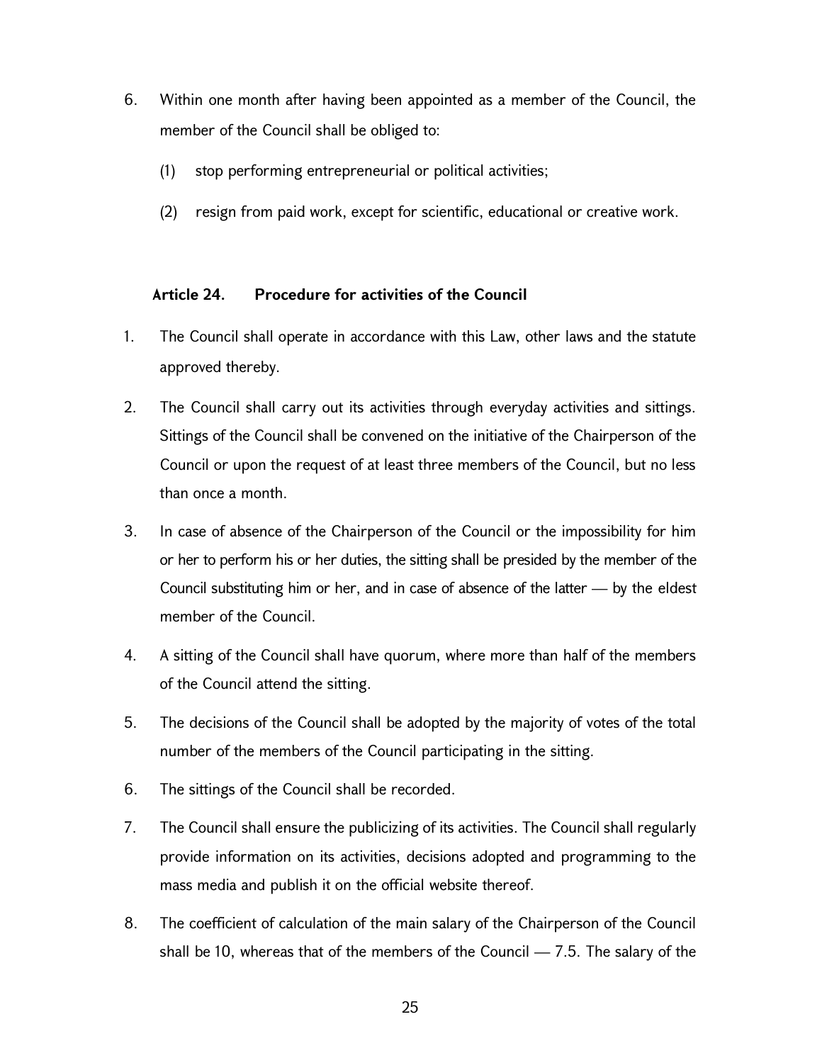6. Within one month after having been appointed as a member of the Council, the member of the Council shall be obliged to:

   (1) stop performing entrepreneurial or political activities;

   (2) resign from paid work, except for scientific, educational or creative work.

### Article 24. Procedure for activities of the Council

1. The Council shall operate in accordance with this Law, other laws and the statute approved thereby.
2. The Council shall carry out its activities through everyday activities and sittings. Sittings of the Council shall be convened on the initiative of the Chairperson of the Council or upon the request of at least three members of the Council, but no less than once a month.
3. In case of absence of the Chairperson of the Council or the impossibility for him or her to perform his or her duties, the sitting shall be presided by the member of the Council substituting him or her, and in case of absence of the latter — by the eldest member of the Council.
4. A sitting of the Council shall have quorum, where more than half of the members of the Council attend the sitting.
5. The decisions of the Council shall be adopted by the majority of votes of the total number of the members of the Council participating in the sitting.
6. The sittings of the Council shall be recorded.
7. The Council shall ensure the publicizing of its activities. The Council shall regularly provide information on its activities, decisions adopted and programming to the mass media and publish it on the official website thereof.
8. The coefficient of calculation of the main salary of the Chairperson of the Council shall be 10, whereas that of the members of the Council — 7.5. The salary of the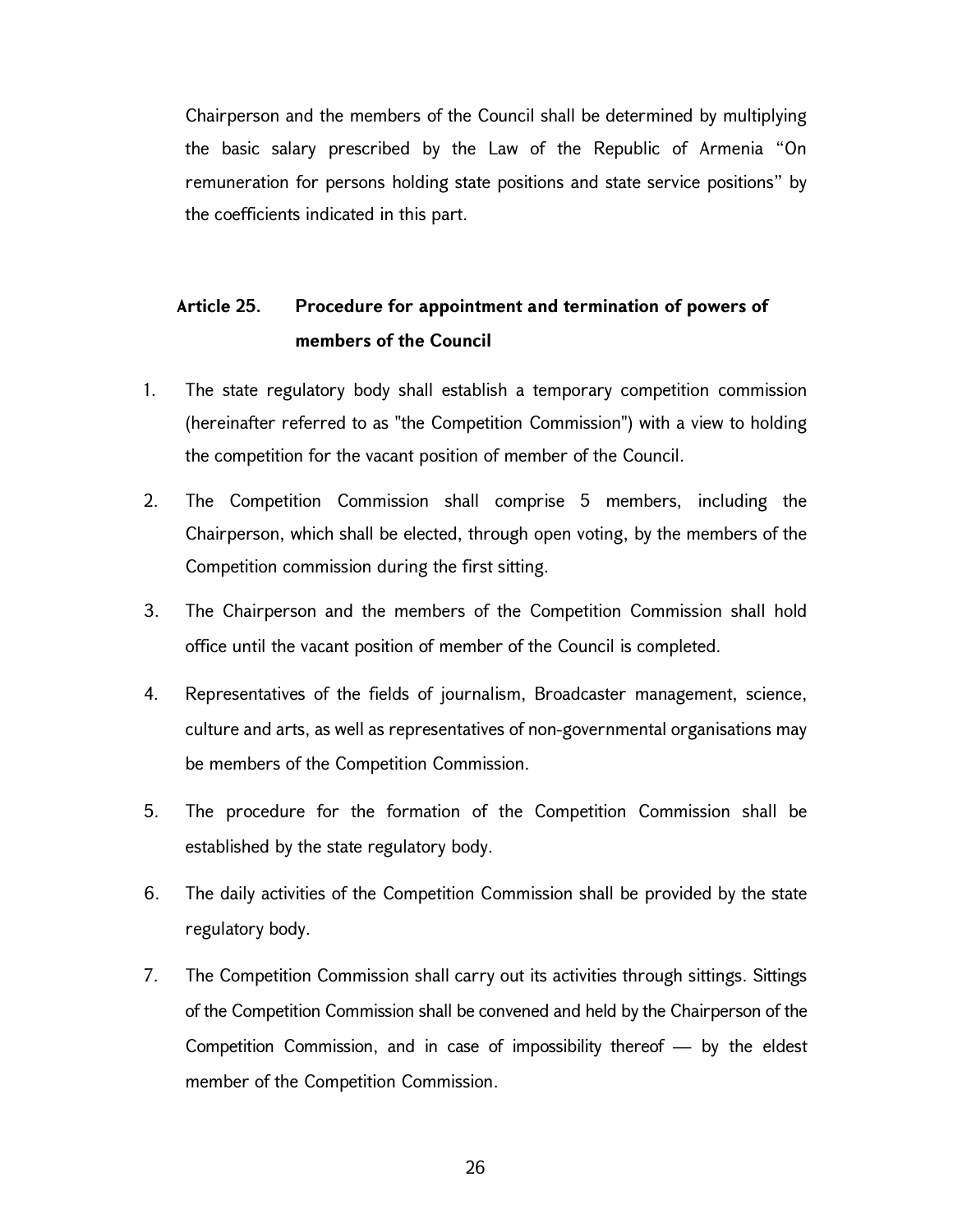Chairperson and the members of the Council shall be determined by multiplying the basic salary prescribed by the Law of the Republic of Armenia "On remuneration for persons holding state positions and state service positions" by the coefficients indicated in this part.

### Article 25. Procedure for appointment and termination of powers of members of the Council

1. The state regulatory body shall establish a temporary competition commission (hereinafter referred to as "the Competition Commission") with a view to holding the competition for the vacant position of member of the Council.
2. The Competition Commission shall comprise 5 members, including the Chairperson, which shall be elected, through open voting, by the members of the Competition commission during the first sitting.
3. The Chairperson and the members of the Competition Commission shall hold office until the vacant position of member of the Council is completed.
4. Representatives of the fields of journalism, Broadcaster management, science, culture and arts, as well as representatives of non-governmental organisations may be members of the Competition Commission.
5. The procedure for the formation of the Competition Commission shall be established by the state regulatory body.
6. The daily activities of the Competition Commission shall be provided by the state regulatory body.
7. The Competition Commission shall carry out its activities through sittings. Sittings of the Competition Commission shall be convened and held by the Chairperson of the Competition Commission, and in case of impossibility thereof — by the eldest member of the Competition Commission.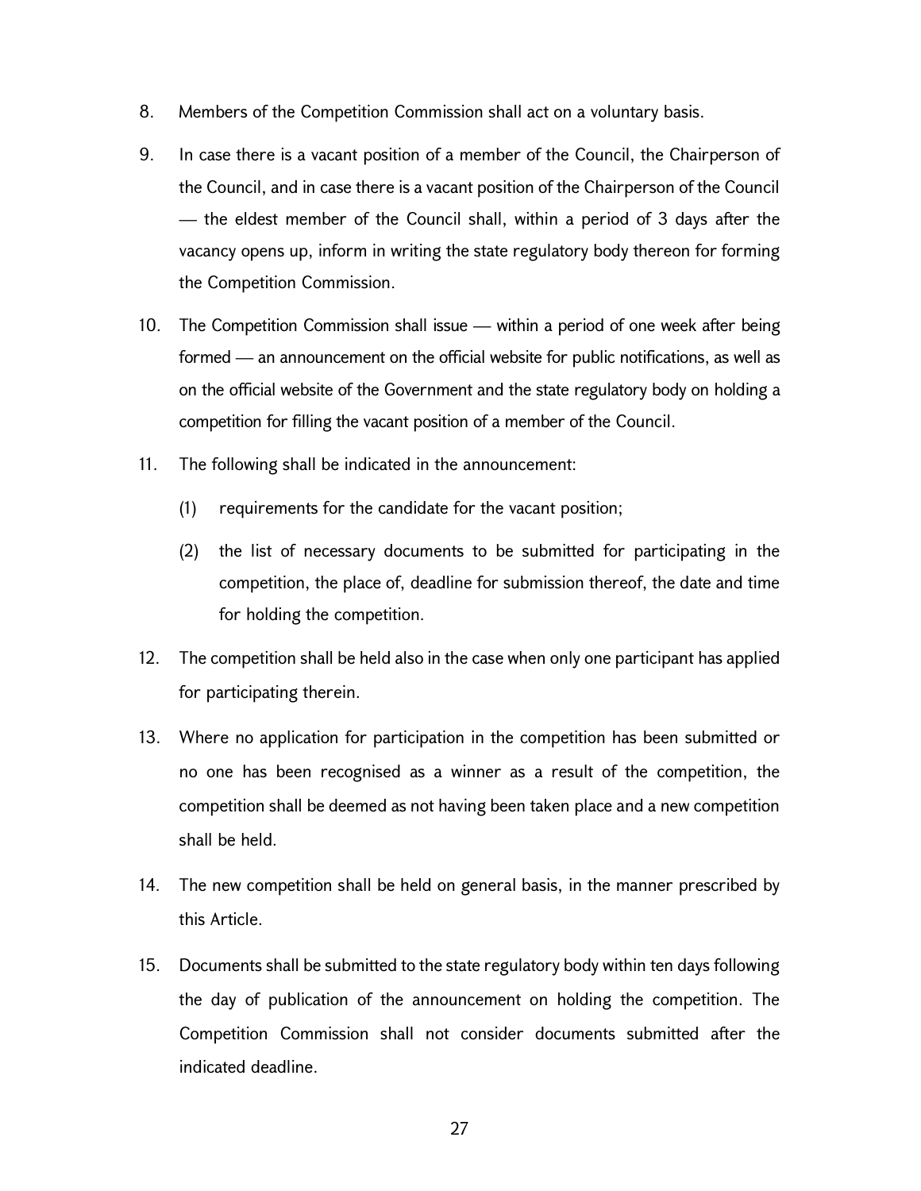8. Members of the Competition Commission shall act on a voluntary basis.

9. In case there is a vacant position of a member of the Council, the Chairperson of the Council, and in case there is a vacant position of the Chairperson of the Council — the eldest member of the Council shall, within a period of 3 days after the vacancy opens up, inform in writing the state regulatory body thereon for forming the Competition Commission.

10. The Competition Commission shall issue — within a period of one week after being formed — an announcement on the official website for public notifications, as well as on the official website of the Government and the state regulatory body on holding a competition for filling the vacant position of a member of the Council.

11. The following shall be indicated in the announcement:

    (1) requirements for the candidate for the vacant position;

    (2) the list of necessary documents to be submitted for participating in the competition, the place of, deadline for submission thereof, the date and time for holding the competition.

12. The competition shall be held also in the case when only one participant has applied for participating therein.

13. Where no application for participation in the competition has been submitted or no one has been recognised as a winner as a result of the competition, the competition shall be deemed as not having been taken place and a new competition shall be held.

14. The new competition shall be held on general basis, in the manner prescribed by this Article.

15. Documents shall be submitted to the state regulatory body within ten days following the day of publication of the announcement on holding the competition. The Competition Commission shall not consider documents submitted after the indicated deadline.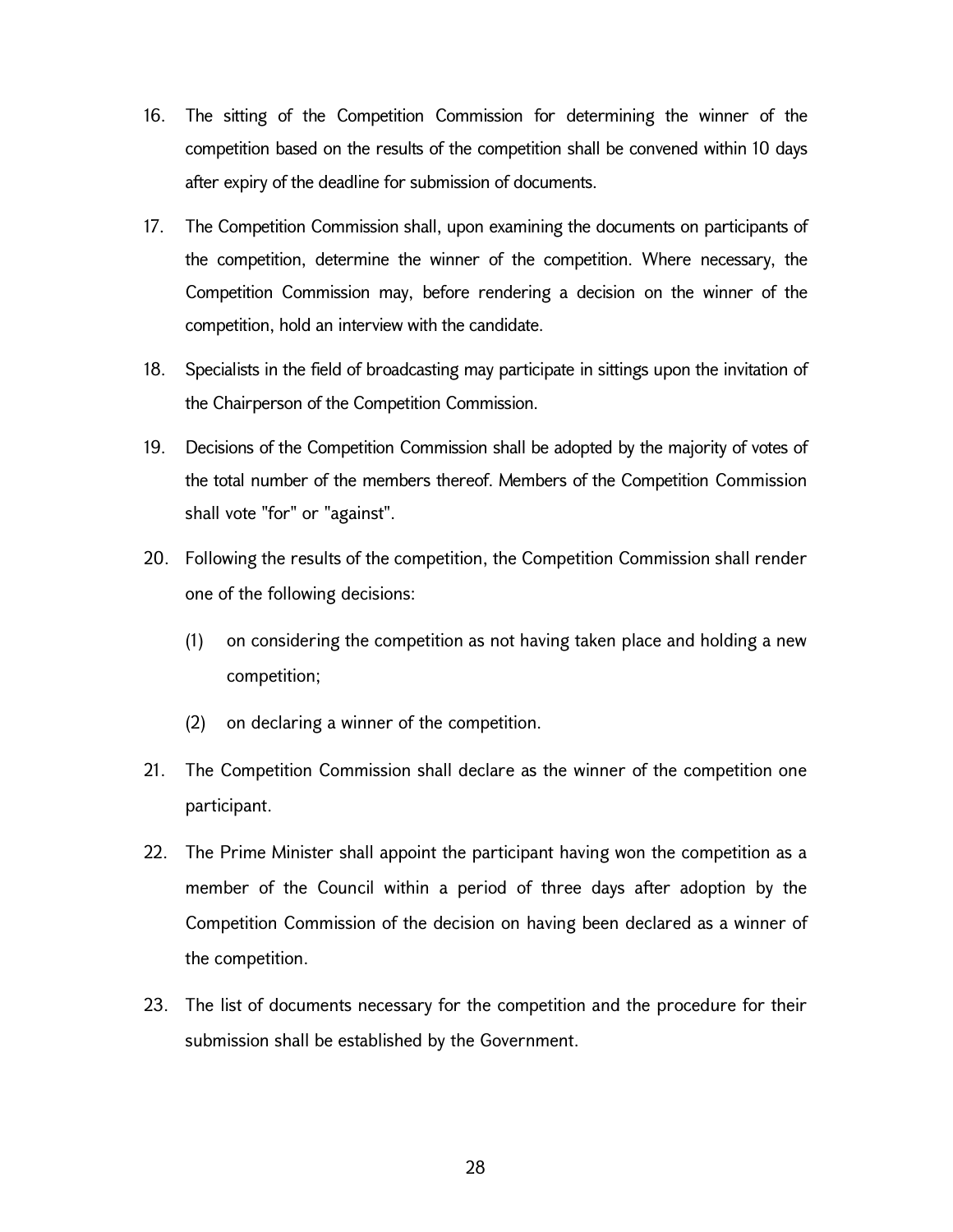16. The sitting of the Competition Commission for determining the winner of the competition based on the results of the competition shall be convened within 10 days after expiry of the deadline for submission of documents.

17. The Competition Commission shall, upon examining the documents on participants of the competition, determine the winner of the competition. Where necessary, the Competition Commission may, before rendering a decision on the winner of the competition, hold an interview with the candidate.

18. Specialists in the field of broadcasting may participate in sittings upon the invitation of the Chairperson of the Competition Commission.

19. Decisions of the Competition Commission shall be adopted by the majority of votes of the total number of the members thereof. Members of the Competition Commission shall vote "for" or "against".

20. Following the results of the competition, the Competition Commission shall render one of the following decisions:

    (1) on considering the competition as not having taken place and holding a new competition;

    (2) on declaring a winner of the competition.

21. The Competition Commission shall declare as the winner of the competition one participant.

22. The Prime Minister shall appoint the participant having won the competition as a member of the Council within a period of three days after adoption by the Competition Commission of the decision on having been declared as a winner of the competition.

23. The list of documents necessary for the competition and the procedure for their submission shall be established by the Government.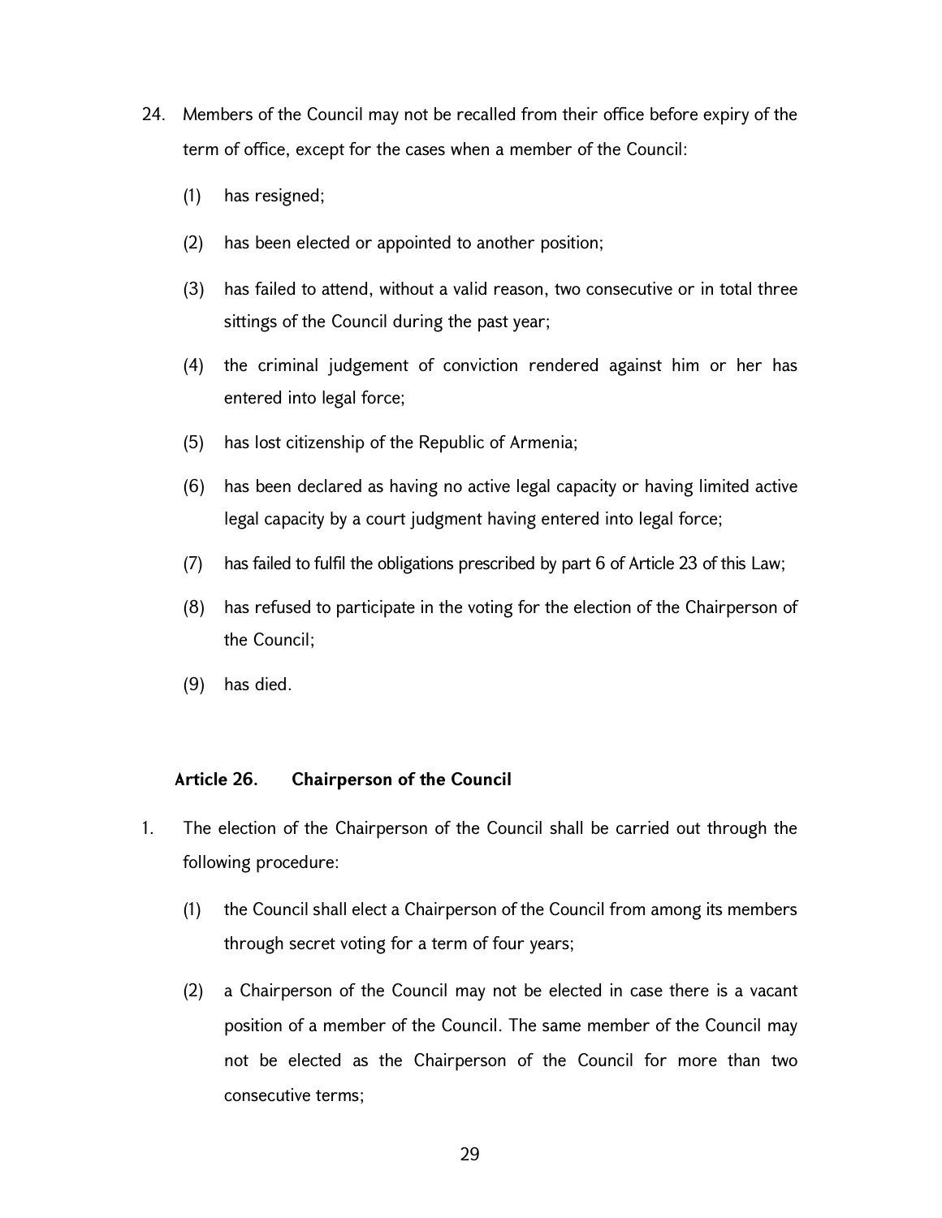24. Members of the Council may not be recalled from their office before expiry of the term of office, except for the cases when a member of the Council:

    (1) has resigned;

    (2) has been elected or appointed to another position;

    (3) has failed to attend, without a valid reason, two consecutive or in total three sittings of the Council during the past year;

    (4) the criminal judgement of conviction rendered against him or her has entered into legal force;

    (5) has lost citizenship of the Republic of Armenia;

    (6) has been declared as having no active legal capacity or having limited active legal capacity by a court judgment having entered into legal force;

    (7) has failed to fulfil the obligations prescribed by part 6 of Article 23 of this Law;

    (8) has refused to participate in the voting for the election of the Chairperson of the Council;

    (9) has died.

### Article 26. Chairperson of the Council

1. The election of the Chairperson of the Council shall be carried out through the following procedure:

    (1) the Council shall elect a Chairperson of the Council from among its members through secret voting for a term of four years;

    (2) a Chairperson of the Council may not be elected in case there is a vacant position of a member of the Council. The same member of the Council may not be elected as the Chairperson of the Council for more than two consecutive terms;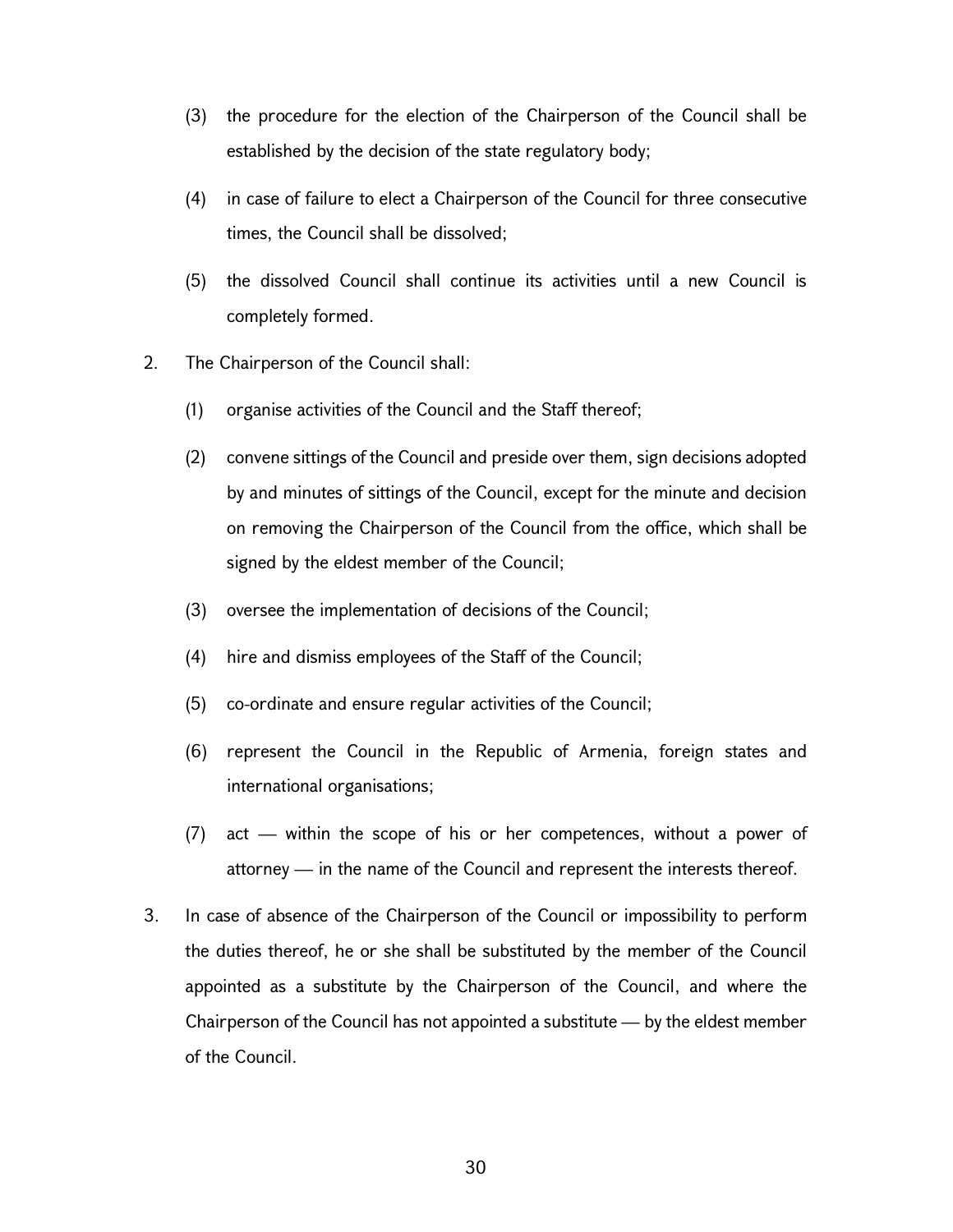(3) the procedure for the election of the Chairperson of the Council shall be established by the decision of the state regulatory body;

(4) in case of failure to elect a Chairperson of the Council for three consecutive times, the Council shall be dissolved;

(5) the dissolved Council shall continue its activities until a new Council is completely formed.

2. The Chairperson of the Council shall:

   (1) organise activities of the Council and the Staff thereof;

   (2) convene sittings of the Council and preside over them, sign decisions adopted by and minutes of sittings of the Council, except for the minute and decision on removing the Chairperson of the Council from the office, which shall be signed by the eldest member of the Council;

   (3) oversee the implementation of decisions of the Council;

   (4) hire and dismiss employees of the Staff of the Council;

   (5) co-ordinate and ensure regular activities of the Council;

   (6) represent the Council in the Republic of Armenia, foreign states and international organisations;

   (7) act — within the scope of his or her competences, without a power of attorney — in the name of the Council and represent the interests thereof.

3. In case of absence of the Chairperson of the Council or impossibility to perform the duties thereof, he or she shall be substituted by the member of the Council appointed as a substitute by the Chairperson of the Council, and where the Chairperson of the Council has not appointed a substitute — by the eldest member of the Council.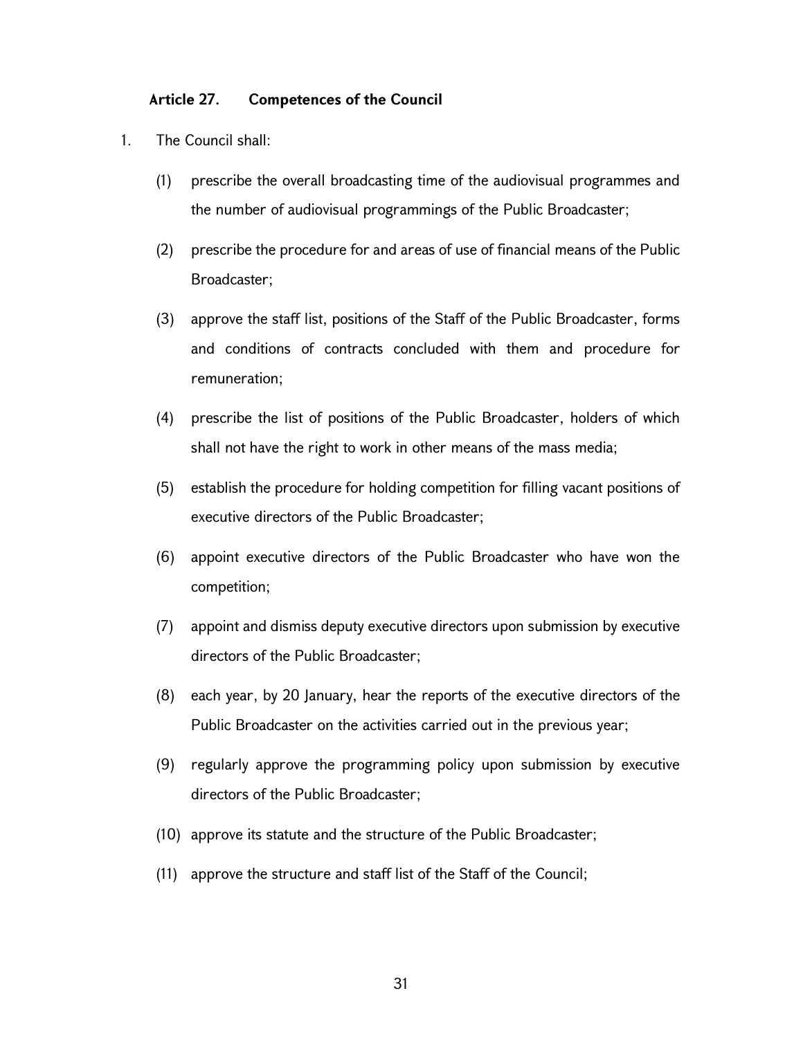### Article 27. Competences of the Council

1. The Council shall:

   (1) prescribe the overall broadcasting time of the audiovisual programmes and the number of audiovisual programmings of the Public Broadcaster;

   (2) prescribe the procedure for and areas of use of financial means of the Public Broadcaster;

   (3) approve the staff list, positions of the Staff of the Public Broadcaster, forms and conditions of contracts concluded with them and procedure for remuneration;

   (4) prescribe the list of positions of the Public Broadcaster, holders of which shall not have the right to work in other means of the mass media;

   (5) establish the procedure for holding competition for filling vacant positions of executive directors of the Public Broadcaster;

   (6) appoint executive directors of the Public Broadcaster who have won the competition;

   (7) appoint and dismiss deputy executive directors upon submission by executive directors of the Public Broadcaster;

   (8) each year, by 20 January, hear the reports of the executive directors of the Public Broadcaster on the activities carried out in the previous year;

   (9) regularly approve the programming policy upon submission by executive directors of the Public Broadcaster;

   (10) approve its statute and the structure of the Public Broadcaster;

   (11) approve the structure and staff list of the Staff of the Council;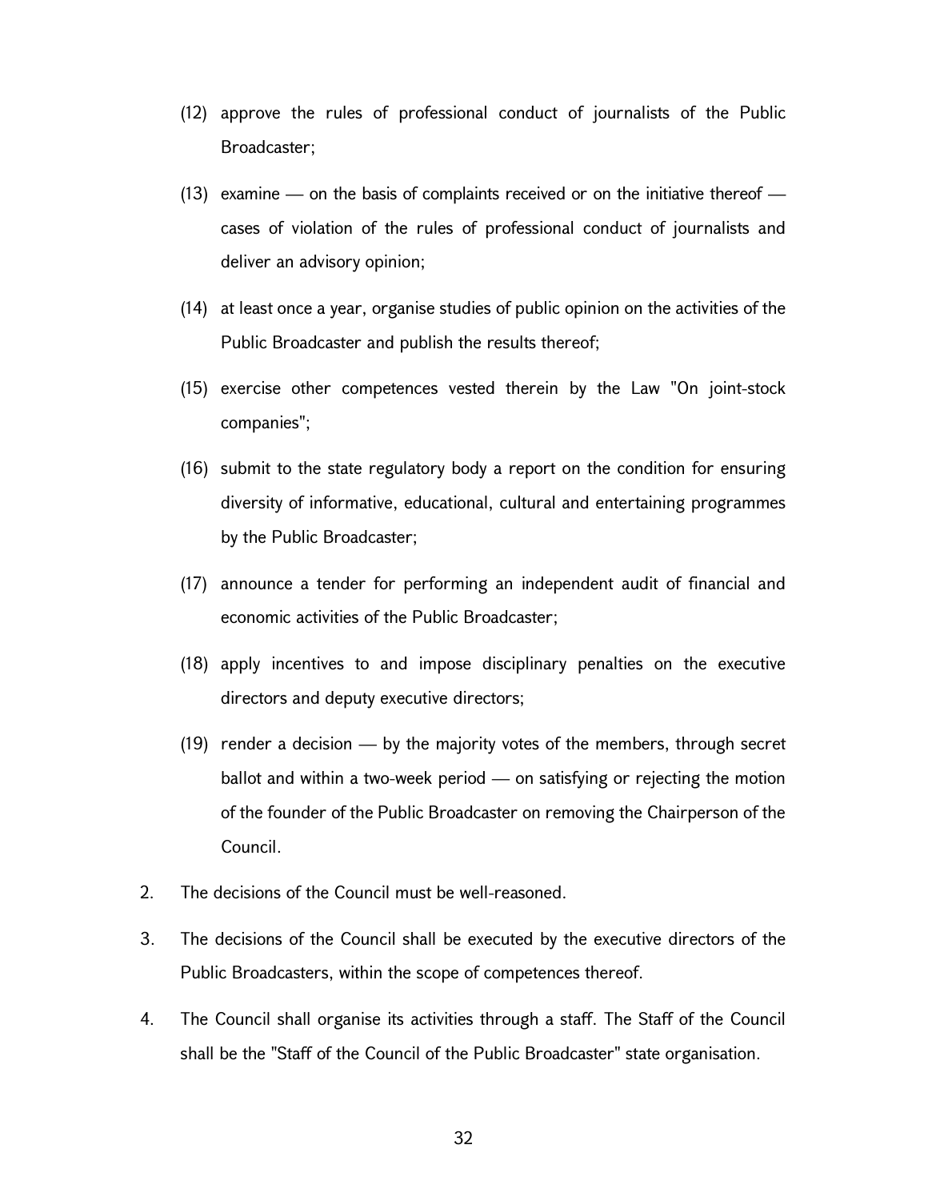(12) approve the rules of professional conduct of journalists of the Public Broadcaster;

(13) examine — on the basis of complaints received or on the initiative thereof — cases of violation of the rules of professional conduct of journalists and deliver an advisory opinion;

(14) at least once a year, organise studies of public opinion on the activities of the Public Broadcaster and publish the results thereof;

(15) exercise other competences vested therein by the Law "On joint-stock companies";

(16) submit to the state regulatory body a report on the condition for ensuring diversity of informative, educational, cultural and entertaining programmes by the Public Broadcaster;

(17) announce a tender for performing an independent audit of financial and economic activities of the Public Broadcaster;

(18) apply incentives to and impose disciplinary penalties on the executive directors and deputy executive directors;

(19) render a decision — by the majority votes of the members, through secret ballot and within a two-week period — on satisfying or rejecting the motion of the founder of the Public Broadcaster on removing the Chairperson of the Council.

2. The decisions of the Council must be well-reasoned.

3. The decisions of the Council shall be executed by the executive directors of the Public Broadcasters, within the scope of competences thereof.

4. The Council shall organise its activities through a staff. The Staff of the Council shall be the "Staff of the Council of the Public Broadcaster" state organisation.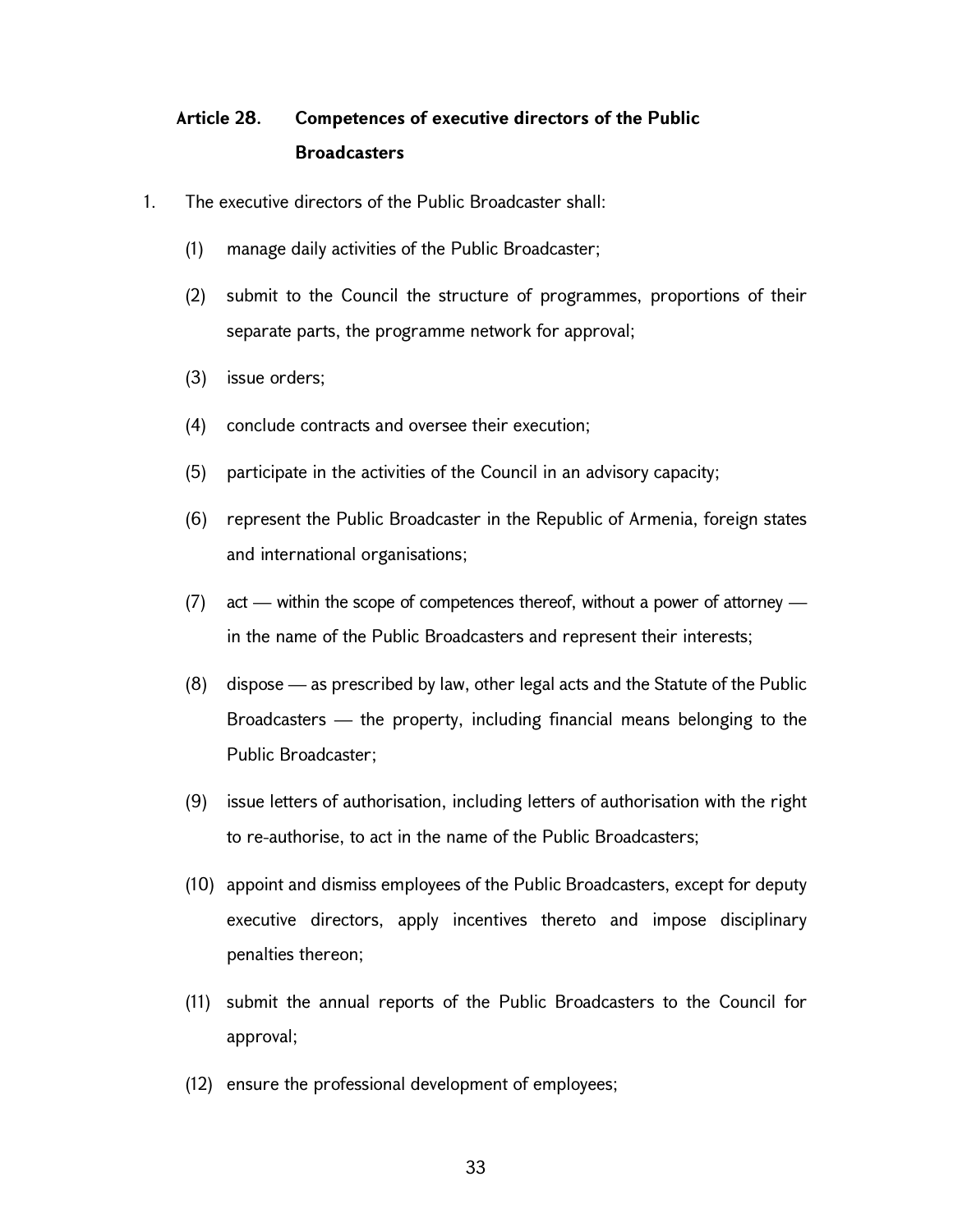### Article 28. Competences of executive directors of the Public Broadcasters

1. The executive directors of the Public Broadcaster shall:

   (1) manage daily activities of the Public Broadcaster;

   (2) submit to the Council the structure of programmes, proportions of their separate parts, the programme network for approval;

   (3) issue orders;

   (4) conclude contracts and oversee their execution;

   (5) participate in the activities of the Council in an advisory capacity;

   (6) represent the Public Broadcaster in the Republic of Armenia, foreign states and international organisations;

   (7) act — within the scope of competences thereof, without a power of attorney — in the name of the Public Broadcasters and represent their interests;

   (8) dispose — as prescribed by law, other legal acts and the Statute of the Public Broadcasters — the property, including financial means belonging to the Public Broadcaster;

   (9) issue letters of authorisation, including letters of authorisation with the right to re-authorise, to act in the name of the Public Broadcasters;

   (10) appoint and dismiss employees of the Public Broadcasters, except for deputy executive directors, apply incentives thereto and impose disciplinary penalties thereon;

   (11) submit the annual reports of the Public Broadcasters to the Council for approval;

   (12) ensure the professional development of employees;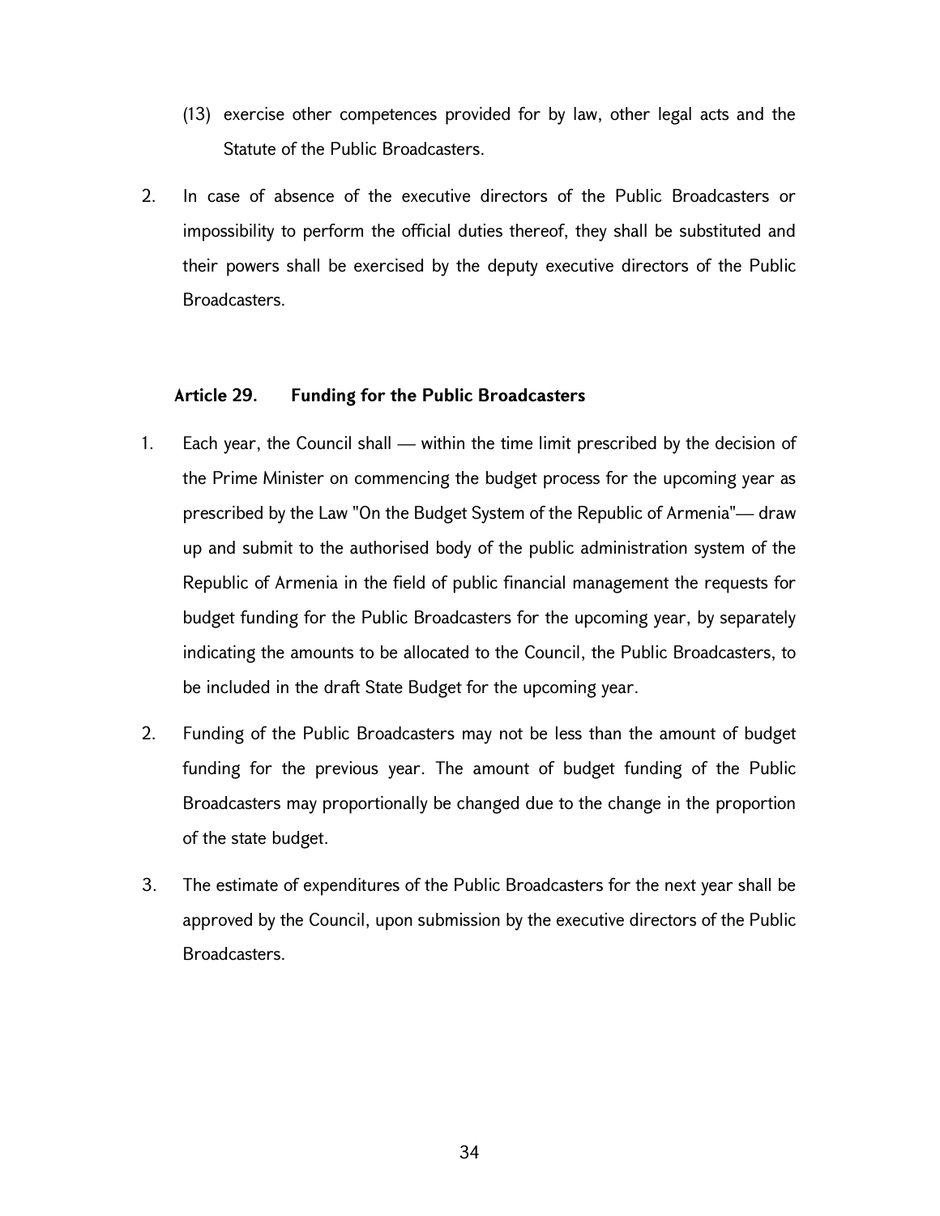(13) exercise other competences provided for by law, other legal acts and the Statute of the Public Broadcasters.

2. In case of absence of the executive directors of the Public Broadcasters or impossibility to perform the official duties thereof, they shall be substituted and their powers shall be exercised by the deputy executive directors of the Public Broadcasters.

### Article 29. Funding for the Public Broadcasters

1. Each year, the Council shall — within the time limit prescribed by the decision of the Prime Minister on commencing the budget process for the upcoming year as prescribed by the Law "On the Budget System of the Republic of Armenia"— draw up and submit to the authorised body of the public administration system of the Republic of Armenia in the field of public financial management the requests for budget funding for the Public Broadcasters for the upcoming year, by separately indicating the amounts to be allocated to the Council, the Public Broadcasters, to be included in the draft State Budget for the upcoming year.

2. Funding of the Public Broadcasters may not be less than the amount of budget funding for the previous year. The amount of budget funding of the Public Broadcasters may proportionally be changed due to the change in the proportion of the state budget.

3. The estimate of expenditures of the Public Broadcasters for the next year shall be approved by the Council, upon submission by the executive directors of the Public Broadcasters.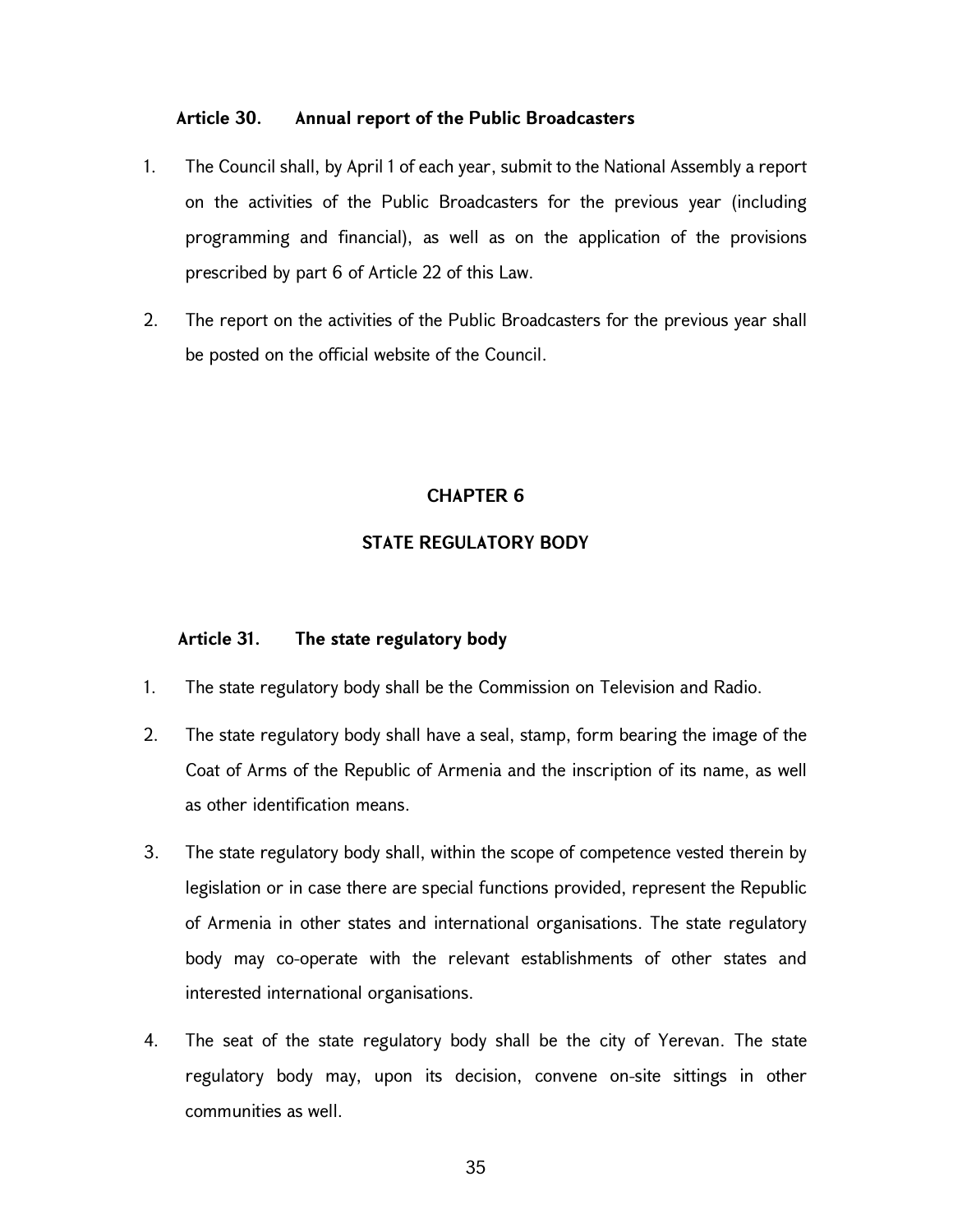### Article 30. Annual report of the Public Broadcasters

1. The Council shall, by April 1 of each year, submit to the National Assembly a report on the activities of the Public Broadcasters for the previous year (including programming and financial), as well as on the application of the provisions prescribed by part 6 of Article 22 of this Law.

2. The report on the activities of the Public Broadcasters for the previous year shall be posted on the official website of the Council.

## CHAPTER 6

## STATE REGULATORY BODY

### Article 31. The state regulatory body

1. The state regulatory body shall be the Commission on Television and Radio.

2. The state regulatory body shall have a seal, stamp, form bearing the image of the Coat of Arms of the Republic of Armenia and the inscription of its name, as well as other identification means.

3. The state regulatory body shall, within the scope of competence vested therein by legislation or in case there are special functions provided, represent the Republic of Armenia in other states and international organisations. The state regulatory body may co-operate with the relevant establishments of other states and interested international organisations.

4. The seat of the state regulatory body shall be the city of Yerevan. The state regulatory body may, upon its decision, convene on-site sittings in other communities as well.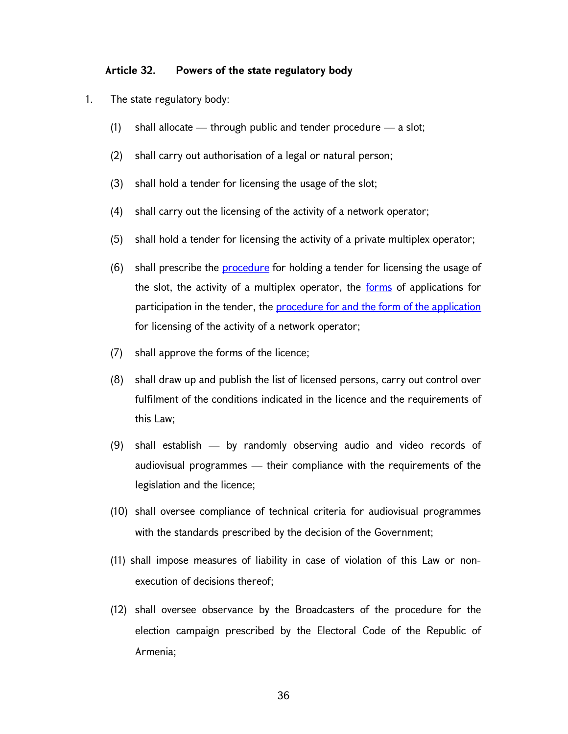### Article 32. Powers of the state regulatory body

1. The state regulatory body:

   (1) shall allocate — through public and tender procedure — a slot;

   (2) shall carry out authorisation of a legal or natural person;

   (3) shall hold a tender for licensing the usage of the slot;

   (4) shall carry out the licensing of the activity of a network operator;

   (5) shall hold a tender for licensing the activity of a private multiplex operator;

   (6) shall prescribe the procedure for holding a tender for licensing the usage of the slot, the activity of a multiplex operator, the forms of applications for participation in the tender, the procedure for and the form of the application for licensing of the activity of a network operator;

   (7) shall approve the forms of the licence;

   (8) shall draw up and publish the list of licensed persons, carry out control over fulfilment of the conditions indicated in the licence and the requirements of this Law;

   (9) shall establish — by randomly observing audio and video records of audiovisual programmes — their compliance with the requirements of the legislation and the licence;

   (10) shall oversee compliance of technical criteria for audiovisual programmes with the standards prescribed by the decision of the Government;

   (11) shall impose measures of liability in case of violation of this Law or non-execution of decisions thereof;

   (12) shall oversee observance by the Broadcasters of the procedure for the election campaign prescribed by the Electoral Code of the Republic of Armenia;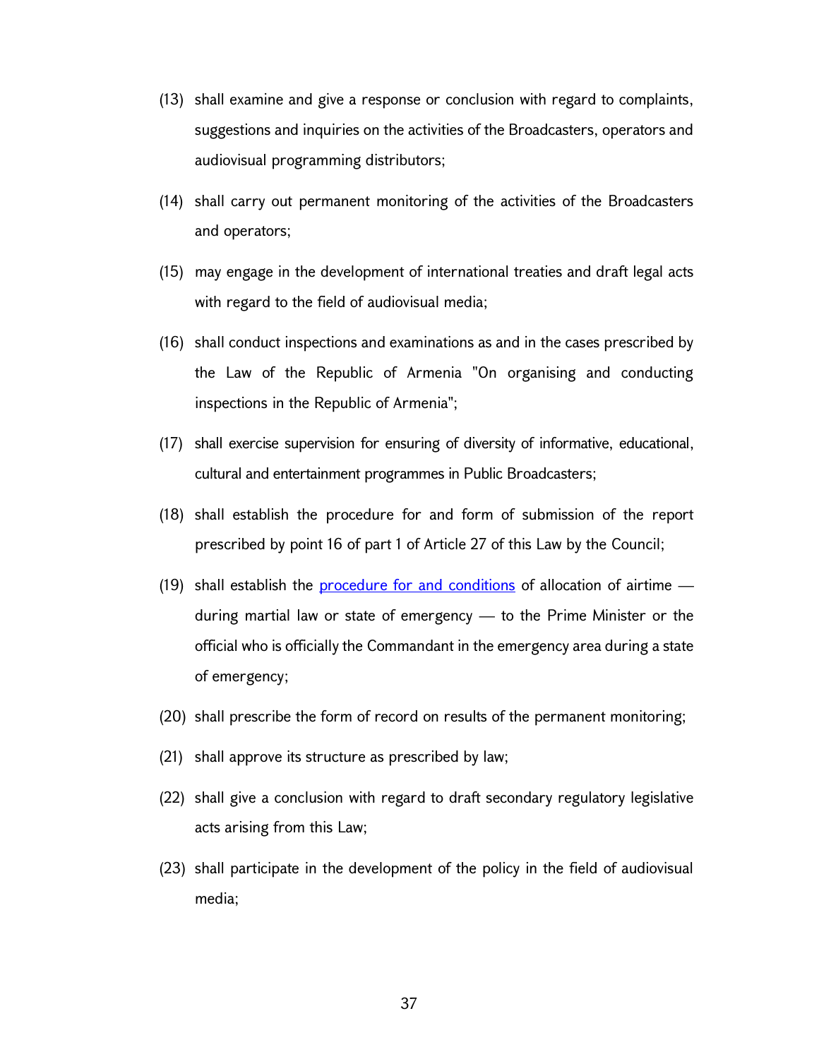(13) shall examine and give a response or conclusion with regard to complaints, suggestions and inquiries on the activities of the Broadcasters, operators and audiovisual programming distributors;

(14) shall carry out permanent monitoring of the activities of the Broadcasters and operators;

(15) may engage in the development of international treaties and draft legal acts with regard to the field of audiovisual media;

(16) shall conduct inspections and examinations as and in the cases prescribed by the Law of the Republic of Armenia "On organising and conducting inspections in the Republic of Armenia";

(17) shall exercise supervision for ensuring of diversity of informative, educational, cultural and entertainment programmes in Public Broadcasters;

(18) shall establish the procedure for and form of submission of the report prescribed by point 16 of part 1 of Article 27 of this Law by the Council;

(19) shall establish the procedure for and conditions of allocation of airtime — during martial law or state of emergency — to the Prime Minister or the official who is officially the Commandant in the emergency area during a state of emergency;

(20) shall prescribe the form of record on results of the permanent monitoring;

(21) shall approve its structure as prescribed by law;

(22) shall give a conclusion with regard to draft secondary regulatory legislative acts arising from this Law;

(23) shall participate in the development of the policy in the field of audiovisual media;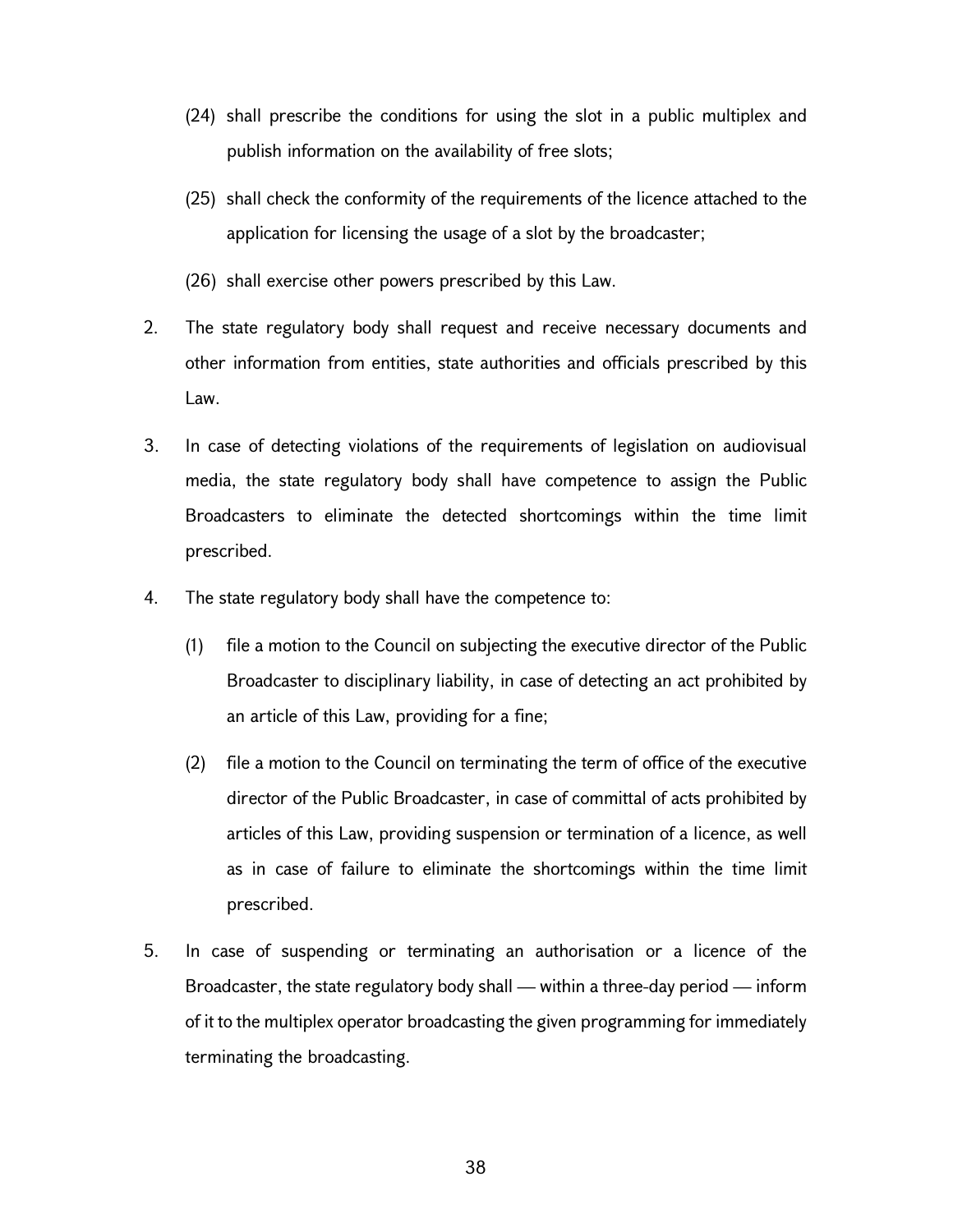(24) shall prescribe the conditions for using the slot in a public multiplex and publish information on the availability of free slots;

(25) shall check the conformity of the requirements of the licence attached to the application for licensing the usage of a slot by the broadcaster;

(26) shall exercise other powers prescribed by this Law.

2. The state regulatory body shall request and receive necessary documents and other information from entities, state authorities and officials prescribed by this Law.

3. In case of detecting violations of the requirements of legislation on audiovisual media, the state regulatory body shall have competence to assign the Public Broadcasters to eliminate the detected shortcomings within the time limit prescribed.

4. The state regulatory body shall have the competence to:

   (1) file a motion to the Council on subjecting the executive director of the Public Broadcaster to disciplinary liability, in case of detecting an act prohibited by an article of this Law, providing for a fine;

   (2) file a motion to the Council on terminating the term of office of the executive director of the Public Broadcaster, in case of committal of acts prohibited by articles of this Law, providing suspension or termination of a licence, as well as in case of failure to eliminate the shortcomings within the time limit prescribed.

5. In case of suspending or terminating an authorisation or a licence of the Broadcaster, the state regulatory body shall — within a three-day period — inform of it to the multiplex operator broadcasting the given programming for immediately terminating the broadcasting.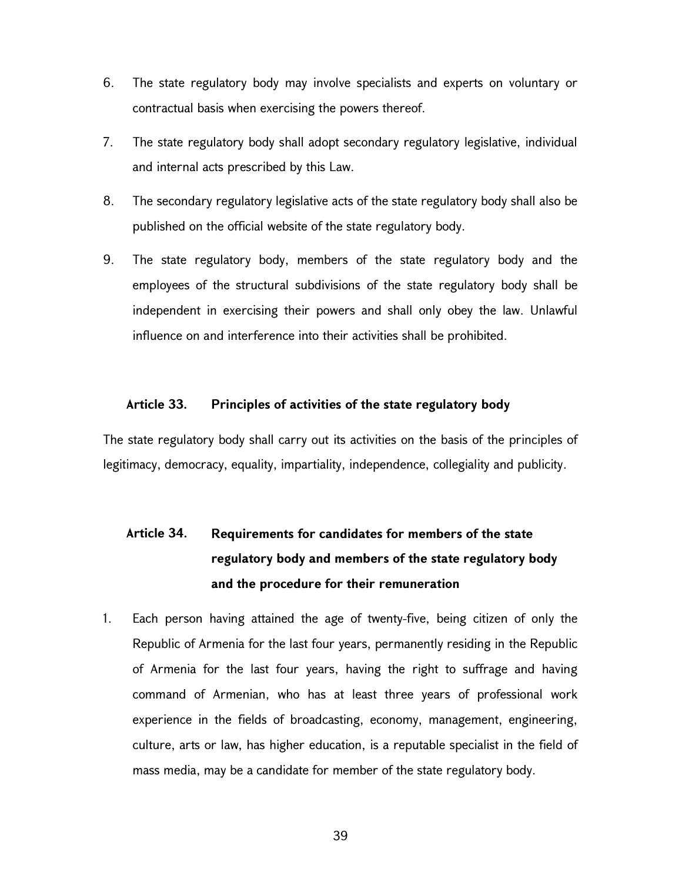6. The state regulatory body may involve specialists and experts on voluntary or contractual basis when exercising the powers thereof.

7. The state regulatory body shall adopt secondary regulatory legislative, individual and internal acts prescribed by this Law.

8. The secondary regulatory legislative acts of the state regulatory body shall also be published on the official website of the state regulatory body.

9. The state regulatory body, members of the state regulatory body and the employees of the structural subdivisions of the state regulatory body shall be independent in exercising their powers and shall only obey the law. Unlawful influence on and interference into their activities shall be prohibited.

### Article 33. Principles of activities of the state regulatory body

The state regulatory body shall carry out its activities on the basis of the principles of legitimacy, democracy, equality, impartiality, independence, collegiality and publicity.

### Article 34. Requirements for candidates for members of the state regulatory body and members of the state regulatory body and the procedure for their remuneration

1. Each person having attained the age of twenty-five, being citizen of only the Republic of Armenia for the last four years, permanently residing in the Republic of Armenia for the last four years, having the right to suffrage and having command of Armenian, who has at least three years of professional work experience in the fields of broadcasting, economy, management, engineering, culture, arts or law, has higher education, is a reputable specialist in the field of mass media, may be a candidate for member of the state regulatory body.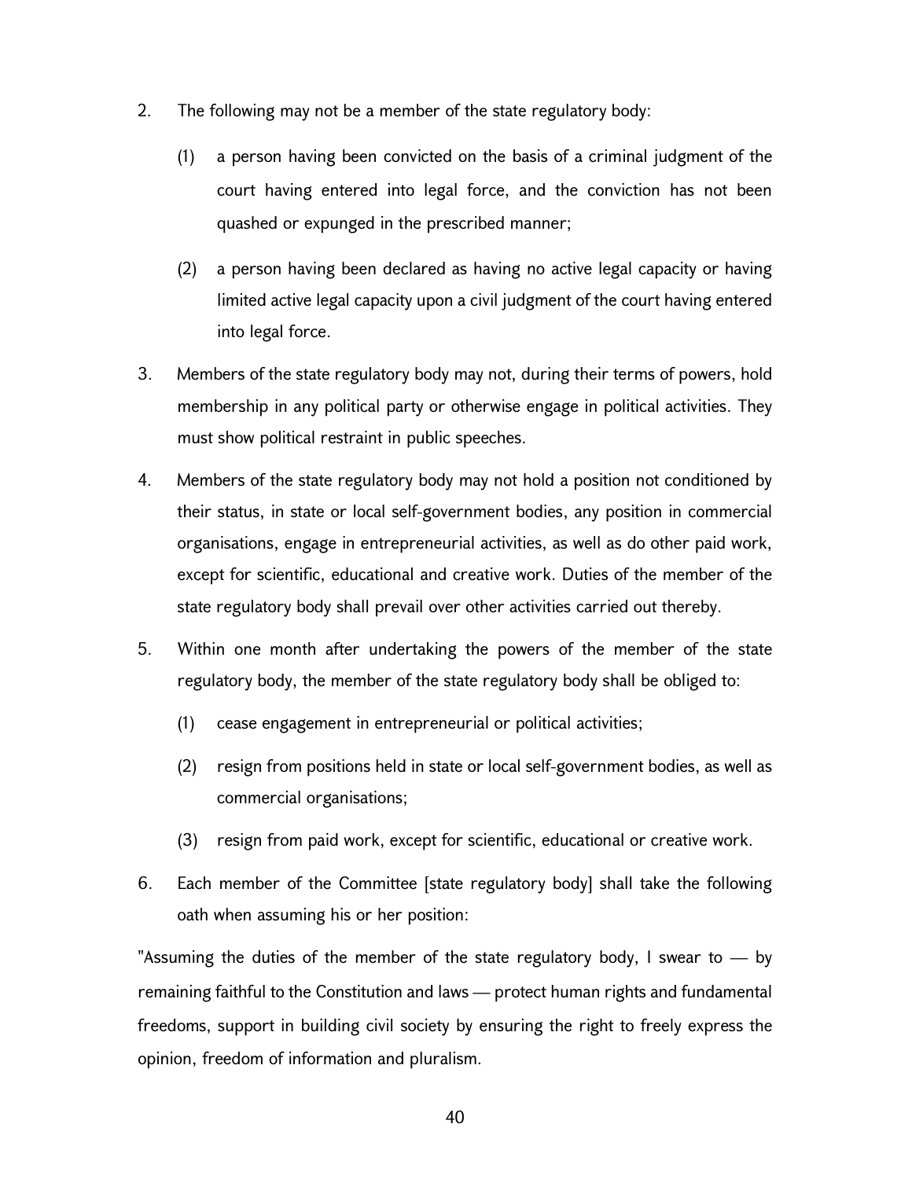2. The following may not be a member of the state regulatory body:

   (1) a person having been convicted on the basis of a criminal judgment of the court having entered into legal force, and the conviction has not been quashed or expunged in the prescribed manner;

   (2) a person having been declared as having no active legal capacity or having limited active legal capacity upon a civil judgment of the court having entered into legal force.

3. Members of the state regulatory body may not, during their terms of powers, hold membership in any political party or otherwise engage in political activities. They must show political restraint in public speeches.

4. Members of the state regulatory body may not hold a position not conditioned by their status, in state or local self-government bodies, any position in commercial organisations, engage in entrepreneurial activities, as well as do other paid work, except for scientific, educational and creative work. Duties of the member of the state regulatory body shall prevail over other activities carried out thereby.

5. Within one month after undertaking the powers of the member of the state regulatory body, the member of the state regulatory body shall be obliged to:

   (1) cease engagement in entrepreneurial or political activities;

   (2) resign from positions held in state or local self-government bodies, as well as commercial organisations;

   (3) resign from paid work, except for scientific, educational or creative work.

6. Each member of the Committee [state regulatory body] shall take the following oath when assuming his or her position:

"Assuming the duties of the member of the state regulatory body, I swear to — by remaining faithful to the Constitution and laws — protect human rights and fundamental freedoms, support in building civil society by ensuring the right to freely express the opinion, freedom of information and pluralism.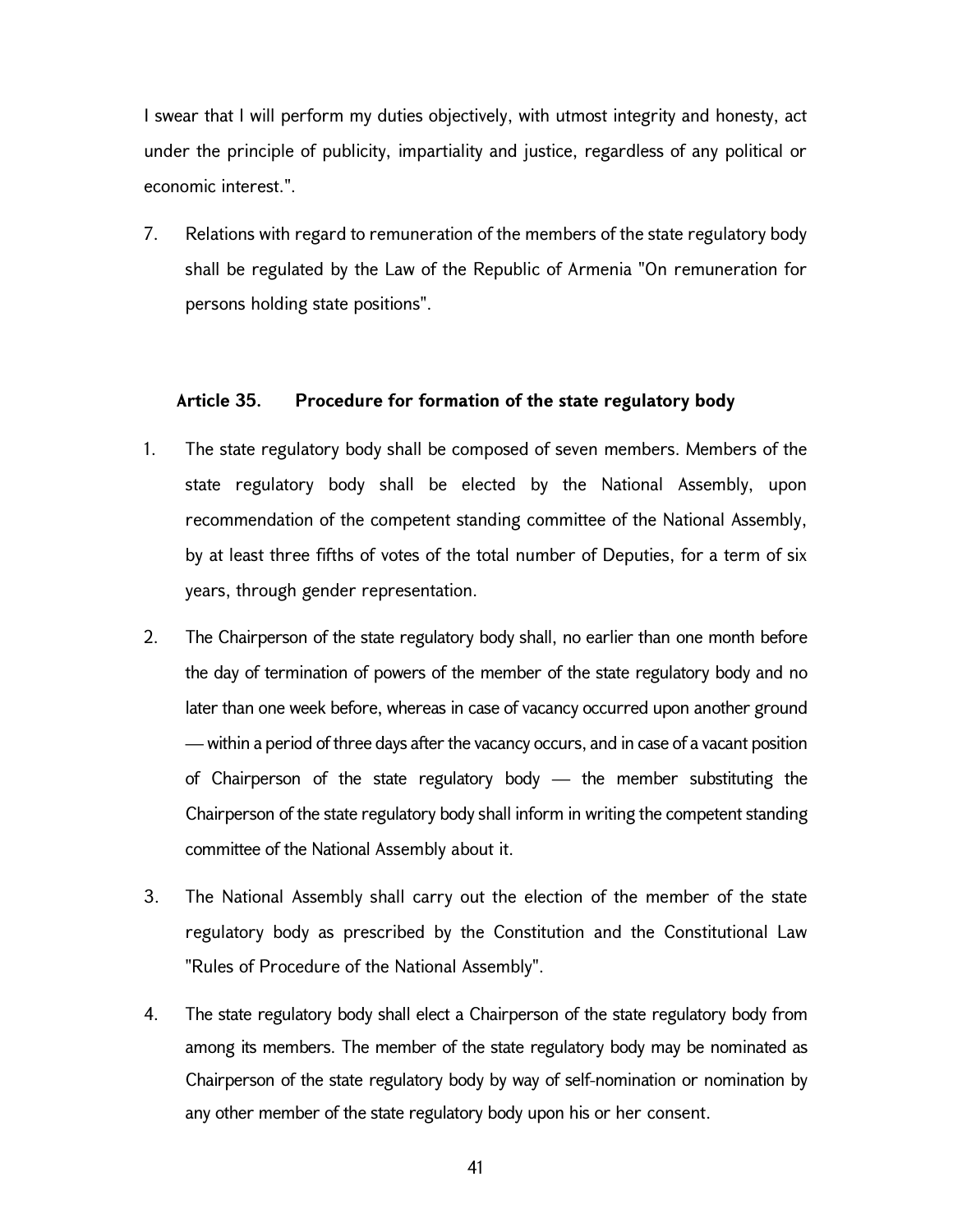I swear that I will perform my duties objectively, with utmost integrity and honesty, act under the principle of publicity, impartiality and justice, regardless of any political or economic interest.".

7. Relations with regard to remuneration of the members of the state regulatory body shall be regulated by the Law of the Republic of Armenia "On remuneration for persons holding state positions".

### Article 35. Procedure for formation of the state regulatory body

1. The state regulatory body shall be composed of seven members. Members of the state regulatory body shall be elected by the National Assembly, upon recommendation of the competent standing committee of the National Assembly, by at least three fifths of votes of the total number of Deputies, for a term of six years, through gender representation.

2. The Chairperson of the state regulatory body shall, no earlier than one month before the day of termination of powers of the member of the state regulatory body and no later than one week before, whereas in case of vacancy occurred upon another ground — within a period of three days after the vacancy occurs, and in case of a vacant position of Chairperson of the state regulatory body — the member substituting the Chairperson of the state regulatory body shall inform in writing the competent standing committee of the National Assembly about it.

3. The National Assembly shall carry out the election of the member of the state regulatory body as prescribed by the Constitution and the Constitutional Law "Rules of Procedure of the National Assembly".

4. The state regulatory body shall elect a Chairperson of the state regulatory body from among its members. The member of the state regulatory body may be nominated as Chairperson of the state regulatory body by way of self-nomination or nomination by any other member of the state regulatory body upon his or her consent.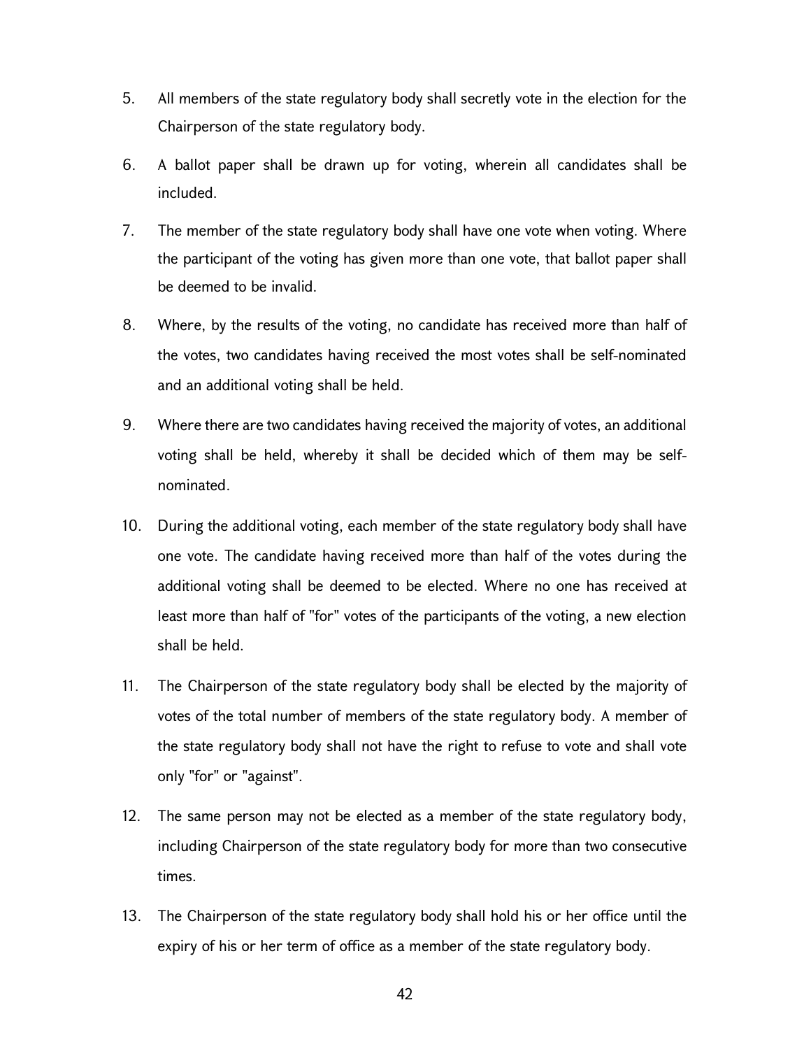5. All members of the state regulatory body shall secretly vote in the election for the Chairperson of the state regulatory body.

6. A ballot paper shall be drawn up for voting, wherein all candidates shall be included.

7. The member of the state regulatory body shall have one vote when voting. Where the participant of the voting has given more than one vote, that ballot paper shall be deemed to be invalid.

8. Where, by the results of the voting, no candidate has received more than half of the votes, two candidates having received the most votes shall be self-nominated and an additional voting shall be held.

9. Where there are two candidates having received the majority of votes, an additional voting shall be held, whereby it shall be decided which of them may be self-nominated.

10. During the additional voting, each member of the state regulatory body shall have one vote. The candidate having received more than half of the votes during the additional voting shall be deemed to be elected. Where no one has received at least more than half of "for" votes of the participants of the voting, a new election shall be held.

11. The Chairperson of the state regulatory body shall be elected by the majority of votes of the total number of members of the state regulatory body. A member of the state regulatory body shall not have the right to refuse to vote and shall vote only "for" or "against".

12. The same person may not be elected as a member of the state regulatory body, including Chairperson of the state regulatory body for more than two consecutive times.

13. The Chairperson of the state regulatory body shall hold his or her office until the expiry of his or her term of office as a member of the state regulatory body.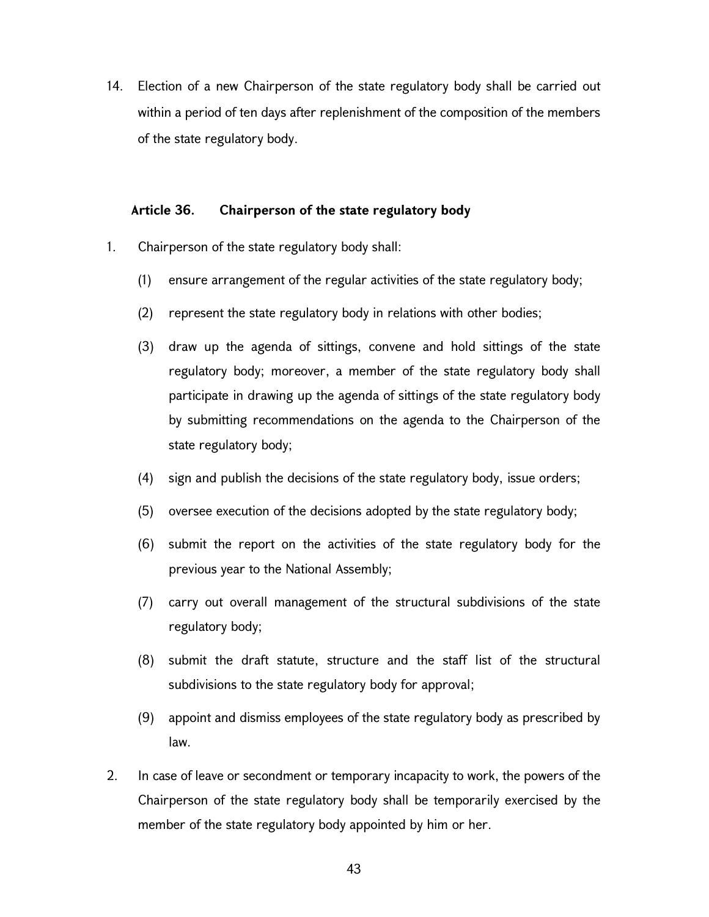14. Election of a new Chairperson of the state regulatory body shall be carried out within a period of ten days after replenishment of the composition of the members of the state regulatory body.

### Article 36. Chairperson of the state regulatory body

1. Chairperson of the state regulatory body shall:
   (1) ensure arrangement of the regular activities of the state regulatory body;
   (2) represent the state regulatory body in relations with other bodies;
   (3) draw up the agenda of sittings, convene and hold sittings of the state regulatory body; moreover, a member of the state regulatory body shall participate in drawing up the agenda of sittings of the state regulatory body by submitting recommendations on the agenda to the Chairperson of the state regulatory body;
   (4) sign and publish the decisions of the state regulatory body, issue orders;
   (5) oversee execution of the decisions adopted by the state regulatory body;
   (6) submit the report on the activities of the state regulatory body for the previous year to the National Assembly;
   (7) carry out overall management of the structural subdivisions of the state regulatory body;
   (8) submit the draft statute, structure and the staff list of the structural subdivisions to the state regulatory body for approval;
   (9) appoint and dismiss employees of the state regulatory body as prescribed by law.
2. In case of leave or secondment or temporary incapacity to work, the powers of the Chairperson of the state regulatory body shall be temporarily exercised by the member of the state regulatory body appointed by him or her.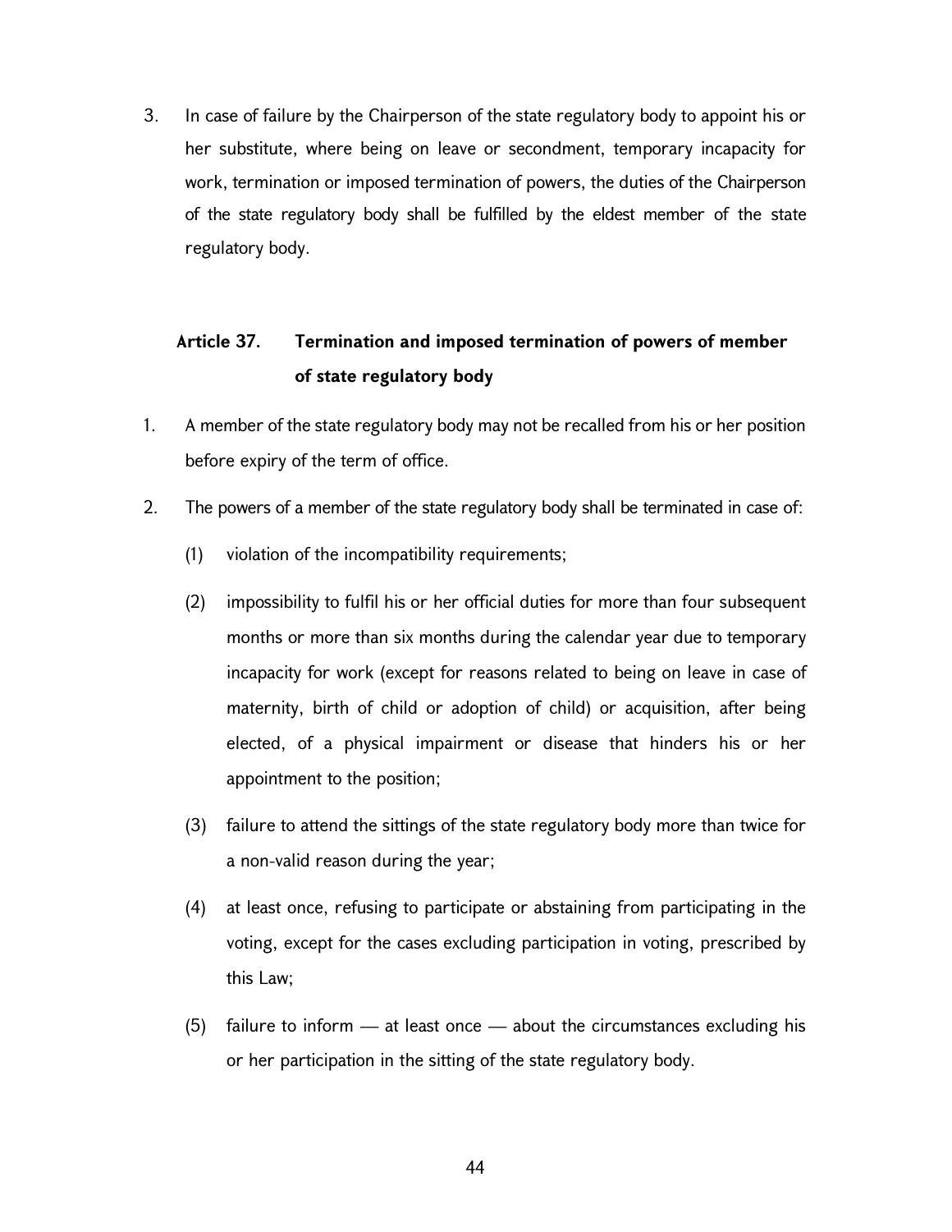3. In case of failure by the Chairperson of the state regulatory body to appoint his or her substitute, where being on leave or secondment, temporary incapacity for work, termination or imposed termination of powers, the duties of the Chairperson of the state regulatory body shall be fulfilled by the eldest member of the state regulatory body.

### Article 37. Termination and imposed termination of powers of member of state regulatory body

1. A member of the state regulatory body may not be recalled from his or her position before expiry of the term of office.

2. The powers of a member of the state regulatory body shall be terminated in case of:

   (1) violation of the incompatibility requirements;

   (2) impossibility to fulfil his or her official duties for more than four subsequent months or more than six months during the calendar year due to temporary incapacity for work (except for reasons related to being on leave in case of maternity, birth of child or adoption of child) or acquisition, after being elected, of a physical impairment or disease that hinders his or her appointment to the position;

   (3) failure to attend the sittings of the state regulatory body more than twice for a non-valid reason during the year;

   (4) at least once, refusing to participate or abstaining from participating in the voting, except for the cases excluding participation in voting, prescribed by this Law;

   (5) failure to inform — at least once — about the circumstances excluding his or her participation in the sitting of the state regulatory body.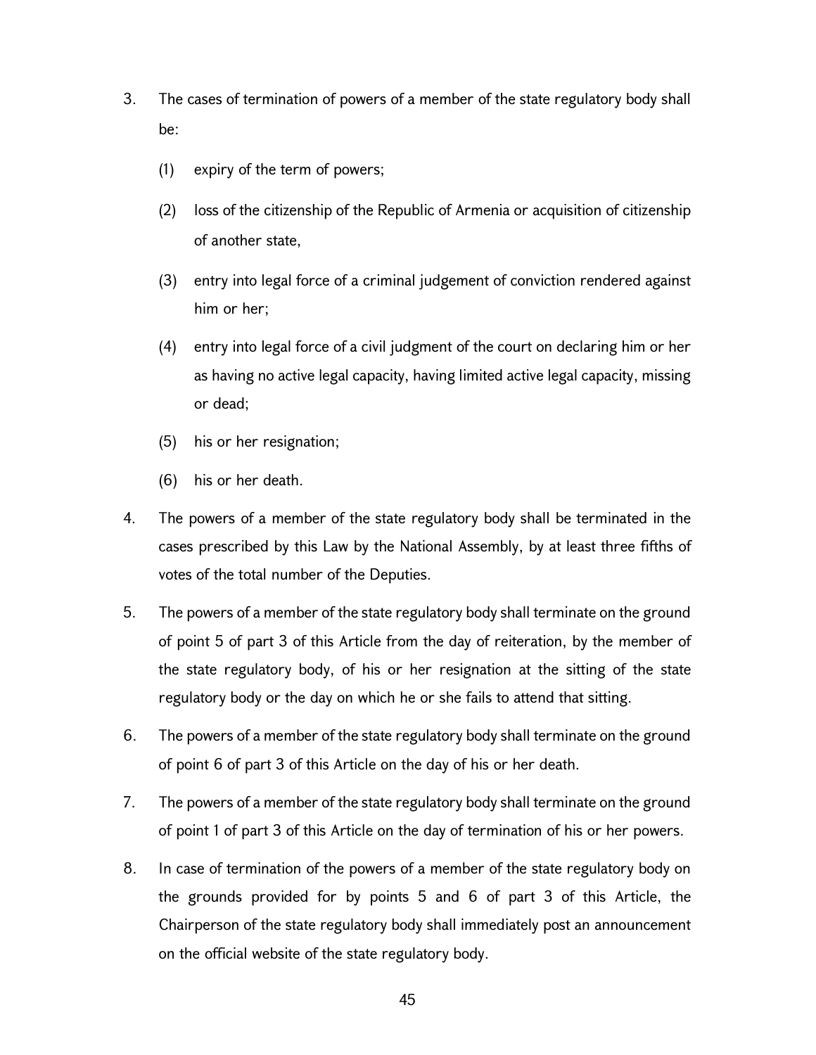3. The cases of termination of powers of a member of the state regulatory body shall be:

    (1) expiry of the term of powers;

    (2) loss of the citizenship of the Republic of Armenia or acquisition of citizenship of another state,

    (3) entry into legal force of a criminal judgement of conviction rendered against him or her;

    (4) entry into legal force of a civil judgment of the court on declaring him or her as having no active legal capacity, having limited active legal capacity, missing or dead;

    (5) his or her resignation;

    (6) his or her death.

4. The powers of a member of the state regulatory body shall be terminated in the cases prescribed by this Law by the National Assembly, by at least three fifths of votes of the total number of the Deputies.

5. The powers of a member of the state regulatory body shall terminate on the ground of point 5 of part 3 of this Article from the day of reiteration, by the member of the state regulatory body, of his or her resignation at the sitting of the state regulatory body or the day on which he or she fails to attend that sitting.

6. The powers of a member of the state regulatory body shall terminate on the ground of point 6 of part 3 of this Article on the day of his or her death.

7. The powers of a member of the state regulatory body shall terminate on the ground of point 1 of part 3 of this Article on the day of termination of his or her powers.

8. In case of termination of the powers of a member of the state regulatory body on the grounds provided for by points 5 and 6 of part 3 of this Article, the Chairperson of the state regulatory body shall immediately post an announcement on the official website of the state regulatory body.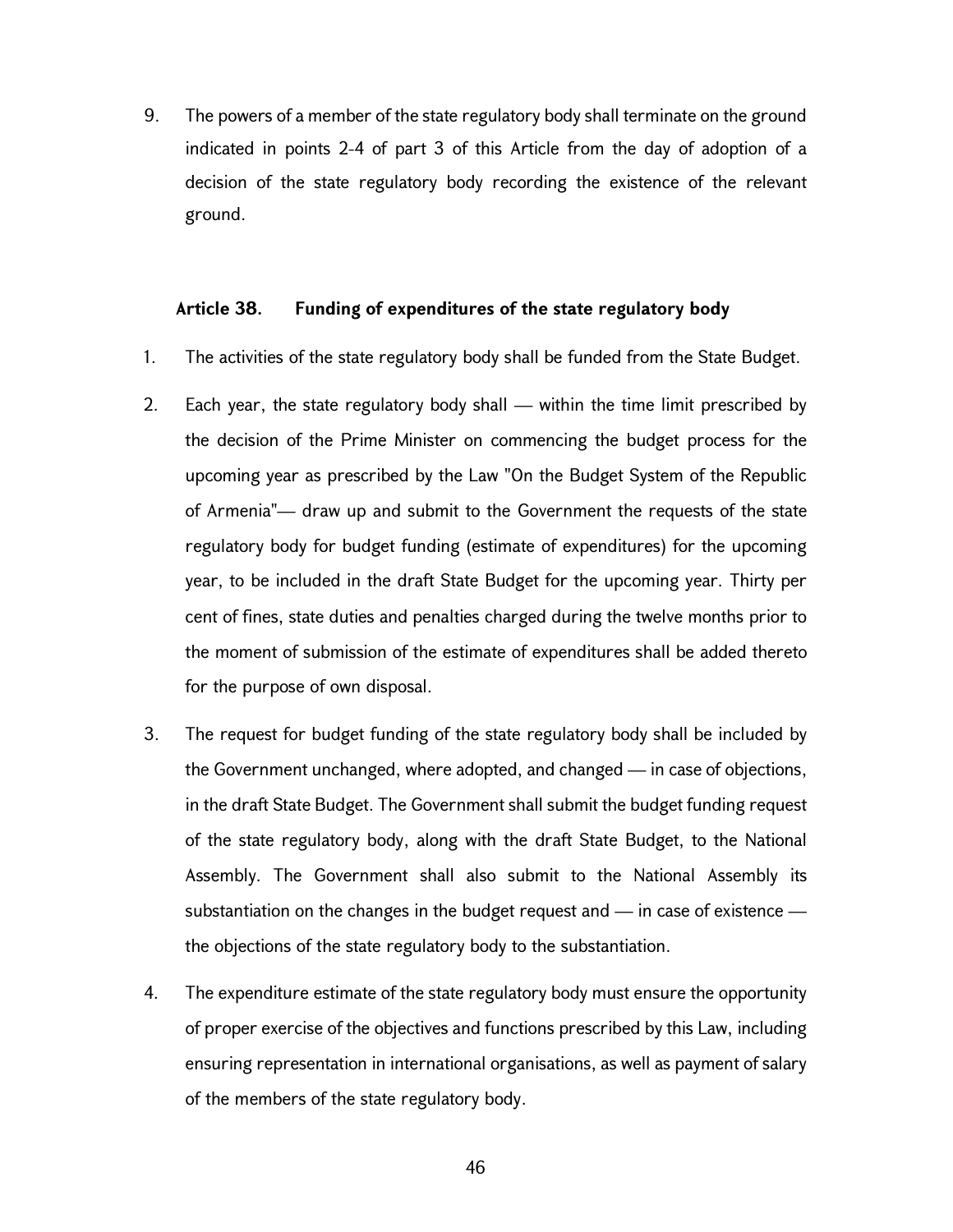9. The powers of a member of the state regulatory body shall terminate on the ground indicated in points 2-4 of part 3 of this Article from the day of adoption of a decision of the state regulatory body recording the existence of the relevant ground.

### Article 38. Funding of expenditures of the state regulatory body

1. The activities of the state regulatory body shall be funded from the State Budget.

2. Each year, the state regulatory body shall — within the time limit prescribed by the decision of the Prime Minister on commencing the budget process for the upcoming year as prescribed by the Law "On the Budget System of the Republic of Armenia"— draw up and submit to the Government the requests of the state regulatory body for budget funding (estimate of expenditures) for the upcoming year, to be included in the draft State Budget for the upcoming year. Thirty per cent of fines, state duties and penalties charged during the twelve months prior to the moment of submission of the estimate of expenditures shall be added thereto for the purpose of own disposal.

3. The request for budget funding of the state regulatory body shall be included by the Government unchanged, where adopted, and changed — in case of objections, in the draft State Budget. The Government shall submit the budget funding request of the state regulatory body, along with the draft State Budget, to the National Assembly. The Government shall also submit to the National Assembly its substantiation on the changes in the budget request and — in case of existence — the objections of the state regulatory body to the substantiation.

4. The expenditure estimate of the state regulatory body must ensure the opportunity of proper exercise of the objectives and functions prescribed by this Law, including ensuring representation in international organisations, as well as payment of salary of the members of the state regulatory body.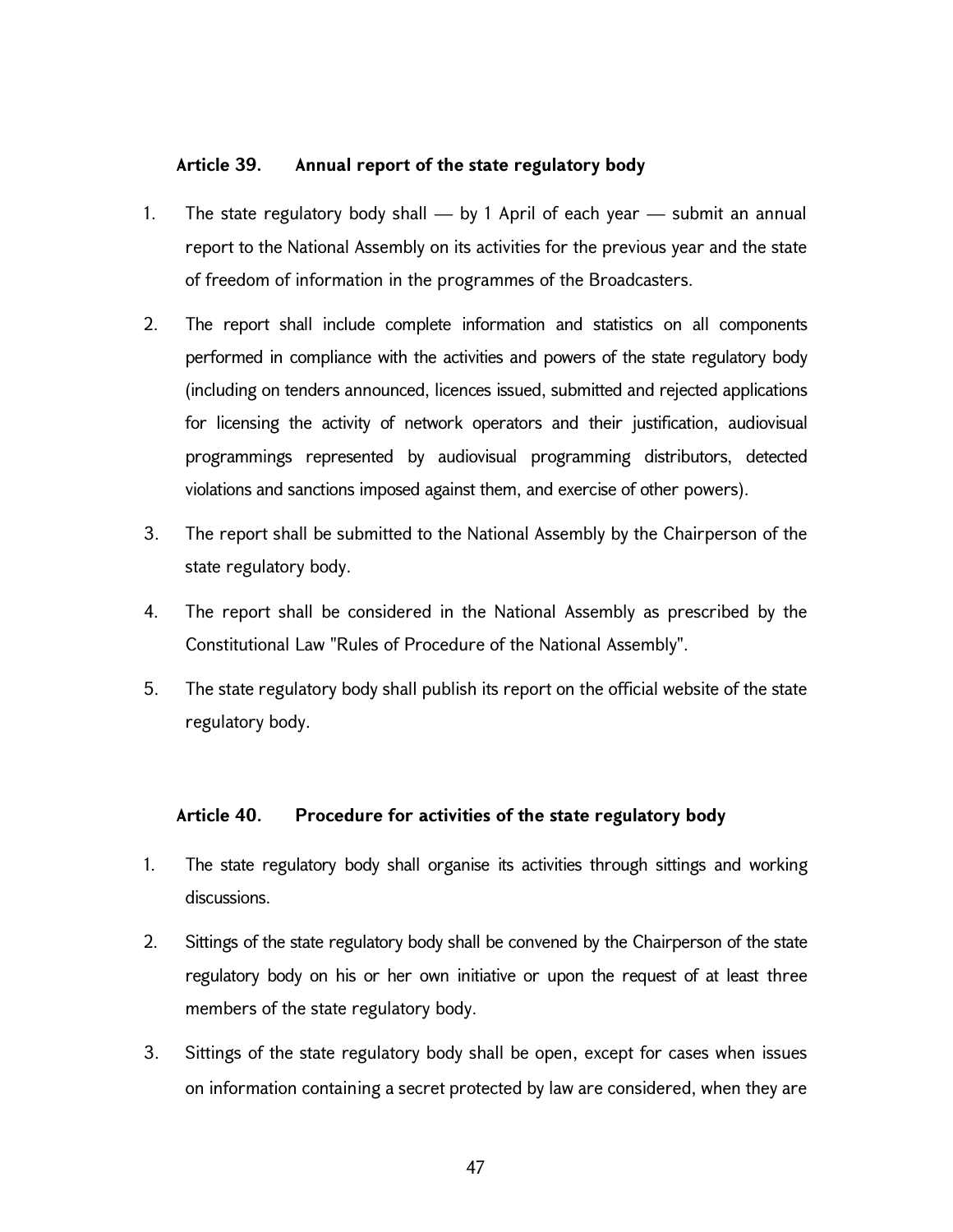### Article 39. Annual report of the state regulatory body

1. The state regulatory body shall — by 1 April of each year — submit an annual report to the National Assembly on its activities for the previous year and the state of freedom of information in the programmes of the Broadcasters.
2. The report shall include complete information and statistics on all components performed in compliance with the activities and powers of the state regulatory body (including on tenders announced, licences issued, submitted and rejected applications for licensing the activity of network operators and their justification, audiovisual programmings represented by audiovisual programming distributors, detected violations and sanctions imposed against them, and exercise of other powers).
3. The report shall be submitted to the National Assembly by the Chairperson of the state regulatory body.
4. The report shall be considered in the National Assembly as prescribed by the Constitutional Law "Rules of Procedure of the National Assembly".
5. The state regulatory body shall publish its report on the official website of the state regulatory body.

### Article 40. Procedure for activities of the state regulatory body

1. The state regulatory body shall organise its activities through sittings and working discussions.
2. Sittings of the state regulatory body shall be convened by the Chairperson of the state regulatory body on his or her own initiative or upon the request of at least three members of the state regulatory body.
3. Sittings of the state regulatory body shall be open, except for cases when issues on information containing a secret protected by law are considered, when they are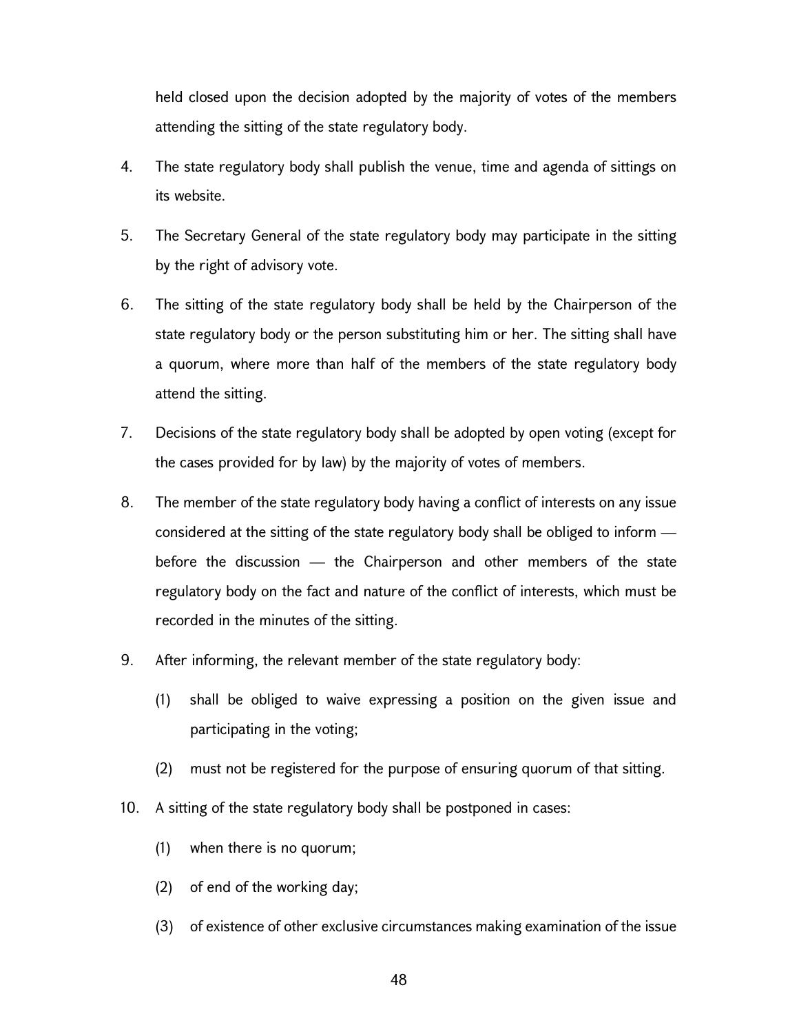held closed upon the decision adopted by the majority of votes of the members attending the sitting of the state regulatory body.

4. The state regulatory body shall publish the venue, time and agenda of sittings on its website.

5. The Secretary General of the state regulatory body may participate in the sitting by the right of advisory vote.

6. The sitting of the state regulatory body shall be held by the Chairperson of the state regulatory body or the person substituting him or her. The sitting shall have a quorum, where more than half of the members of the state regulatory body attend the sitting.

7. Decisions of the state regulatory body shall be adopted by open voting (except for the cases provided for by law) by the majority of votes of members.

8. The member of the state regulatory body having a conflict of interests on any issue considered at the sitting of the state regulatory body shall be obliged to inform — before the discussion — the Chairperson and other members of the state regulatory body on the fact and nature of the conflict of interests, which must be recorded in the minutes of the sitting.

9. After informing, the relevant member of the state regulatory body:

   (1) shall be obliged to waive expressing a position on the given issue and participating in the voting;

   (2) must not be registered for the purpose of ensuring quorum of that sitting.

10. A sitting of the state regulatory body shall be postponed in cases:

    (1) when there is no quorum;

    (2) of end of the working day;

    (3) of existence of other exclusive circumstances making examination of the issue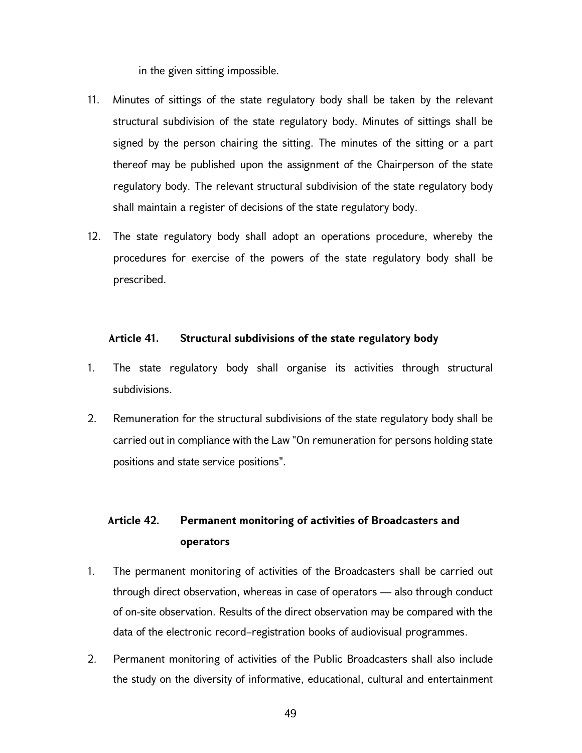in the given sitting impossible.

11. Minutes of sittings of the state regulatory body shall be taken by the relevant structural subdivision of the state regulatory body. Minutes of sittings shall be signed by the person chairing the sitting. The minutes of the sitting or a part thereof may be published upon the assignment of the Chairperson of the state regulatory body. The relevant structural subdivision of the state regulatory body shall maintain a register of decisions of the state regulatory body.
12. The state regulatory body shall adopt an operations procedure, whereby the procedures for exercise of the powers of the state regulatory body shall be prescribed.

### Article 41. Structural subdivisions of the state regulatory body

1. The state regulatory body shall organise its activities through structural subdivisions.
2. Remuneration for the structural subdivisions of the state regulatory body shall be carried out in compliance with the Law "On remuneration for persons holding state positions and state service positions".

### Article 42. Permanent monitoring of activities of Broadcasters and operators

1. The permanent monitoring of activities of the Broadcasters shall be carried out through direct observation, whereas in case of operators — also through conduct of on-site observation. Results of the direct observation may be compared with the data of the electronic record–registration books of audiovisual programmes.
2. Permanent monitoring of activities of the Public Broadcasters shall also include the study on the diversity of informative, educational, cultural and entertainment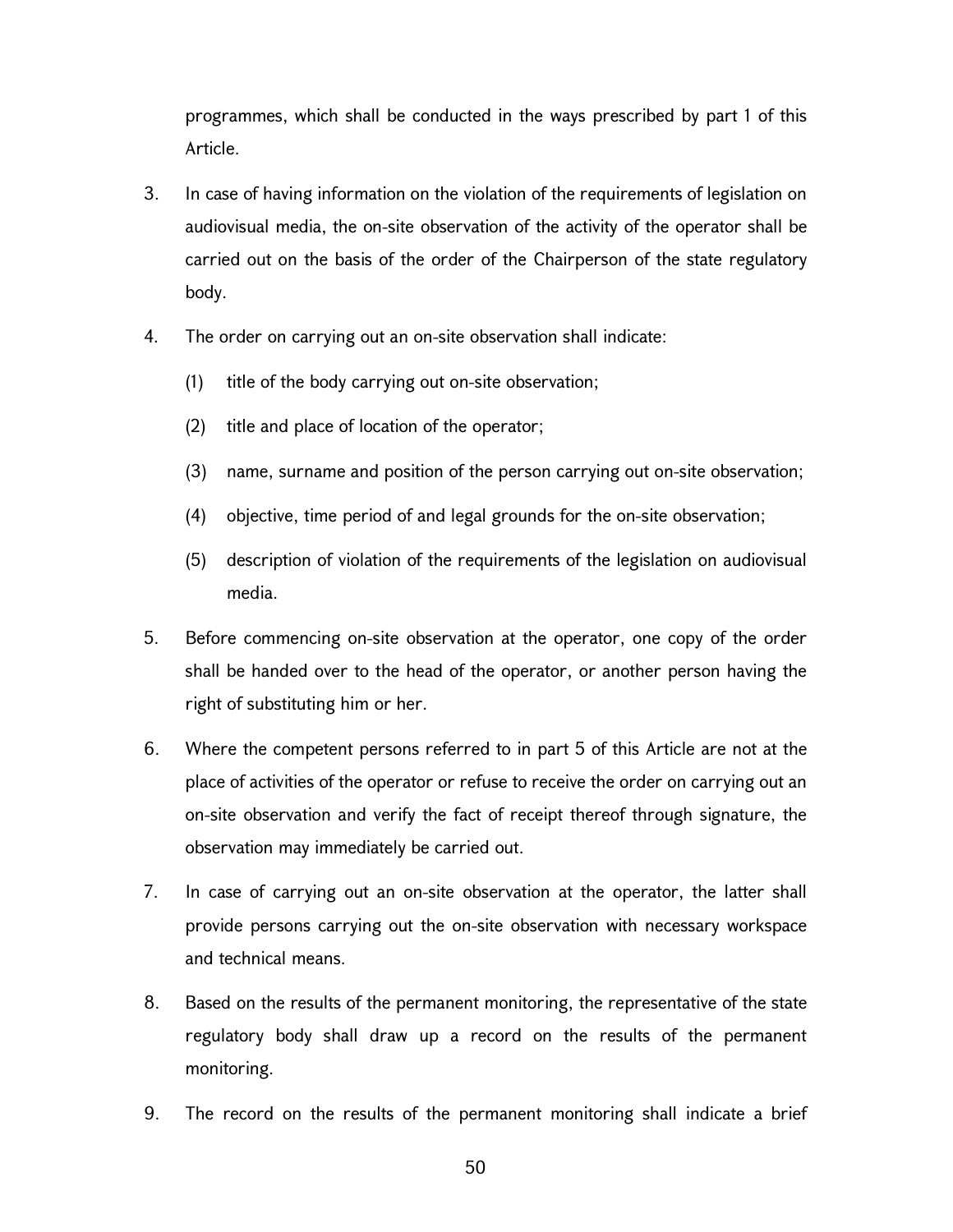programmes, which shall be conducted in the ways prescribed by part 1 of this Article.

3. In case of having information on the violation of the requirements of legislation on audiovisual media, the on-site observation of the activity of the operator shall be carried out on the basis of the order of the Chairperson of the state regulatory body.

4. The order on carrying out an on-site observation shall indicate:

   (1) title of the body carrying out on-site observation;

   (2) title and place of location of the operator;

   (3) name, surname and position of the person carrying out on-site observation;

   (4) objective, time period of and legal grounds for the on-site observation;

   (5) description of violation of the requirements of the legislation on audiovisual media.

5. Before commencing on-site observation at the operator, one copy of the order shall be handed over to the head of the operator, or another person having the right of substituting him or her.

6. Where the competent persons referred to in part 5 of this Article are not at the place of activities of the operator or refuse to receive the order on carrying out an on-site observation and verify the fact of receipt thereof through signature, the observation may immediately be carried out.

7. In case of carrying out an on-site observation at the operator, the latter shall provide persons carrying out the on-site observation with necessary workspace and technical means.

8. Based on the results of the permanent monitoring, the representative of the state regulatory body shall draw up a record on the results of the permanent monitoring.

9. The record on the results of the permanent monitoring shall indicate a brief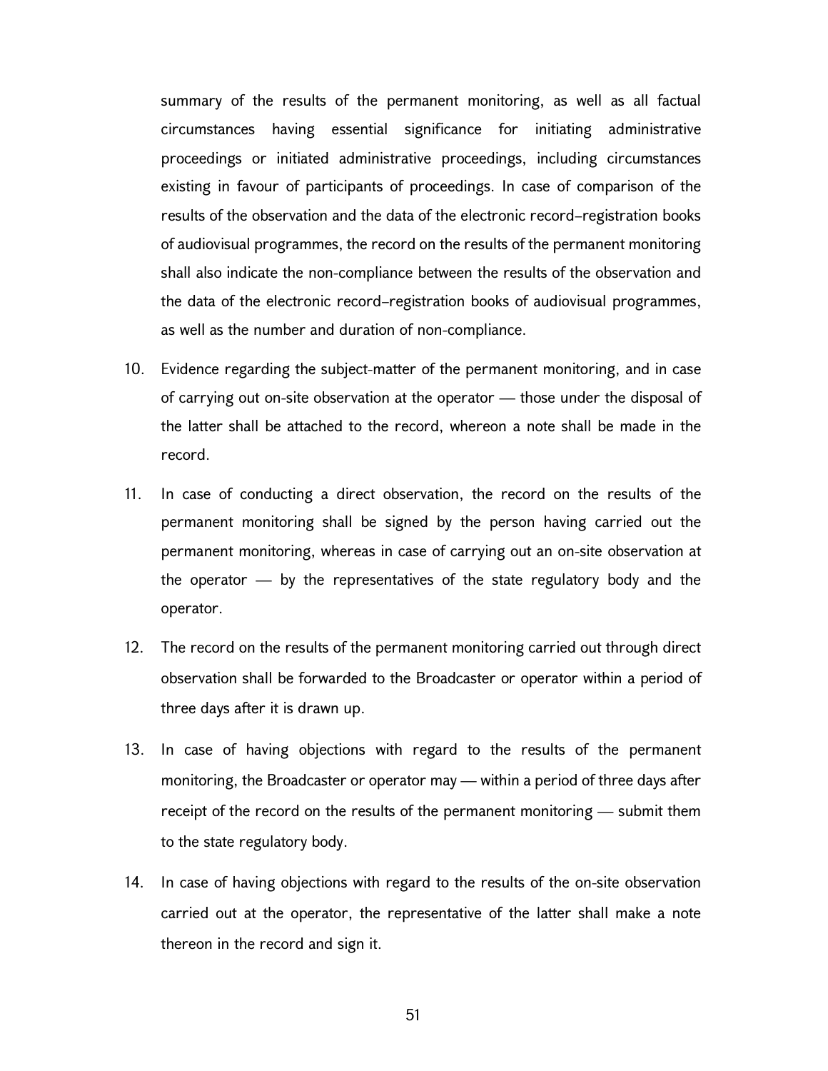summary of the results of the permanent monitoring, as well as all factual circumstances having essential significance for initiating administrative proceedings or initiated administrative proceedings, including circumstances existing in favour of participants of proceedings. In case of comparison of the results of the observation and the data of the electronic record–registration books of audiovisual programmes, the record on the results of the permanent monitoring shall also indicate the non-compliance between the results of the observation and the data of the electronic record–registration books of audiovisual programmes, as well as the number and duration of non-compliance.

10. Evidence regarding the subject-matter of the permanent monitoring, and in case of carrying out on-site observation at the operator — those under the disposal of the latter shall be attached to the record, whereon a note shall be made in the record.

11. In case of conducting a direct observation, the record on the results of the permanent monitoring shall be signed by the person having carried out the permanent monitoring, whereas in case of carrying out an on-site observation at the operator — by the representatives of the state regulatory body and the operator.

12. The record on the results of the permanent monitoring carried out through direct observation shall be forwarded to the Broadcaster or operator within a period of three days after it is drawn up.

13. In case of having objections with regard to the results of the permanent monitoring, the Broadcaster or operator may — within a period of three days after receipt of the record on the results of the permanent monitoring — submit them to the state regulatory body.

14. In case of having objections with regard to the results of the on-site observation carried out at the operator, the representative of the latter shall make a note thereon in the record and sign it.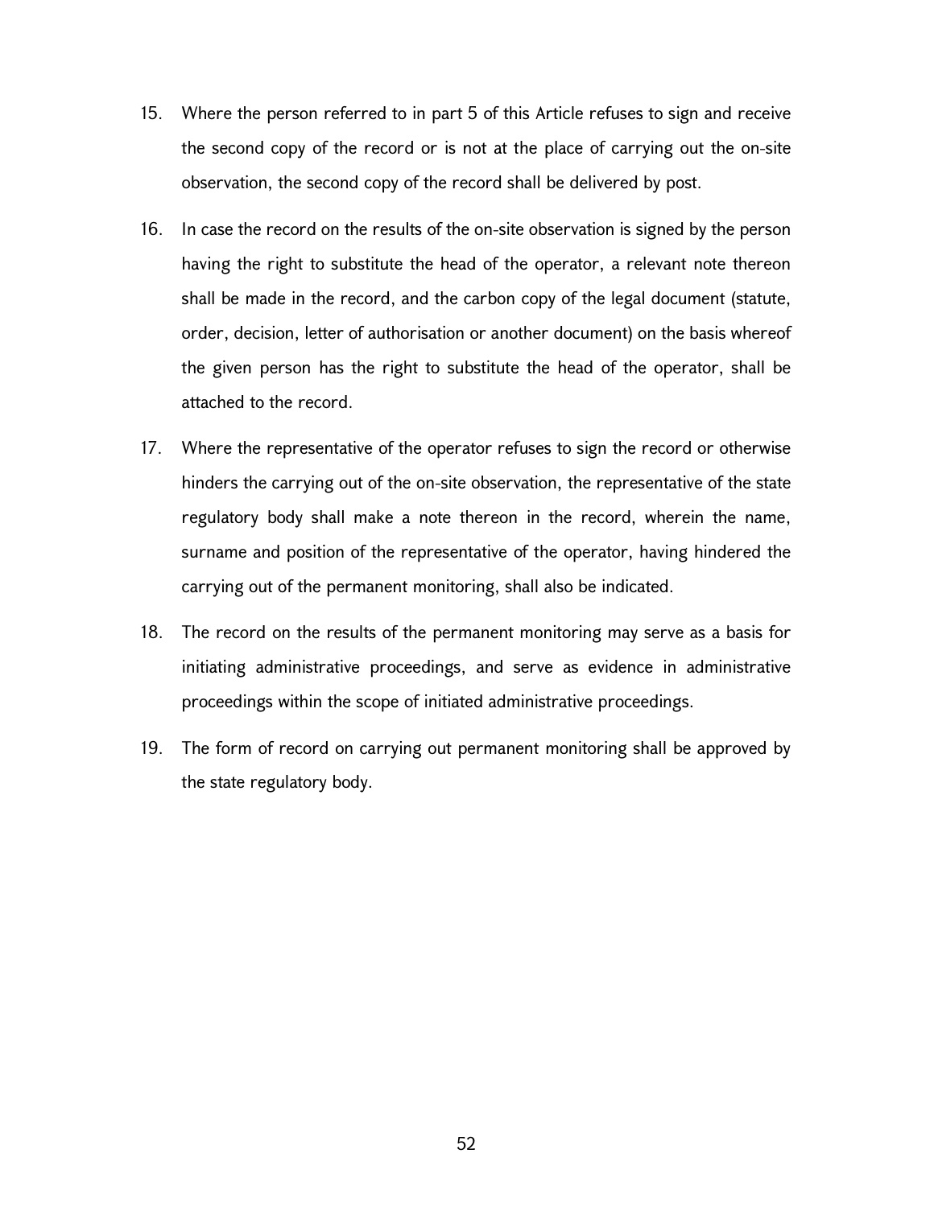15. Where the person referred to in part 5 of this Article refuses to sign and receive the second copy of the record or is not at the place of carrying out the on-site observation, the second copy of the record shall be delivered by post.

16. In case the record on the results of the on-site observation is signed by the person having the right to substitute the head of the operator, a relevant note thereon shall be made in the record, and the carbon copy of the legal document (statute, order, decision, letter of authorisation or another document) on the basis whereof the given person has the right to substitute the head of the operator, shall be attached to the record.

17. Where the representative of the operator refuses to sign the record or otherwise hinders the carrying out of the on-site observation, the representative of the state regulatory body shall make a note thereon in the record, wherein the name, surname and position of the representative of the operator, having hindered the carrying out of the permanent monitoring, shall also be indicated.

18. The record on the results of the permanent monitoring may serve as a basis for initiating administrative proceedings, and serve as evidence in administrative proceedings within the scope of initiated administrative proceedings.

19. The form of record on carrying out permanent monitoring shall be approved by the state regulatory body.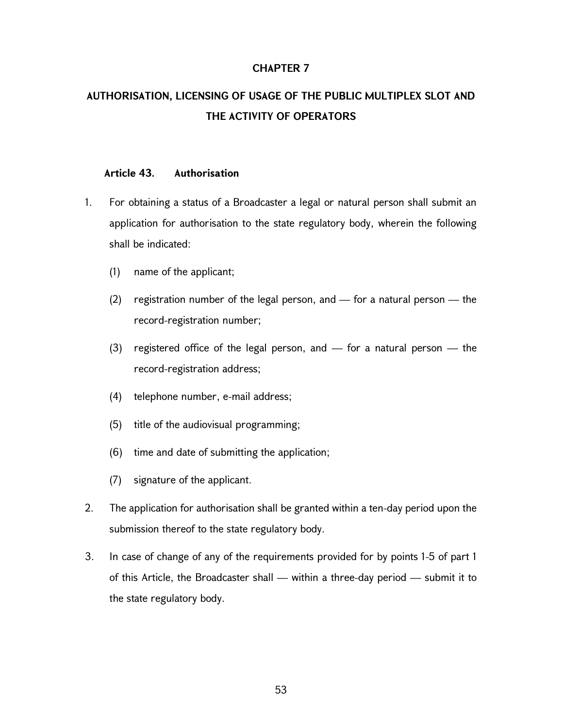## CHAPTER 7

## AUTHORISATION, LICENSING OF USAGE OF THE PUBLIC MULTIPLEX SLOT AND THE ACTIVITY OF OPERATORS

### Article 43. Authorisation

1. For obtaining a status of a Broadcaster a legal or natural person shall submit an application for authorisation to the state regulatory body, wherein the following shall be indicated:

   (1) name of the applicant;

   (2) registration number of the legal person, and — for a natural person — the record-registration number;

   (3) registered office of the legal person, and — for a natural person — the record-registration address;

   (4) telephone number, e-mail address;

   (5) title of the audiovisual programming;

   (6) time and date of submitting the application;

   (7) signature of the applicant.

2. The application for authorisation shall be granted within a ten-day period upon the submission thereof to the state regulatory body.

3. In case of change of any of the requirements provided for by points 1-5 of part 1 of this Article, the Broadcaster shall — within a three-day period — submit it to the state regulatory body.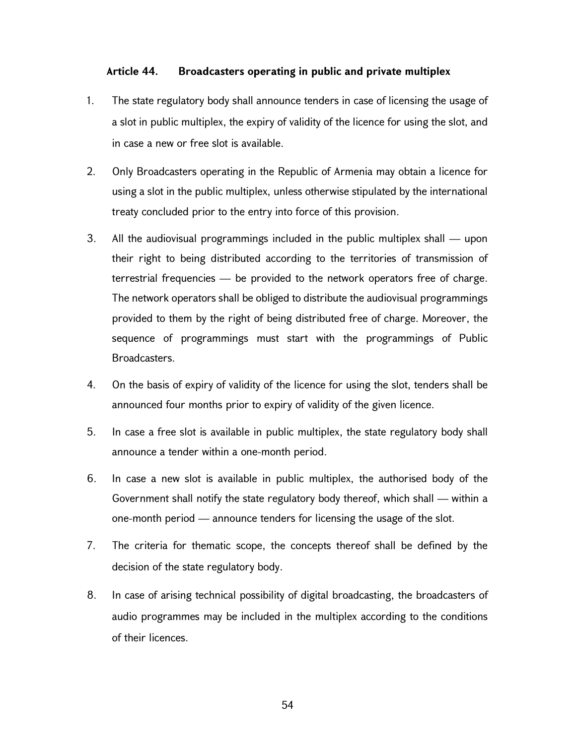### Article 44. Broadcasters operating in public and private multiplex

1. The state regulatory body shall announce tenders in case of licensing the usage of a slot in public multiplex, the expiry of validity of the licence for using the slot, and in case a new or free slot is available.

2. Only Broadcasters operating in the Republic of Armenia may obtain a licence for using a slot in the public multiplex, unless otherwise stipulated by the international treaty concluded prior to the entry into force of this provision.

3. All the audiovisual programmings included in the public multiplex shall — upon their right to being distributed according to the territories of transmission of terrestrial frequencies — be provided to the network operators free of charge. The network operators shall be obliged to distribute the audiovisual programmings provided to them by the right of being distributed free of charge. Moreover, the sequence of programmings must start with the programmings of Public Broadcasters.

4. On the basis of expiry of validity of the licence for using the slot, tenders shall be announced four months prior to expiry of validity of the given licence.

5. In case a free slot is available in public multiplex, the state regulatory body shall announce a tender within a one-month period.

6. In case a new slot is available in public multiplex, the authorised body of the Government shall notify the state regulatory body thereof, which shall — within a one-month period — announce tenders for licensing the usage of the slot.

7. The criteria for thematic scope, the concepts thereof shall be defined by the decision of the state regulatory body.

8. In case of arising technical possibility of digital broadcasting, the broadcasters of audio programmes may be included in the multiplex according to the conditions of their licences.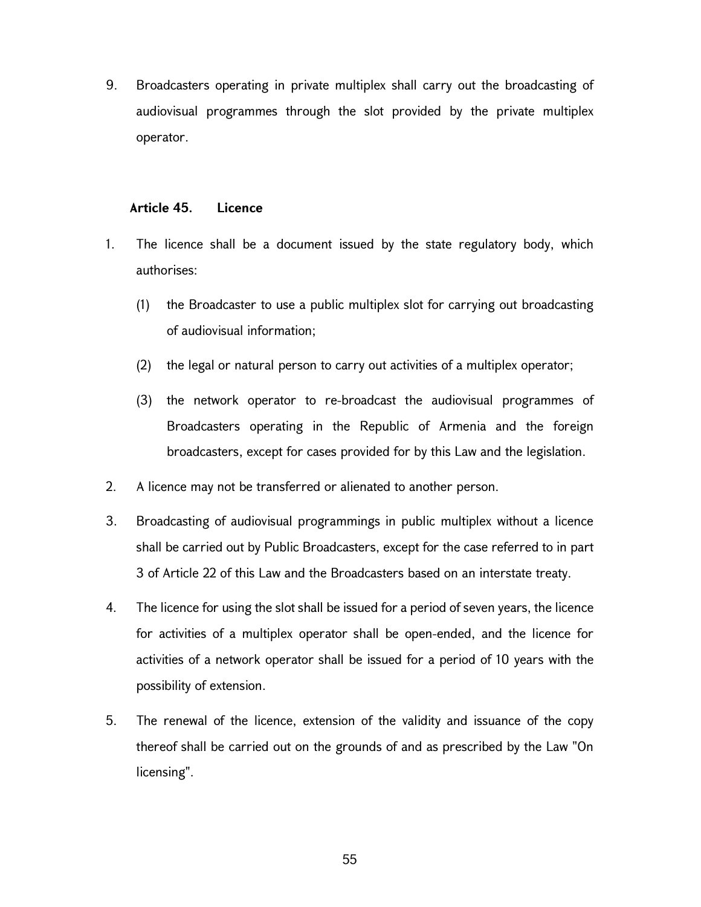9. Broadcasters operating in private multiplex shall carry out the broadcasting of audiovisual programmes through the slot provided by the private multiplex operator.

### Article 45. Licence

1. The licence shall be a document issued by the state regulatory body, which authorises:

   (1) the Broadcaster to use a public multiplex slot for carrying out broadcasting of audiovisual information;

   (2) the legal or natural person to carry out activities of a multiplex operator;

   (3) the network operator to re-broadcast the audiovisual programmes of Broadcasters operating in the Republic of Armenia and the foreign broadcasters, except for cases provided for by this Law and the legislation.

2. A licence may not be transferred or alienated to another person.

3. Broadcasting of audiovisual programmings in public multiplex without a licence shall be carried out by Public Broadcasters, except for the case referred to in part 3 of Article 22 of this Law and the Broadcasters based on an interstate treaty.

4. The licence for using the slot shall be issued for a period of seven years, the licence for activities of a multiplex operator shall be open-ended, and the licence for activities of a network operator shall be issued for a period of 10 years with the possibility of extension.

5. The renewal of the licence, extension of the validity and issuance of the copy thereof shall be carried out on the grounds of and as prescribed by the Law "On licensing".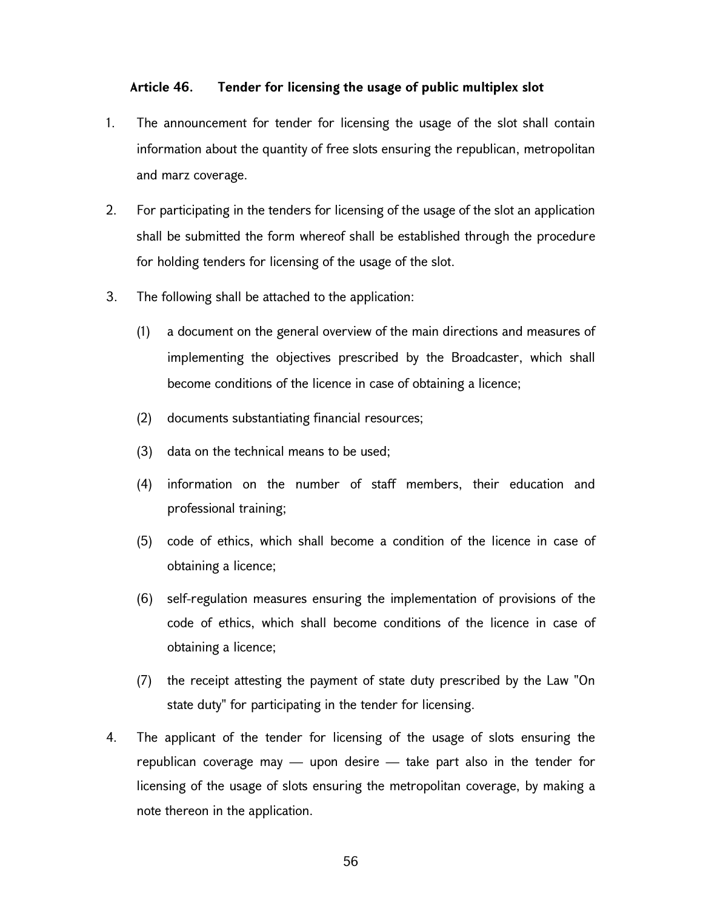### Article 46. Tender for licensing the usage of public multiplex slot

1. The announcement for tender for licensing the usage of the slot shall contain information about the quantity of free slots ensuring the republican, metropolitan and marz coverage.

2. For participating in the tenders for licensing of the usage of the slot an application shall be submitted the form whereof shall be established through the procedure for holding tenders for licensing of the usage of the slot.

3. The following shall be attached to the application:

   (1) a document on the general overview of the main directions and measures of implementing the objectives prescribed by the Broadcaster, which shall become conditions of the licence in case of obtaining a licence;

   (2) documents substantiating financial resources;

   (3) data on the technical means to be used;

   (4) information on the number of staff members, their education and professional training;

   (5) code of ethics, which shall become a condition of the licence in case of obtaining a licence;

   (6) self-regulation measures ensuring the implementation of provisions of the code of ethics, which shall become conditions of the licence in case of obtaining a licence;

   (7) the receipt attesting the payment of state duty prescribed by the Law "On state duty" for participating in the tender for licensing.

4. The applicant of the tender for licensing of the usage of slots ensuring the republican coverage may — upon desire — take part also in the tender for licensing of the usage of slots ensuring the metropolitan coverage, by making a note thereon in the application.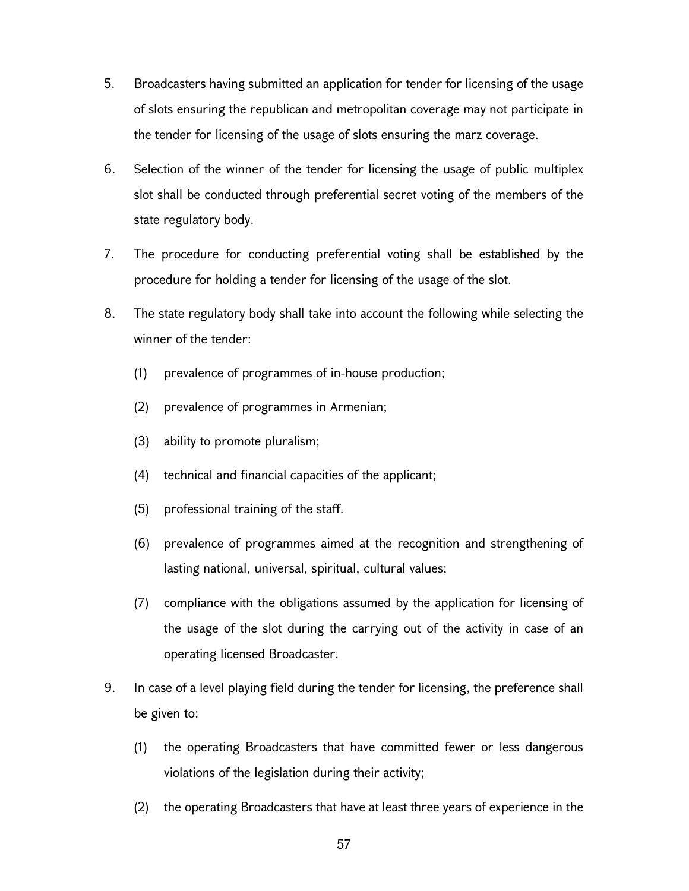5. Broadcasters having submitted an application for tender for licensing of the usage of slots ensuring the republican and metropolitan coverage may not participate in the tender for licensing of the usage of slots ensuring the marz coverage.

6. Selection of the winner of the tender for licensing the usage of public multiplex slot shall be conducted through preferential secret voting of the members of the state regulatory body.

7. The procedure for conducting preferential voting shall be established by the procedure for holding a tender for licensing of the usage of the slot.

8. The state regulatory body shall take into account the following while selecting the winner of the tender:

   (1) prevalence of programmes of in-house production;

   (2) prevalence of programmes in Armenian;

   (3) ability to promote pluralism;

   (4) technical and financial capacities of the applicant;

   (5) professional training of the staff.

   (6) prevalence of programmes aimed at the recognition and strengthening of lasting national, universal, spiritual, cultural values;

   (7) compliance with the obligations assumed by the application for licensing of the usage of the slot during the carrying out of the activity in case of an operating licensed Broadcaster.

9. In case of a level playing field during the tender for licensing, the preference shall be given to:

   (1) the operating Broadcasters that have committed fewer or less dangerous violations of the legislation during their activity;

   (2) the operating Broadcasters that have at least three years of experience in the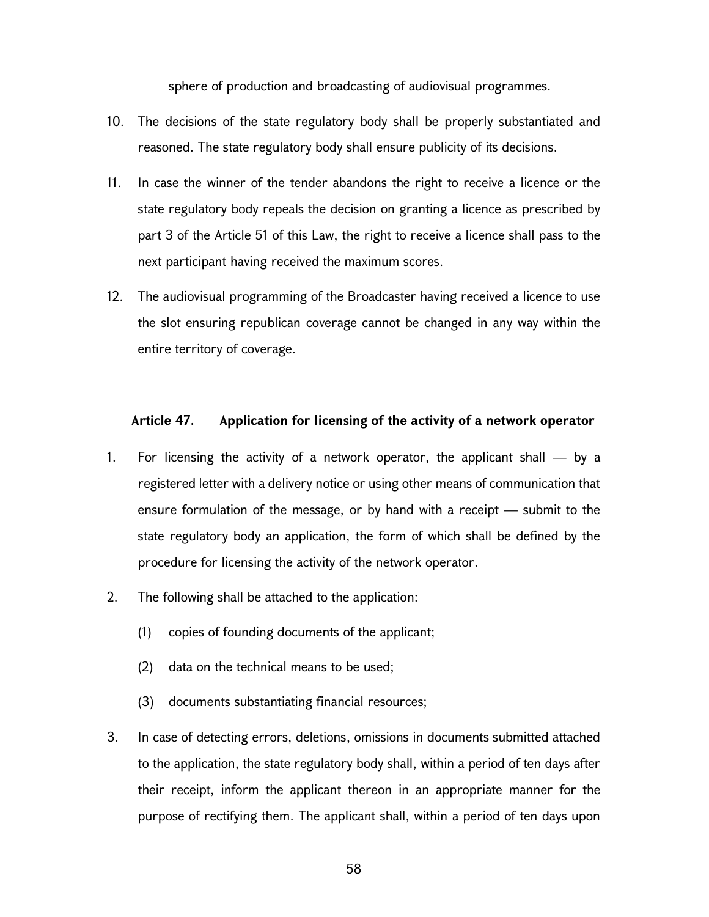sphere of production and broadcasting of audiovisual programmes.

10. The decisions of the state regulatory body shall be properly substantiated and reasoned. The state regulatory body shall ensure publicity of its decisions.

11. In case the winner of the tender abandons the right to receive a licence or the state regulatory body repeals the decision on granting a licence as prescribed by part 3 of the Article 51 of this Law, the right to receive a licence shall pass to the next participant having received the maximum scores.

12. The audiovisual programming of the Broadcaster having received a licence to use the slot ensuring republican coverage cannot be changed in any way within the entire territory of coverage.

### Article 47. Application for licensing of the activity of a network operator

1. For licensing the activity of a network operator, the applicant shall — by a registered letter with a delivery notice or using other means of communication that ensure formulation of the message, or by hand with a receipt — submit to the state regulatory body an application, the form of which shall be defined by the procedure for licensing the activity of the network operator.

2. The following shall be attached to the application:

   (1) copies of founding documents of the applicant;

   (2) data on the technical means to be used;

   (3) documents substantiating financial resources;

3. In case of detecting errors, deletions, omissions in documents submitted attached to the application, the state regulatory body shall, within a period of ten days after their receipt, inform the applicant thereon in an appropriate manner for the purpose of rectifying them. The applicant shall, within a period of ten days upon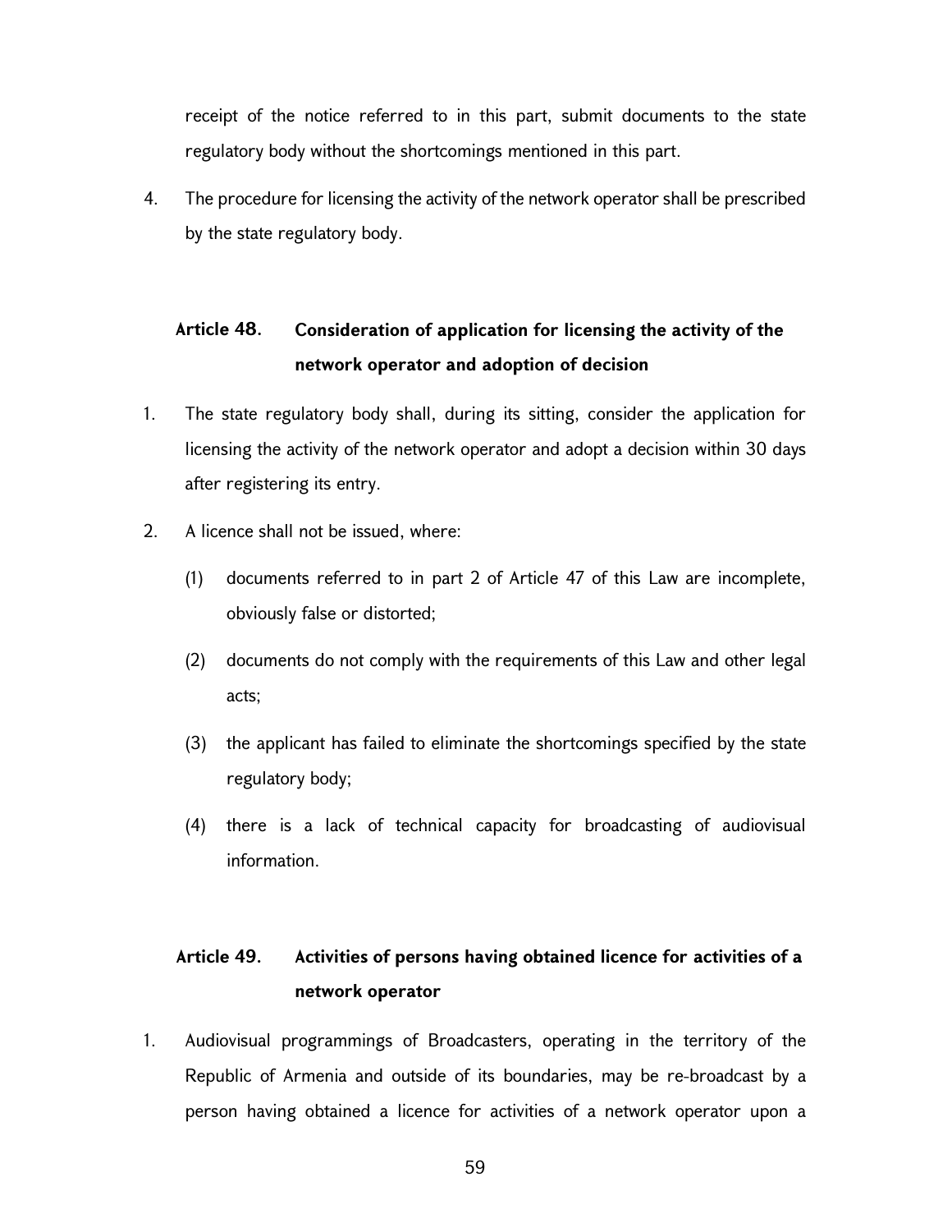receipt of the notice referred to in this part, submit documents to the state regulatory body without the shortcomings mentioned in this part.

4. The procedure for licensing the activity of the network operator shall be prescribed by the state regulatory body.

### Article 48. Consideration of application for licensing the activity of the network operator and adoption of decision

1. The state regulatory body shall, during its sitting, consider the application for licensing the activity of the network operator and adopt a decision within 30 days after registering its entry.

2. A licence shall not be issued, where:

   (1) documents referred to in part 2 of Article 47 of this Law are incomplete, obviously false or distorted;

   (2) documents do not comply with the requirements of this Law and other legal acts;

   (3) the applicant has failed to eliminate the shortcomings specified by the state regulatory body;

   (4) there is a lack of technical capacity for broadcasting of audiovisual information.

### Article 49. Activities of persons having obtained licence for activities of a network operator

1. Audiovisual programmings of Broadcasters, operating in the territory of the Republic of Armenia and outside of its boundaries, may be re-broadcast by a person having obtained a licence for activities of a network operator upon a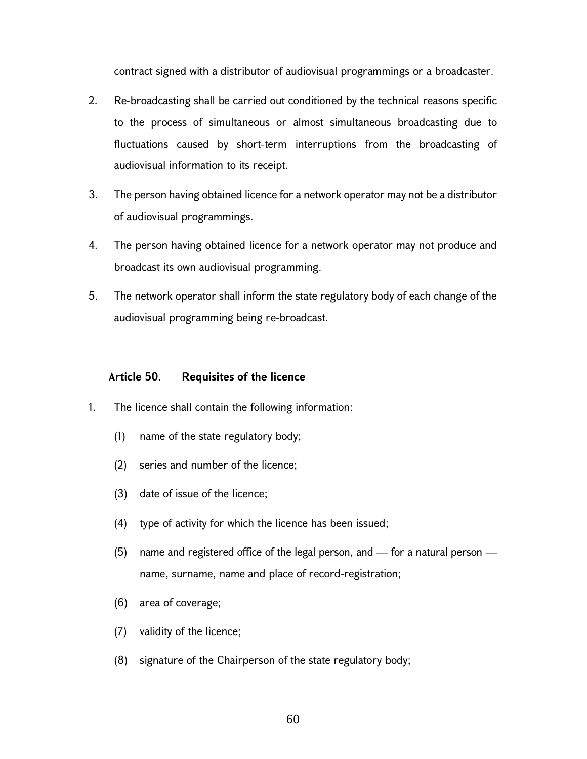contract signed with a distributor of audiovisual programmings or a broadcaster.

2. Re-broadcasting shall be carried out conditioned by the technical reasons specific to the process of simultaneous or almost simultaneous broadcasting due to fluctuations caused by short-term interruptions from the broadcasting of audiovisual information to its receipt.

3. The person having obtained licence for a network operator may not be a distributor of audiovisual programmings.

4. The person having obtained licence for a network operator may not produce and broadcast its own audiovisual programming.

5. The network operator shall inform the state regulatory body of each change of the audiovisual programming being re-broadcast.

### Article 50. Requisites of the licence

1. The licence shall contain the following information:

   (1) name of the state regulatory body;

   (2) series and number of the licence;

   (3) date of issue of the licence;

   (4) type of activity for which the licence has been issued;

   (5) name and registered office of the legal person, and — for a natural person — name, surname, name and place of record-registration;

   (6) area of coverage;

   (7) validity of the licence;

   (8) signature of the Chairperson of the state regulatory body;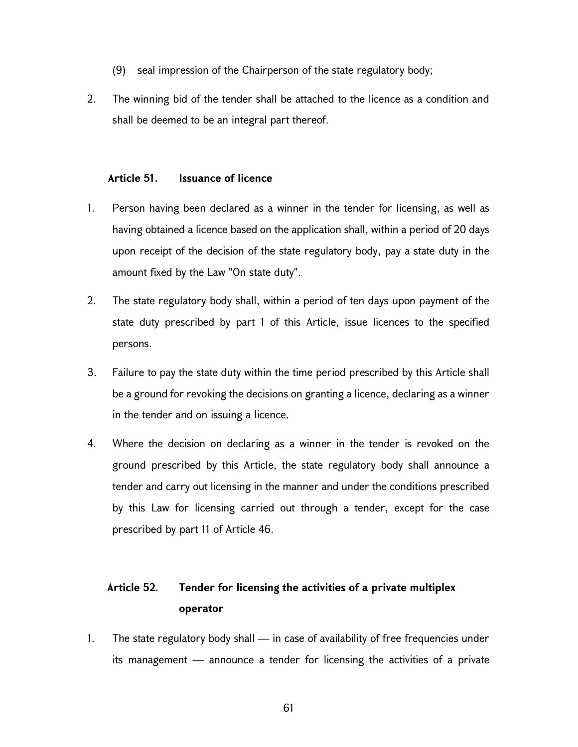(9) seal impression of the Chairperson of the state regulatory body;

2. The winning bid of the tender shall be attached to the licence as a condition and shall be deemed to be an integral part thereof.

### Article 51. Issuance of licence

1. Person having been declared as a winner in the tender for licensing, as well as having obtained a licence based on the application shall, within a period of 20 days upon receipt of the decision of the state regulatory body, pay a state duty in the amount fixed by the Law "On state duty".

2. The state regulatory body shall, within a period of ten days upon payment of the state duty prescribed by part 1 of this Article, issue licences to the specified persons.

3. Failure to pay the state duty within the time period prescribed by this Article shall be a ground for revoking the decisions on granting a licence, declaring as a winner in the tender and on issuing a licence.

4. Where the decision on declaring as a winner in the tender is revoked on the ground prescribed by this Article, the state regulatory body shall announce a tender and carry out licensing in the manner and under the conditions prescribed by this Law for licensing carried out through a tender, except for the case prescribed by part 11 of Article 46.

### Article 52. Tender for licensing the activities of a private multiplex operator

1. The state regulatory body shall — in case of availability of free frequencies under its management — announce a tender for licensing the activities of a private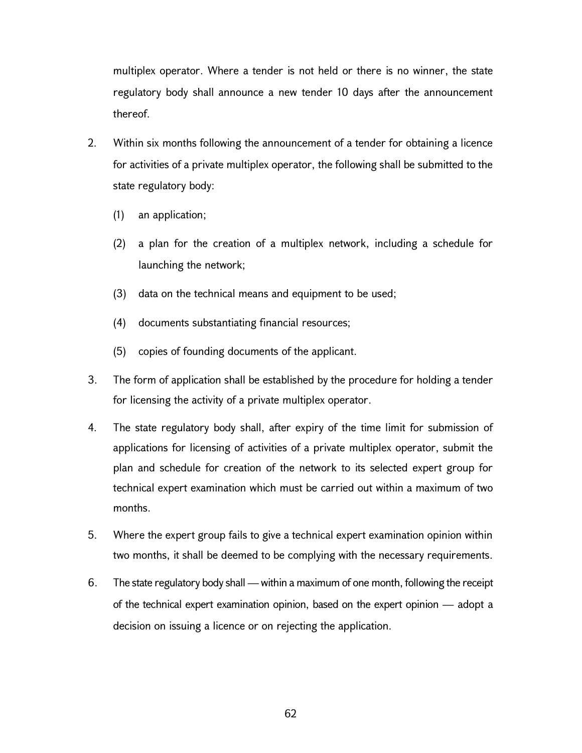multiplex operator. Where a tender is not held or there is no winner, the state regulatory body shall announce a new tender 10 days after the announcement thereof.

2. Within six months following the announcement of a tender for obtaining a licence for activities of a private multiplex operator, the following shall be submitted to the state regulatory body:

   (1) an application;

   (2) a plan for the creation of a multiplex network, including a schedule for launching the network;

   (3) data on the technical means and equipment to be used;

   (4) documents substantiating financial resources;

   (5) copies of founding documents of the applicant.

3. The form of application shall be established by the procedure for holding a tender for licensing the activity of a private multiplex operator.

4. The state regulatory body shall, after expiry of the time limit for submission of applications for licensing of activities of a private multiplex operator, submit the plan and schedule for creation of the network to its selected expert group for technical expert examination which must be carried out within a maximum of two months.

5. Where the expert group fails to give a technical expert examination opinion within two months, it shall be deemed to be complying with the necessary requirements.

6. The state regulatory body shall — within a maximum of one month, following the receipt of the technical expert examination opinion, based on the expert opinion — adopt a decision on issuing a licence or on rejecting the application.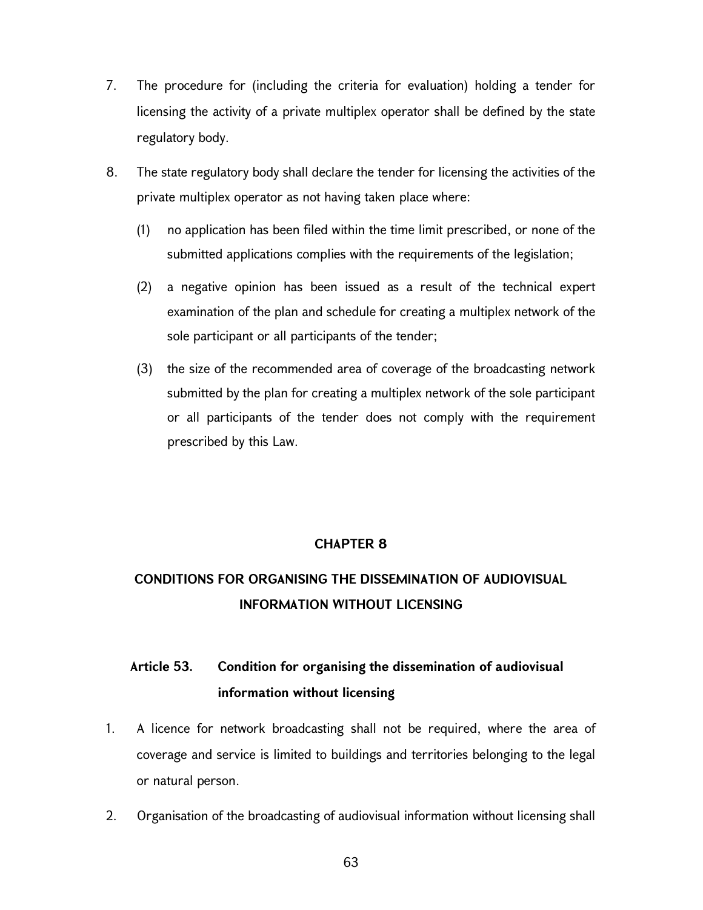7. The procedure for (including the criteria for evaluation) holding a tender for licensing the activity of a private multiplex operator shall be defined by the state regulatory body.

8. The state regulatory body shall declare the tender for licensing the activities of the private multiplex operator as not having taken place where:

   (1) no application has been filed within the time limit prescribed, or none of the submitted applications complies with the requirements of the legislation;

   (2) a negative opinion has been issued as a result of the technical expert examination of the plan and schedule for creating a multiplex network of the sole participant or all participants of the tender;

   (3) the size of the recommended area of coverage of the broadcasting network submitted by the plan for creating a multiplex network of the sole participant or all participants of the tender does not comply with the requirement prescribed by this Law.

## CHAPTER 8

## CONDITIONS FOR ORGANISING THE DISSEMINATION OF AUDIOVISUAL INFORMATION WITHOUT LICENSING

### Article 53. Condition for organising the dissemination of audiovisual information without licensing

1. A licence for network broadcasting shall not be required, where the area of coverage and service is limited to buildings and territories belonging to the legal or natural person.

2. Organisation of the broadcasting of audiovisual information without licensing shall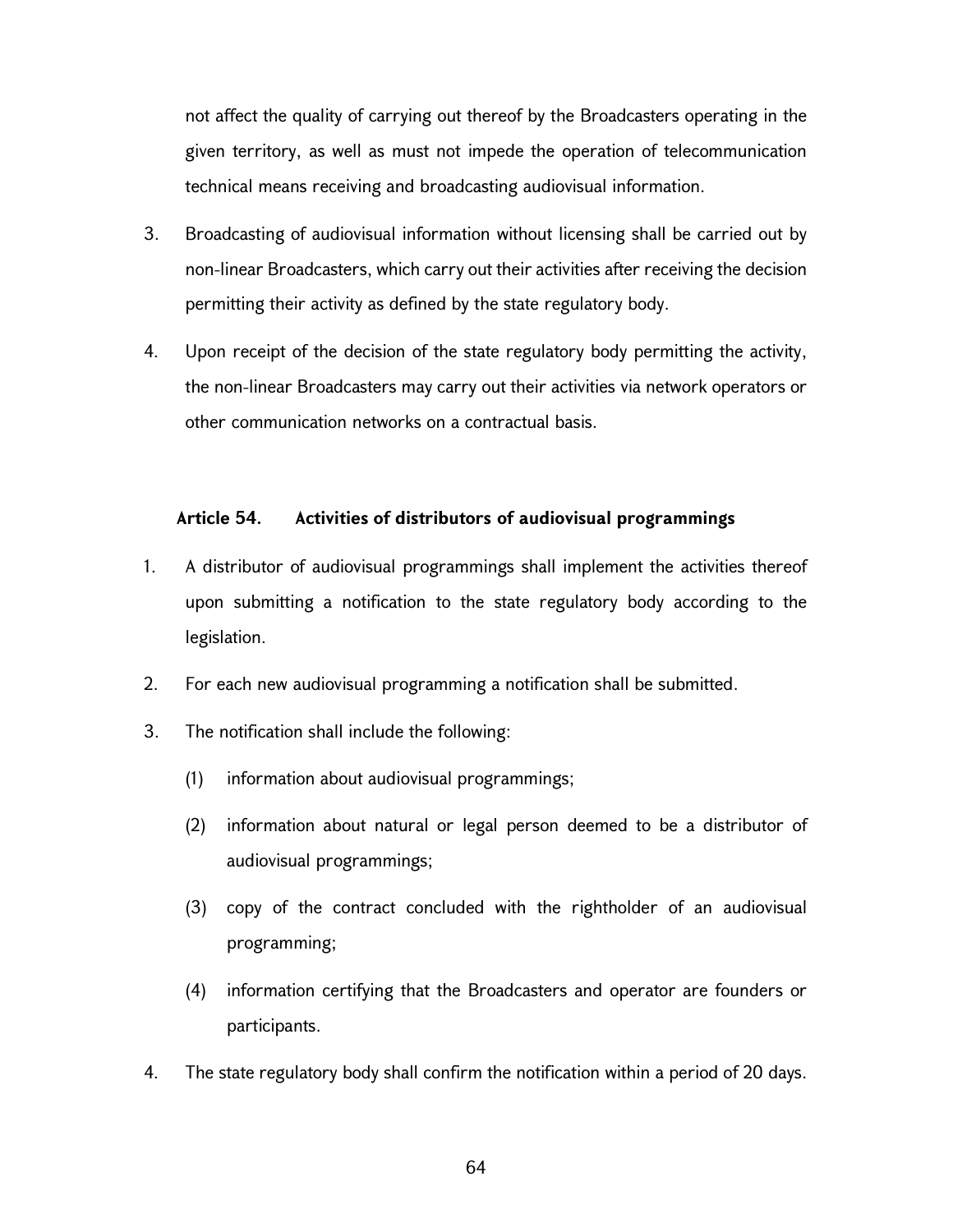not affect the quality of carrying out thereof by the Broadcasters operating in the given territory, as well as must not impede the operation of telecommunication technical means receiving and broadcasting audiovisual information.

3. Broadcasting of audiovisual information without licensing shall be carried out by non-linear Broadcasters, which carry out their activities after receiving the decision permitting their activity as defined by the state regulatory body.

4. Upon receipt of the decision of the state regulatory body permitting the activity, the non-linear Broadcasters may carry out their activities via network operators or other communication networks on a contractual basis.

### Article 54. Activities of distributors of audiovisual programmings

1. A distributor of audiovisual programmings shall implement the activities thereof upon submitting a notification to the state regulatory body according to the legislation.

2. For each new audiovisual programming a notification shall be submitted.

3. The notification shall include the following:

   (1) information about audiovisual programmings;

   (2) information about natural or legal person deemed to be a distributor of audiovisual programmings;

   (3) copy of the contract concluded with the rightholder of an audiovisual programming;

   (4) information certifying that the Broadcasters and operator are founders or participants.

4. The state regulatory body shall confirm the notification within a period of 20 days.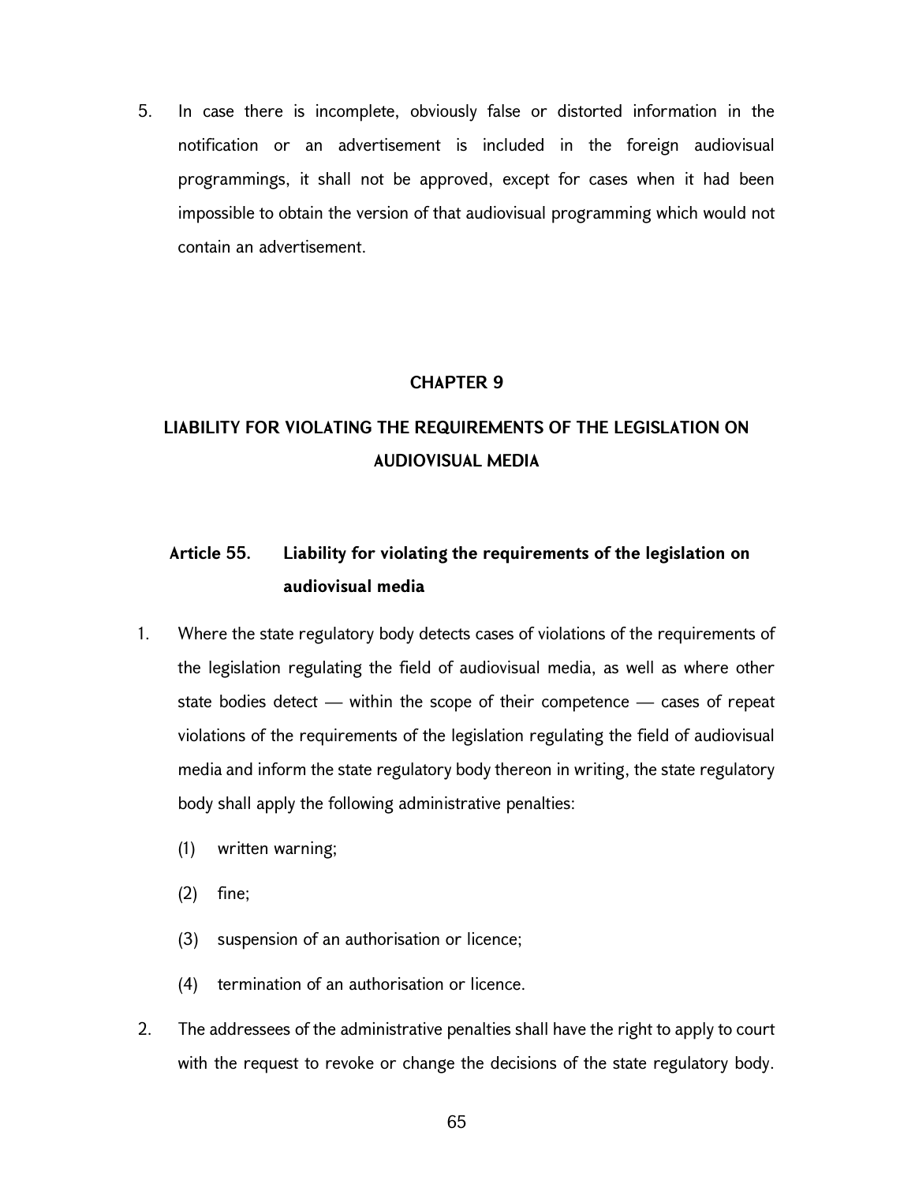5. In case there is incomplete, obviously false or distorted information in the notification or an advertisement is included in the foreign audiovisual programmings, it shall not be approved, except for cases when it had been impossible to obtain the version of that audiovisual programming which would not contain an advertisement.

## CHAPTER 9

## LIABILITY FOR VIOLATING THE REQUIREMENTS OF THE LEGISLATION ON AUDIOVISUAL MEDIA

### Article 55. Liability for violating the requirements of the legislation on audiovisual media

1. Where the state regulatory body detects cases of violations of the requirements of the legislation regulating the field of audiovisual media, as well as where other state bodies detect — within the scope of their competence — cases of repeat violations of the requirements of the legislation regulating the field of audiovisual media and inform the state regulatory body thereon in writing, the state regulatory body shall apply the following administrative penalties:

   (1) written warning;

   (2) fine;

   (3) suspension of an authorisation or licence;

   (4) termination of an authorisation or licence.

2. The addressees of the administrative penalties shall have the right to apply to court with the request to revoke or change the decisions of the state regulatory body.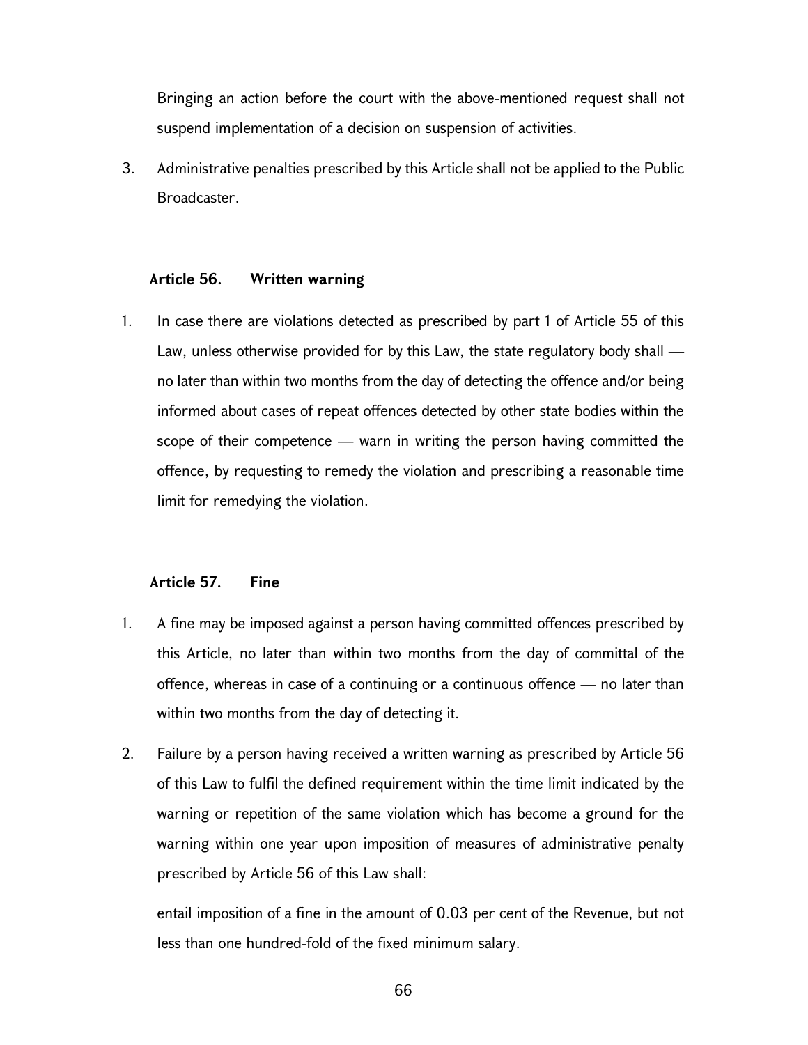Bringing an action before the court with the above-mentioned request shall not suspend implementation of a decision on suspension of activities.

3. Administrative penalties prescribed by this Article shall not be applied to the Public Broadcaster.

### Article 56. Written warning

1. In case there are violations detected as prescribed by part 1 of Article 55 of this Law, unless otherwise provided for by this Law, the state regulatory body shall — no later than within two months from the day of detecting the offence and/or being informed about cases of repeat offences detected by other state bodies within the scope of their competence — warn in writing the person having committed the offence, by requesting to remedy the violation and prescribing a reasonable time limit for remedying the violation.

### Article 57. Fine

1. A fine may be imposed against a person having committed offences prescribed by this Article, no later than within two months from the day of committal of the offence, whereas in case of a continuing or a continuous offence — no later than within two months from the day of detecting it.

2. Failure by a person having received a written warning as prescribed by Article 56 of this Law to fulfil the defined requirement within the time limit indicated by the warning or repetition of the same violation which has become a ground for the warning within one year upon imposition of measures of administrative penalty prescribed by Article 56 of this Law shall:

   entail imposition of a fine in the amount of 0.03 per cent of the Revenue, but not less than one hundred-fold of the fixed minimum salary.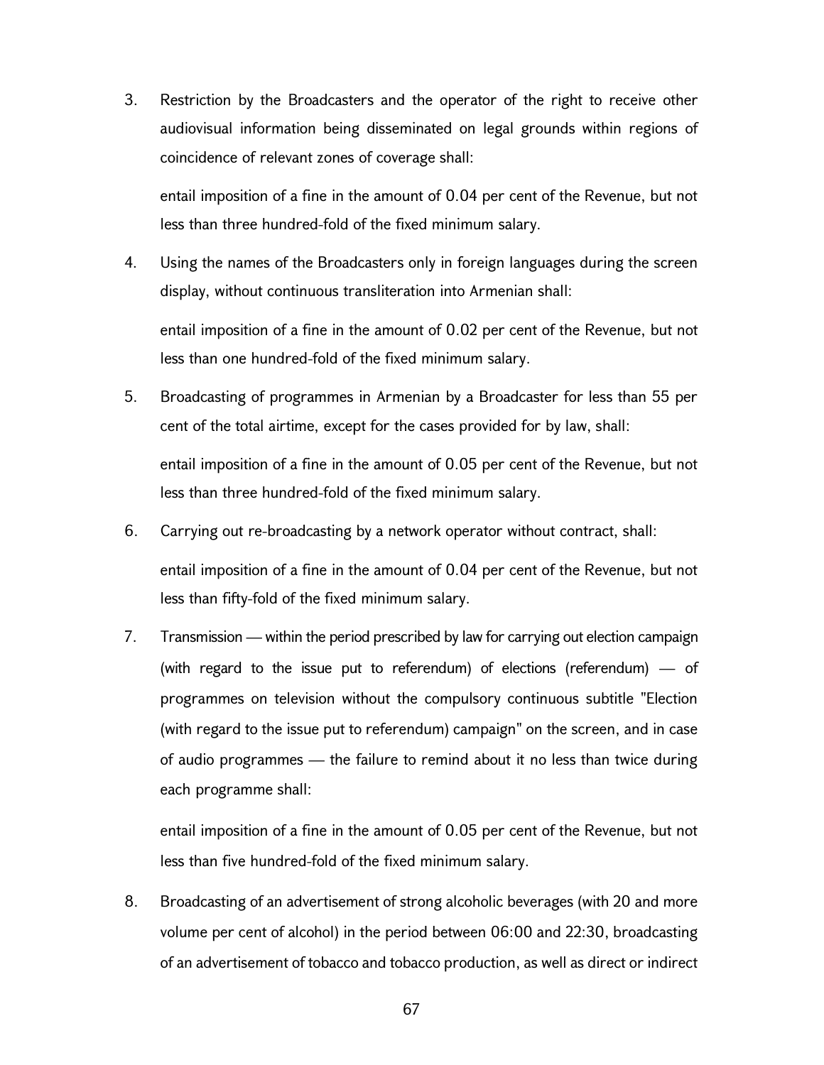3. Restriction by the Broadcasters and the operator of the right to receive other audiovisual information being disseminated on legal grounds within regions of coincidence of relevant zones of coverage shall:

   entail imposition of a fine in the amount of 0.04 per cent of the Revenue, but not less than three hundred-fold of the fixed minimum salary.

4. Using the names of the Broadcasters only in foreign languages during the screen display, without continuous transliteration into Armenian shall:

   entail imposition of a fine in the amount of 0.02 per cent of the Revenue, but not less than one hundred-fold of the fixed minimum salary.

5. Broadcasting of programmes in Armenian by a Broadcaster for less than 55 per cent of the total airtime, except for the cases provided for by law, shall:

   entail imposition of a fine in the amount of 0.05 per cent of the Revenue, but not less than three hundred-fold of the fixed minimum salary.

6. Carrying out re-broadcasting by a network operator without contract, shall:

   entail imposition of a fine in the amount of 0.04 per cent of the Revenue, but not less than fifty-fold of the fixed minimum salary.

7. Transmission — within the period prescribed by law for carrying out election campaign (with regard to the issue put to referendum) of elections (referendum) — of programmes on television without the compulsory continuous subtitle "Election (with regard to the issue put to referendum) campaign" on the screen, and in case of audio programmes — the failure to remind about it no less than twice during each programme shall:

   entail imposition of a fine in the amount of 0.05 per cent of the Revenue, but not less than five hundred-fold of the fixed minimum salary.

8. Broadcasting of an advertisement of strong alcoholic beverages (with 20 and more volume per cent of alcohol) in the period between 06:00 and 22:30, broadcasting of an advertisement of tobacco and tobacco production, as well as direct or indirect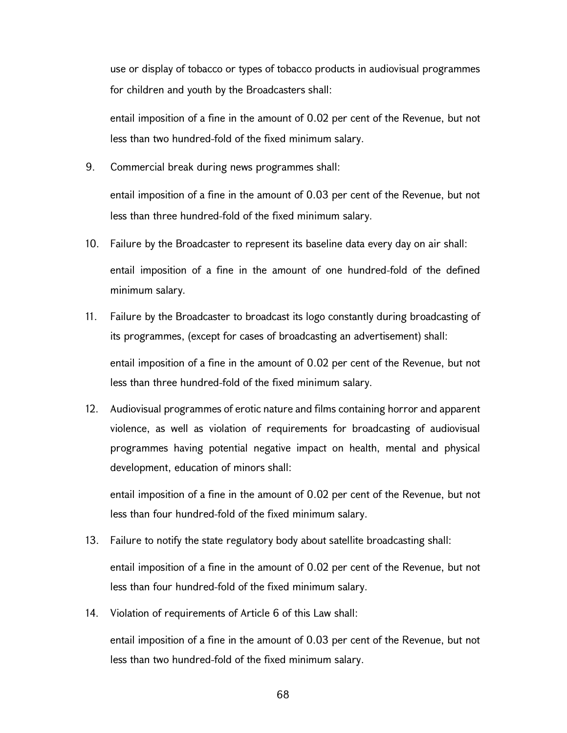use or display of tobacco or types of tobacco products in audiovisual programmes for children and youth by the Broadcasters shall:

entail imposition of a fine in the amount of 0.02 per cent of the Revenue, but not less than two hundred-fold of the fixed minimum salary.

9. Commercial break during news programmes shall:

   entail imposition of a fine in the amount of 0.03 per cent of the Revenue, but not less than three hundred-fold of the fixed minimum salary.

10. Failure by the Broadcaster to represent its baseline data every day on air shall:

    entail imposition of a fine in the amount of one hundred-fold of the defined minimum salary.

11. Failure by the Broadcaster to broadcast its logo constantly during broadcasting of its programmes, (except for cases of broadcasting an advertisement) shall:

    entail imposition of a fine in the amount of 0.02 per cent of the Revenue, but not less than three hundred-fold of the fixed minimum salary.

12. Audiovisual programmes of erotic nature and films containing horror and apparent violence, as well as violation of requirements for broadcasting of audiovisual programmes having potential negative impact on health, mental and physical development, education of minors shall:

    entail imposition of a fine in the amount of 0.02 per cent of the Revenue, but not less than four hundred-fold of the fixed minimum salary.

13. Failure to notify the state regulatory body about satellite broadcasting shall:

    entail imposition of a fine in the amount of 0.02 per cent of the Revenue, but not less than four hundred-fold of the fixed minimum salary.

14. Violation of requirements of Article 6 of this Law shall:

    entail imposition of a fine in the amount of 0.03 per cent of the Revenue, but not less than two hundred-fold of the fixed minimum salary.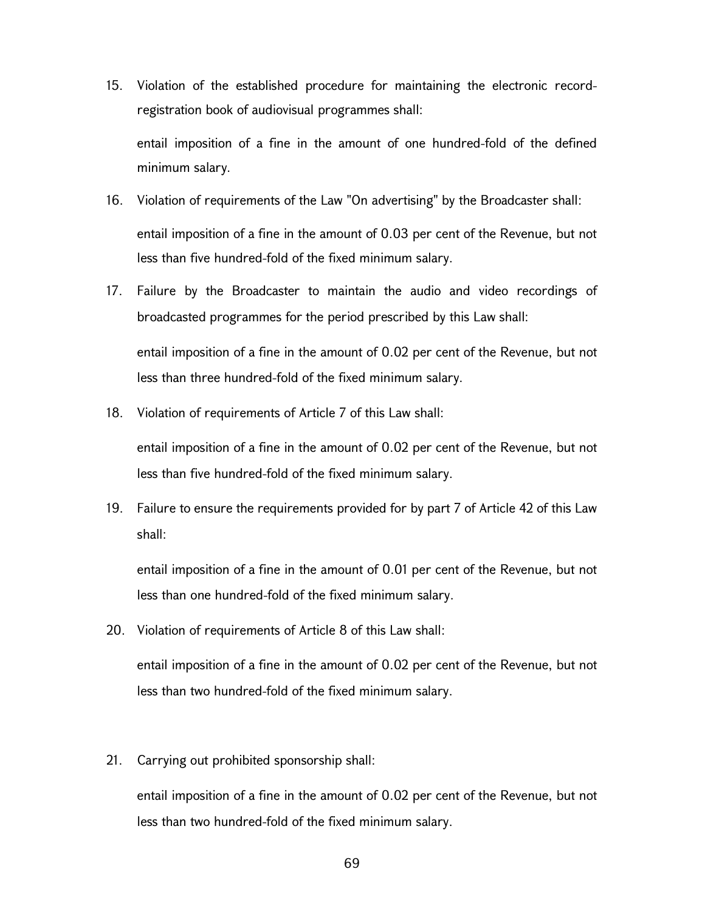15. Violation of the established procedure for maintaining the electronic record-registration book of audiovisual programmes shall:

    entail imposition of a fine in the amount of one hundred-fold of the defined minimum salary.

16. Violation of requirements of the Law "On advertising" by the Broadcaster shall:

    entail imposition of a fine in the amount of 0.03 per cent of the Revenue, but not less than five hundred-fold of the fixed minimum salary.

17. Failure by the Broadcaster to maintain the audio and video recordings of broadcasted programmes for the period prescribed by this Law shall:

    entail imposition of a fine in the amount of 0.02 per cent of the Revenue, but not less than three hundred-fold of the fixed minimum salary.

18. Violation of requirements of Article 7 of this Law shall:

    entail imposition of a fine in the amount of 0.02 per cent of the Revenue, but not less than five hundred-fold of the fixed minimum salary.

19. Failure to ensure the requirements provided for by part 7 of Article 42 of this Law shall:

    entail imposition of a fine in the amount of 0.01 per cent of the Revenue, but not less than one hundred-fold of the fixed minimum salary.

20. Violation of requirements of Article 8 of this Law shall:

    entail imposition of a fine in the amount of 0.02 per cent of the Revenue, but not less than two hundred-fold of the fixed minimum salary.

21. Carrying out prohibited sponsorship shall:

    entail imposition of a fine in the amount of 0.02 per cent of the Revenue, but not less than two hundred-fold of the fixed minimum salary.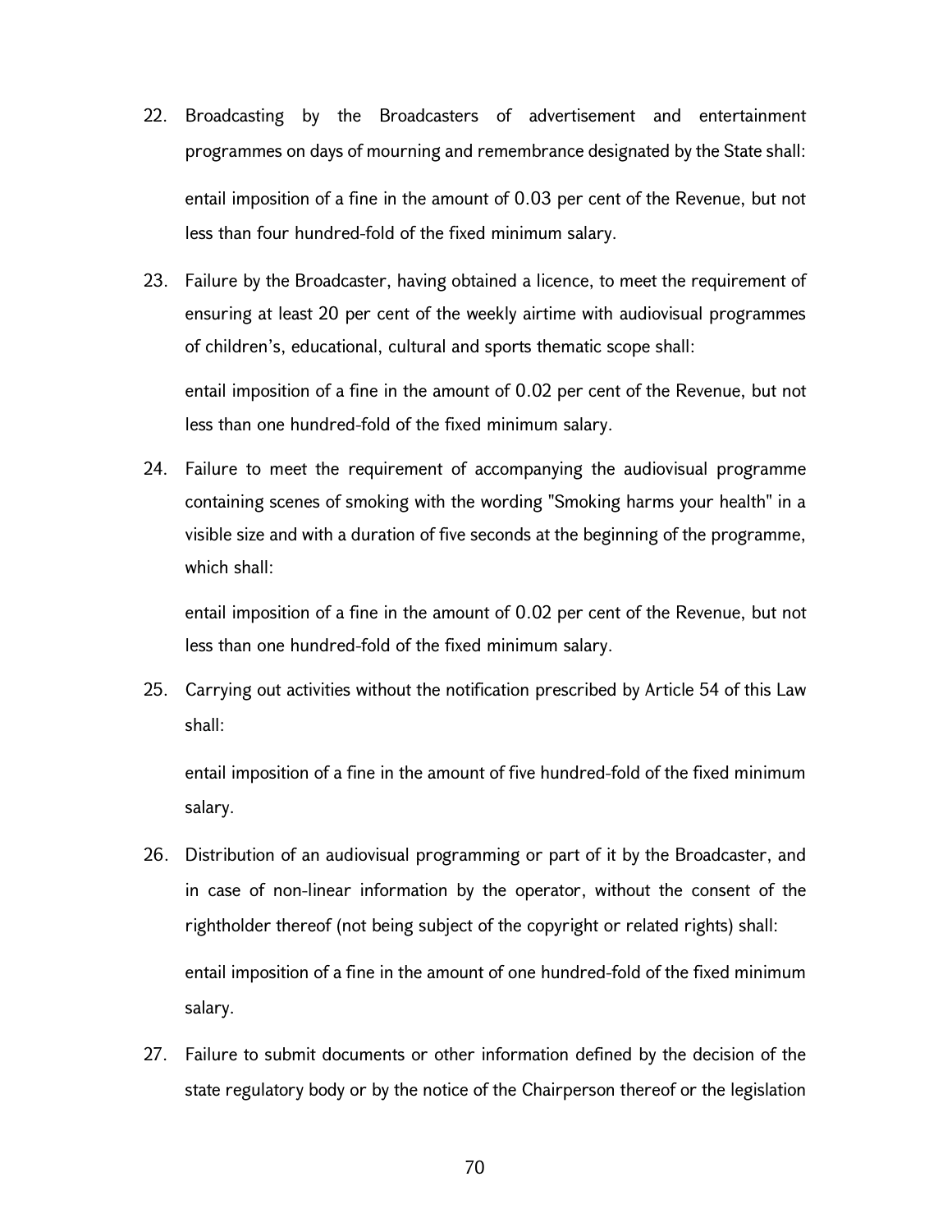22. Broadcasting by the Broadcasters of advertisement and entertainment programmes on days of mourning and remembrance designated by the State shall:

    entail imposition of a fine in the amount of 0.03 per cent of the Revenue, but not less than four hundred-fold of the fixed minimum salary.

23. Failure by the Broadcaster, having obtained a licence, to meet the requirement of ensuring at least 20 per cent of the weekly airtime with audiovisual programmes of children's, educational, cultural and sports thematic scope shall:

    entail imposition of a fine in the amount of 0.02 per cent of the Revenue, but not less than one hundred-fold of the fixed minimum salary.

24. Failure to meet the requirement of accompanying the audiovisual programme containing scenes of smoking with the wording "Smoking harms your health" in a visible size and with a duration of five seconds at the beginning of the programme, which shall:

    entail imposition of a fine in the amount of 0.02 per cent of the Revenue, but not less than one hundred-fold of the fixed minimum salary.

25. Carrying out activities without the notification prescribed by Article 54 of this Law shall:

    entail imposition of a fine in the amount of five hundred-fold of the fixed minimum salary.

26. Distribution of an audiovisual programming or part of it by the Broadcaster, and in case of non-linear information by the operator, without the consent of the rightholder thereof (not being subject of the copyright or related rights) shall:

    entail imposition of a fine in the amount of one hundred-fold of the fixed minimum salary.

27. Failure to submit documents or other information defined by the decision of the state regulatory body or by the notice of the Chairperson thereof or the legislation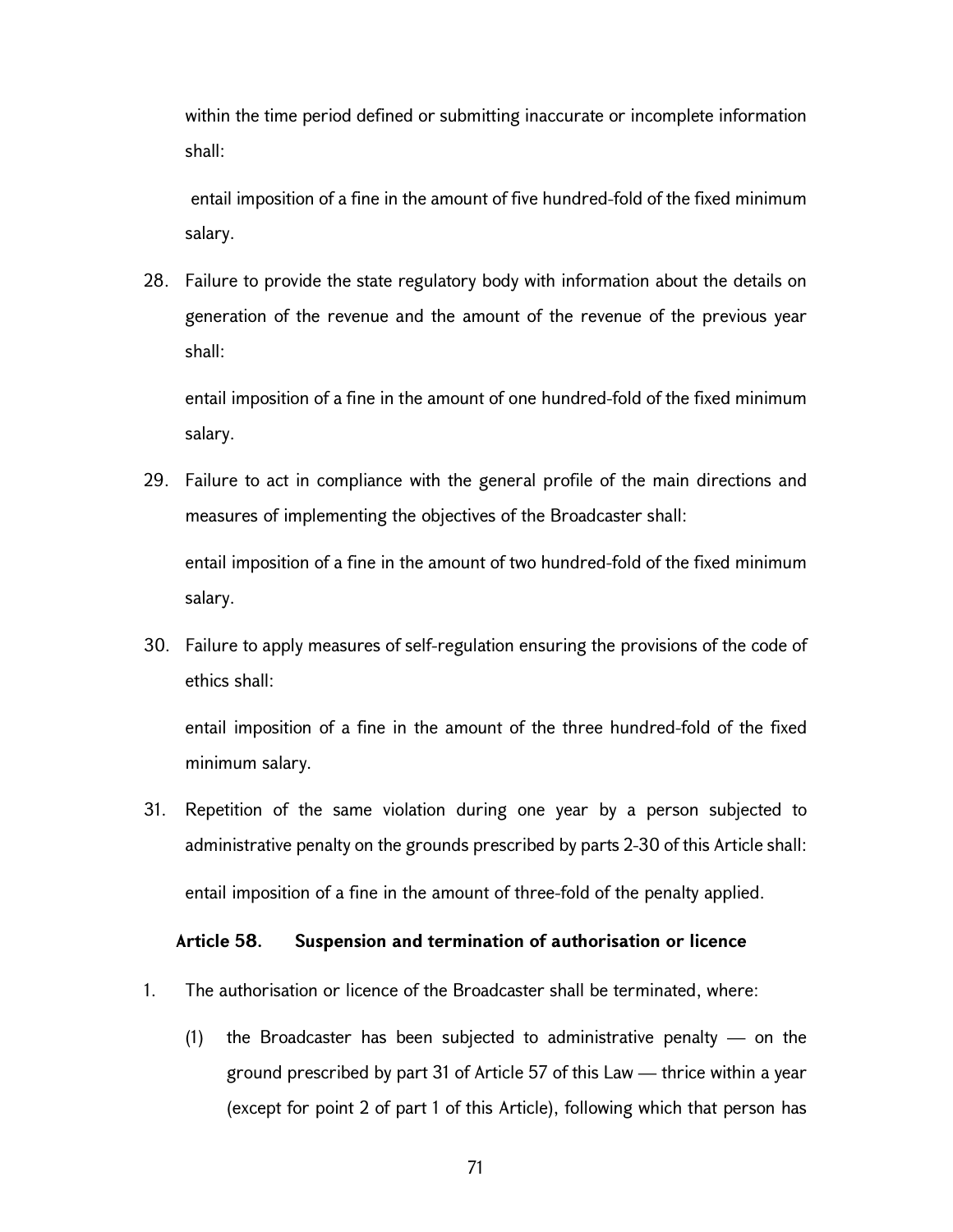within the time period defined or submitting inaccurate or incomplete information shall:

entail imposition of a fine in the amount of five hundred-fold of the fixed minimum salary.

28. Failure to provide the state regulatory body with information about the details on generation of the revenue and the amount of the revenue of the previous year shall:

    entail imposition of a fine in the amount of one hundred-fold of the fixed minimum salary.

29. Failure to act in compliance with the general profile of the main directions and measures of implementing the objectives of the Broadcaster shall:

    entail imposition of a fine in the amount of two hundred-fold of the fixed minimum salary.

30. Failure to apply measures of self-regulation ensuring the provisions of the code of ethics shall:

    entail imposition of a fine in the amount of the three hundred-fold of the fixed minimum salary.

31. Repetition of the same violation during one year by a person subjected to administrative penalty on the grounds prescribed by parts 2-30 of this Article shall:

    entail imposition of a fine in the amount of three-fold of the penalty applied.

### Article 58. Suspension and termination of authorisation or licence

1. The authorisation or licence of the Broadcaster shall be terminated, where:

    (1) the Broadcaster has been subjected to administrative penalty — on the ground prescribed by part 31 of Article 57 of this Law — thrice within a year (except for point 2 of part 1 of this Article), following which that person has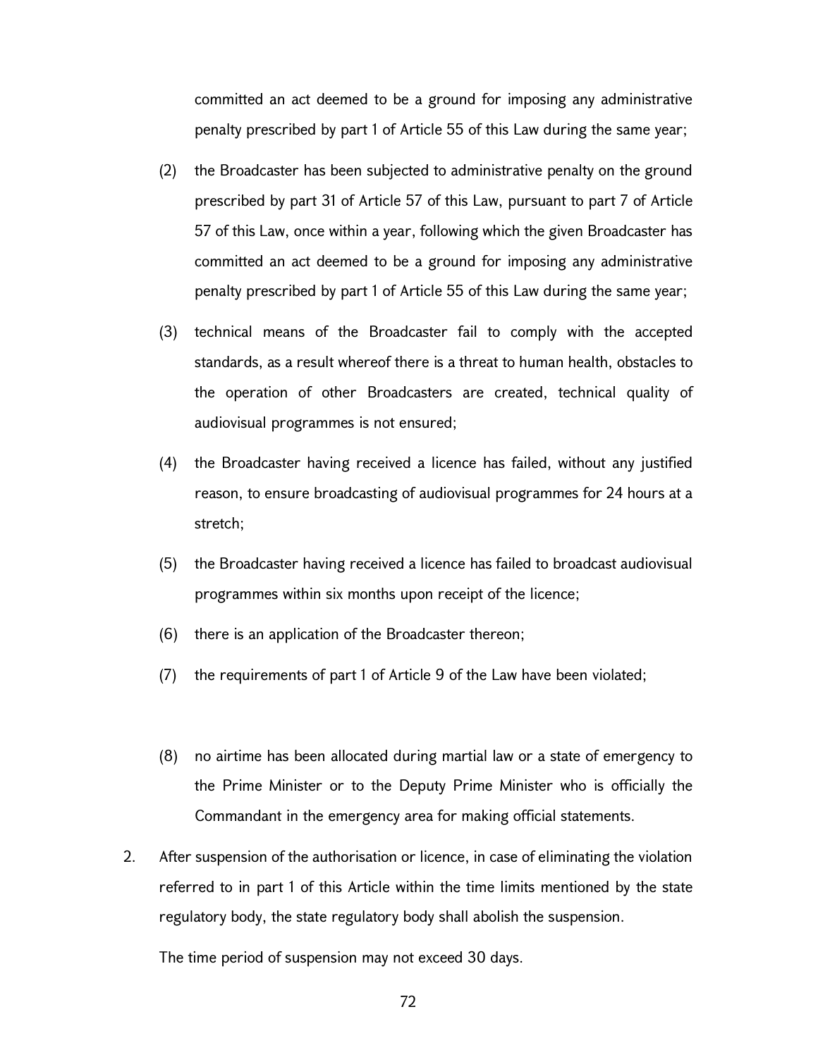committed an act deemed to be a ground for imposing any administrative penalty prescribed by part 1 of Article 55 of this Law during the same year;

(2) the Broadcaster has been subjected to administrative penalty on the ground prescribed by part 31 of Article 57 of this Law, pursuant to part 7 of Article 57 of this Law, once within a year, following which the given Broadcaster has committed an act deemed to be a ground for imposing any administrative penalty prescribed by part 1 of Article 55 of this Law during the same year;

(3) technical means of the Broadcaster fail to comply with the accepted standards, as a result whereof there is a threat to human health, obstacles to the operation of other Broadcasters are created, technical quality of audiovisual programmes is not ensured;

(4) the Broadcaster having received a licence has failed, without any justified reason, to ensure broadcasting of audiovisual programmes for 24 hours at a stretch;

(5) the Broadcaster having received a licence has failed to broadcast audiovisual programmes within six months upon receipt of the licence;

(6) there is an application of the Broadcaster thereon;

(7) the requirements of part 1 of Article 9 of the Law have been violated;

(8) no airtime has been allocated during martial law or a state of emergency to the Prime Minister or to the Deputy Prime Minister who is officially the Commandant in the emergency area for making official statements.

2. After suspension of the authorisation or licence, in case of eliminating the violation referred to in part 1 of this Article within the time limits mentioned by the state regulatory body, the state regulatory body shall abolish the suspension.

The time period of suspension may not exceed 30 days.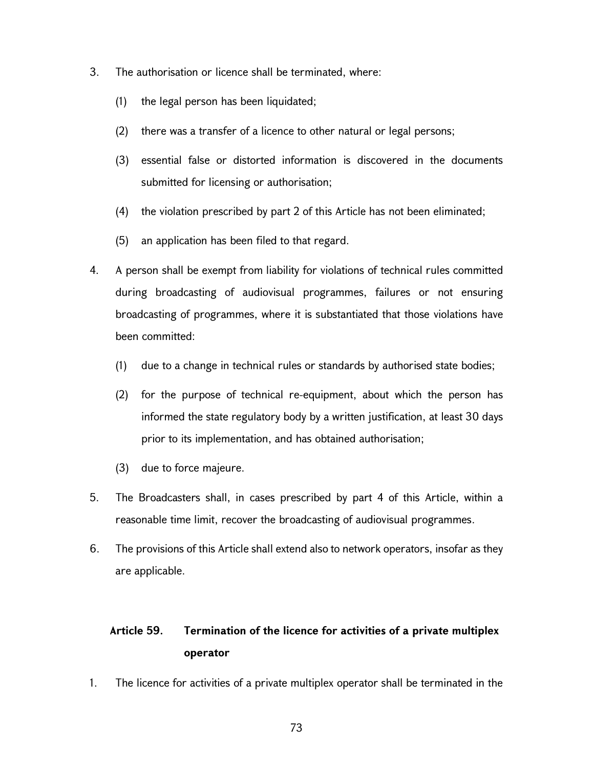3. The authorisation or licence shall be terminated, where:

   (1) the legal person has been liquidated;

   (2) there was a transfer of a licence to other natural or legal persons;

   (3) essential false or distorted information is discovered in the documents submitted for licensing or authorisation;

   (4) the violation prescribed by part 2 of this Article has not been eliminated;

   (5) an application has been filed to that regard.

4. A person shall be exempt from liability for violations of technical rules committed during broadcasting of audiovisual programmes, failures or not ensuring broadcasting of programmes, where it is substantiated that those violations have been committed:

   (1) due to a change in technical rules or standards by authorised state bodies;

   (2) for the purpose of technical re-equipment, about which the person has informed the state regulatory body by a written justification, at least 30 days prior to its implementation, and has obtained authorisation;

   (3) due to force majeure.

5. The Broadcasters shall, in cases prescribed by part 4 of this Article, within a reasonable time limit, recover the broadcasting of audiovisual programmes.

6. The provisions of this Article shall extend also to network operators, insofar as they are applicable.

## Article 59. Termination of the licence for activities of a private multiplex operator

1. The licence for activities of a private multiplex operator shall be terminated in the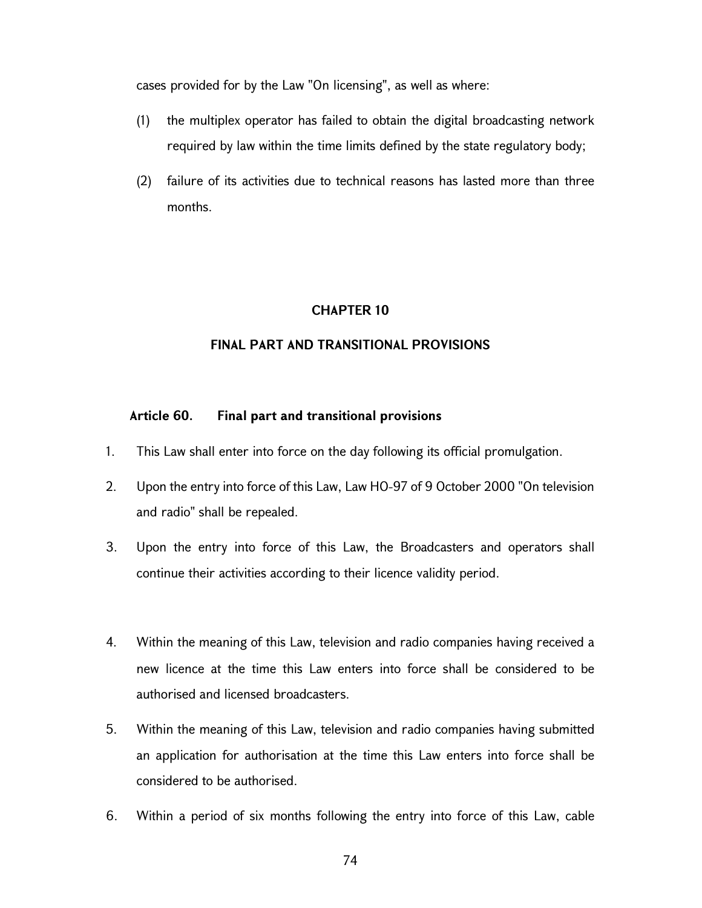cases provided for by the Law "On licensing", as well as where:

(1) the multiplex operator has failed to obtain the digital broadcasting network required by law within the time limits defined by the state regulatory body;

(2) failure of its activities due to technical reasons has lasted more than three months.

## CHAPTER 10

## FINAL PART AND TRANSITIONAL PROVISIONS

### Article 60. Final part and transitional provisions

1. This Law shall enter into force on the day following its official promulgation.
2. Upon the entry into force of this Law, Law HO-97 of 9 October 2000 "On television and radio" shall be repealed.
3. Upon the entry into force of this Law, the Broadcasters and operators shall continue their activities according to their licence validity period.
4. Within the meaning of this Law, television and radio companies having received a new licence at the time this Law enters into force shall be considered to be authorised and licensed broadcasters.
5. Within the meaning of this Law, television and radio companies having submitted an application for authorisation at the time this Law enters into force shall be considered to be authorised.
6. Within a period of six months following the entry into force of this Law, cable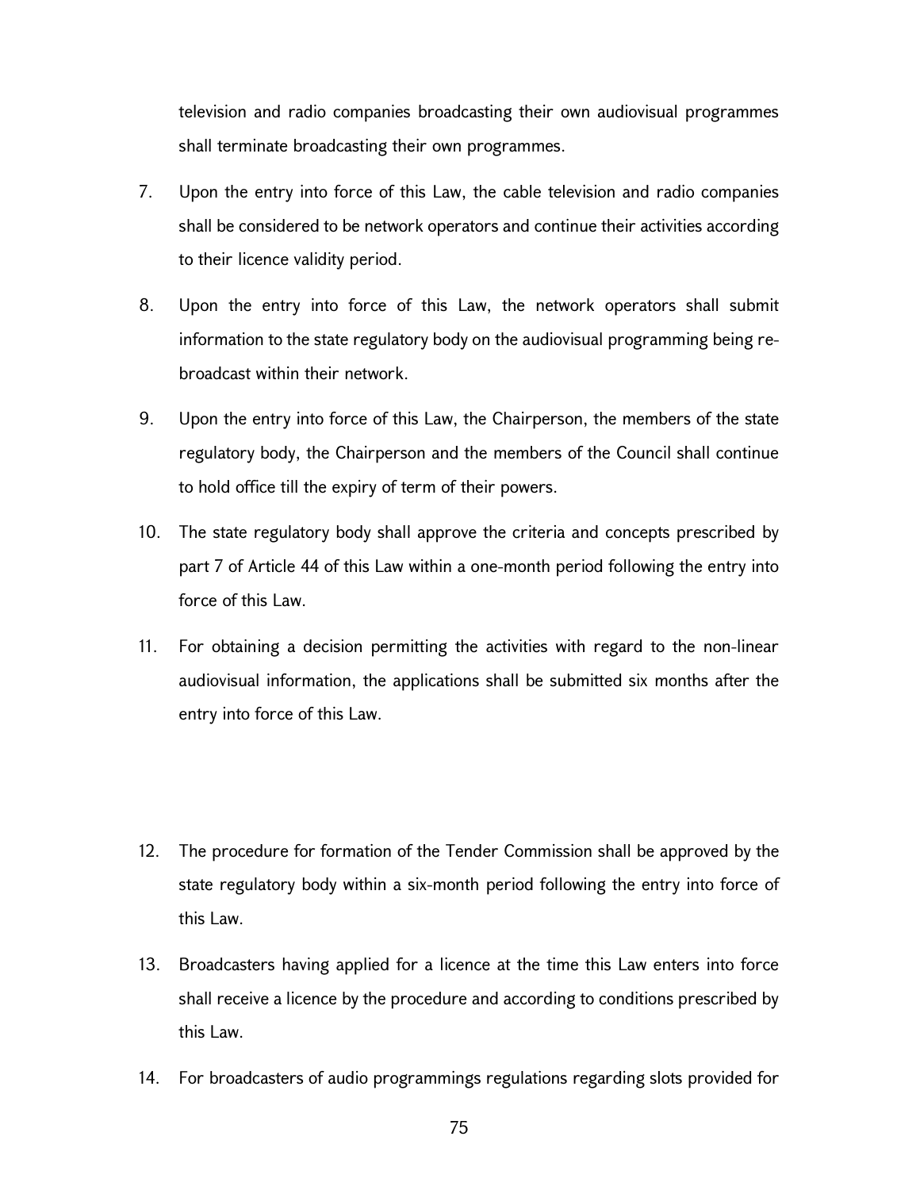television and radio companies broadcasting their own audiovisual programmes shall terminate broadcasting their own programmes.

7. Upon the entry into force of this Law, the cable television and radio companies shall be considered to be network operators and continue their activities according to their licence validity period.

8. Upon the entry into force of this Law, the network operators shall submit information to the state regulatory body on the audiovisual programming being re-broadcast within their network.

9. Upon the entry into force of this Law, the Chairperson, the members of the state regulatory body, the Chairperson and the members of the Council shall continue to hold office till the expiry of term of their powers.

10. The state regulatory body shall approve the criteria and concepts prescribed by part 7 of Article 44 of this Law within a one-month period following the entry into force of this Law.

11. For obtaining a decision permitting the activities with regard to the non-linear audiovisual information, the applications shall be submitted six months after the entry into force of this Law.

12. The procedure for formation of the Tender Commission shall be approved by the state regulatory body within a six-month period following the entry into force of this Law.

13. Broadcasters having applied for a licence at the time this Law enters into force shall receive a licence by the procedure and according to conditions prescribed by this Law.

14. For broadcasters of audio programmings regulations regarding slots provided for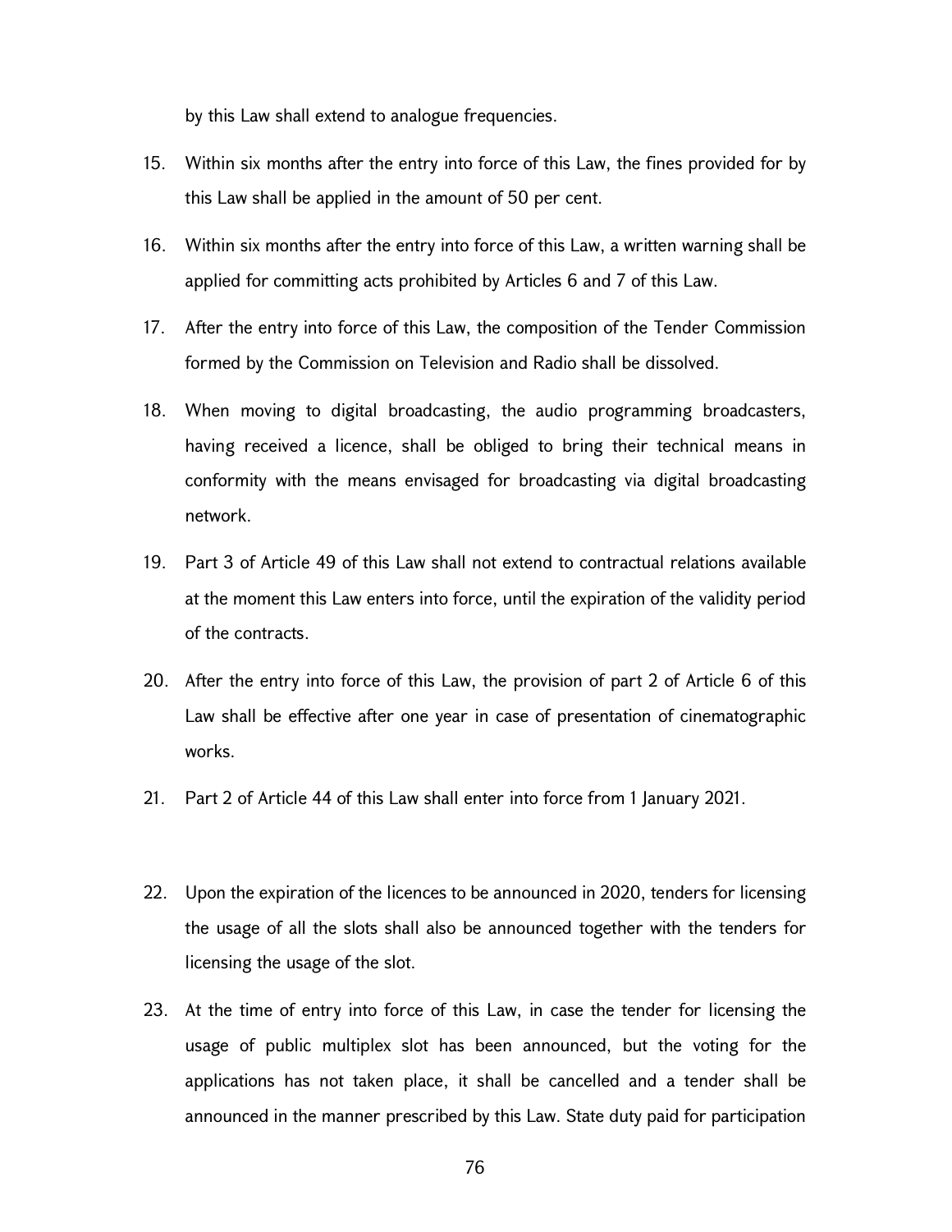by this Law shall extend to analogue frequencies.

15. Within six months after the entry into force of this Law, the fines provided for by this Law shall be applied in the amount of 50 per cent.

16. Within six months after the entry into force of this Law, a written warning shall be applied for committing acts prohibited by Articles 6 and 7 of this Law.

17. After the entry into force of this Law, the composition of the Tender Commission formed by the Commission on Television and Radio shall be dissolved.

18. When moving to digital broadcasting, the audio programming broadcasters, having received a licence, shall be obliged to bring their technical means in conformity with the means envisaged for broadcasting via digital broadcasting network.

19. Part 3 of Article 49 of this Law shall not extend to contractual relations available at the moment this Law enters into force, until the expiration of the validity period of the contracts.

20. After the entry into force of this Law, the provision of part 2 of Article 6 of this Law shall be effective after one year in case of presentation of cinematographic works.

21. Part 2 of Article 44 of this Law shall enter into force from 1 January 2021.

22. Upon the expiration of the licences to be announced in 2020, tenders for licensing the usage of all the slots shall also be announced together with the tenders for licensing the usage of the slot.

23. At the time of entry into force of this Law, in case the tender for licensing the usage of public multiplex slot has been announced, but the voting for the applications has not taken place, it shall be cancelled and a tender shall be announced in the manner prescribed by this Law. State duty paid for participation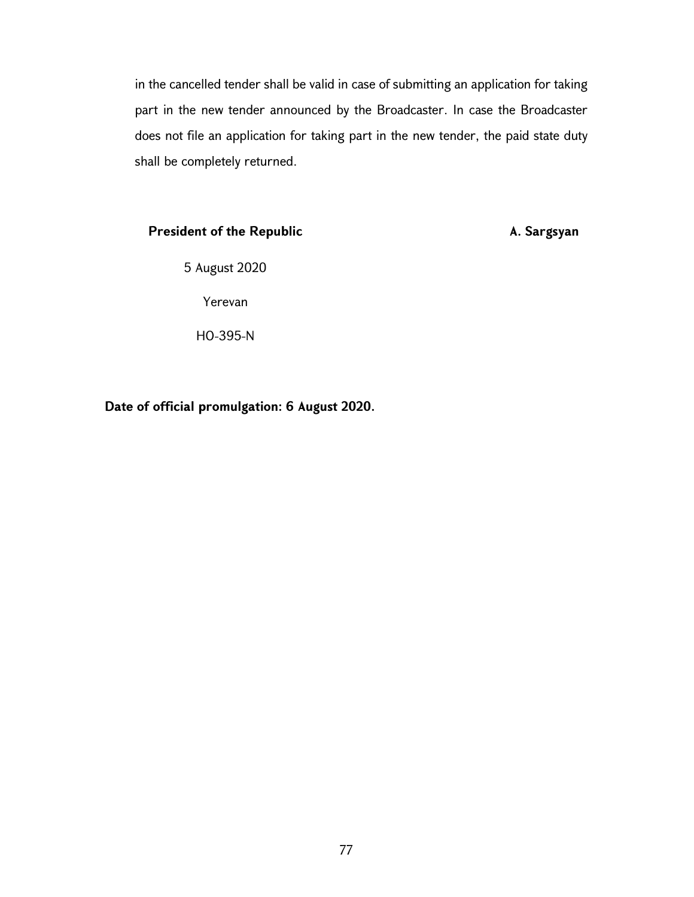in the cancelled tender shall be valid in case of submitting an application for taking part in the new tender announced by the Broadcaster. In case the Broadcaster does not file an application for taking part in the new tender, the paid state duty shall be completely returned.

**President of the Republic** **A. Sargsyan**

5 August 2020

Yerevan

HO-395-N

**Date of official promulgation: 6 August 2020.**